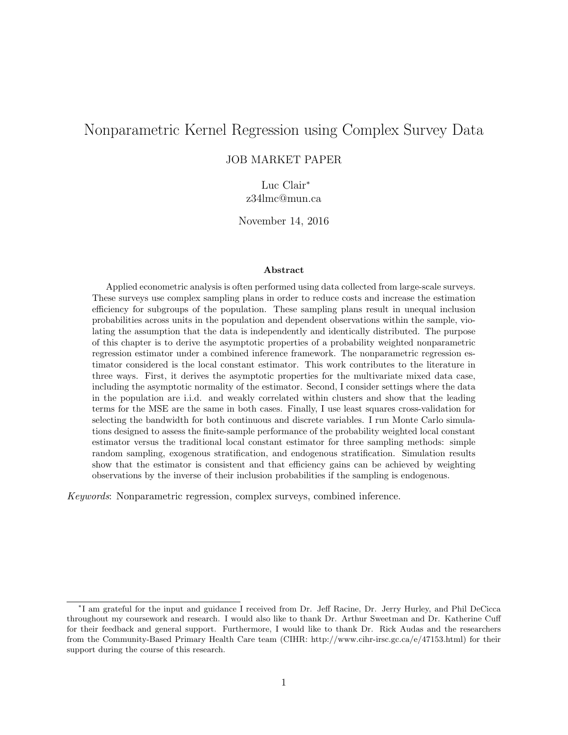# Nonparametric Kernel Regression using Complex Survey Data

JOB MARKET PAPER

Luc Clair*
z34lmc@mun.ca

November 14, 2016

### Abstract

Applied econometric analysis is often performed using data collected from large-scale surveys. These surveys use complex sampling plans in order to reduce costs and increase the estimation efficiency for subgroups of the population. These sampling plans result in unequal inclusion probabilities across units in the population and dependent observations within the sample, violating the assumption that the data is independently and identically distributed. The purpose of this chapter is to derive the asymptotic properties of a probability weighted nonparametric regression estimator under a combined inference framework. The nonparametric regression estimator considered is the local constant estimator. This work contributes to the literature in three ways. First, it derives the asymptotic properties for the multivariate mixed data case, including the asymptotic normality of the estimator. Second, I consider settings where the data in the population are i.i.d. and weakly correlated within clusters and show that the leading terms for the MSE are the same in both cases. Finally, I use least squares cross-validation for selecting the bandwidth for both continuous and discrete variables. I run Monte Carlo simulations designed to assess the finite-sample performance of the probability weighted local constant estimator versus the traditional local constant estimator for three sampling methods: simple random sampling, exogenous stratification, and endogenous stratification. Simulation results show that the estimator is consistent and that efficiency gains can be achieved by weighting observations by the inverse of their inclusion probabilities if the sampling is endogenous.

*Keywords*: Nonparametric regression, complex surveys, combined inference.

*I am grateful for the input and guidance I received from Dr. Jeff Racine, Dr. Jerry Hurley, and Phil DeCicca throughout my coursework and research. I would also like to thank Dr. Arthur Sweetman and Dr. Katherine Cuff for their feedback and general support. Furthermore, I would like to thank Dr. Rick Audas and the researchers from the Community-Based Primary Health Care team (CIHR: http://www.cihr-irsc.gc.ca/e/47153.html) for their support during the course of this research.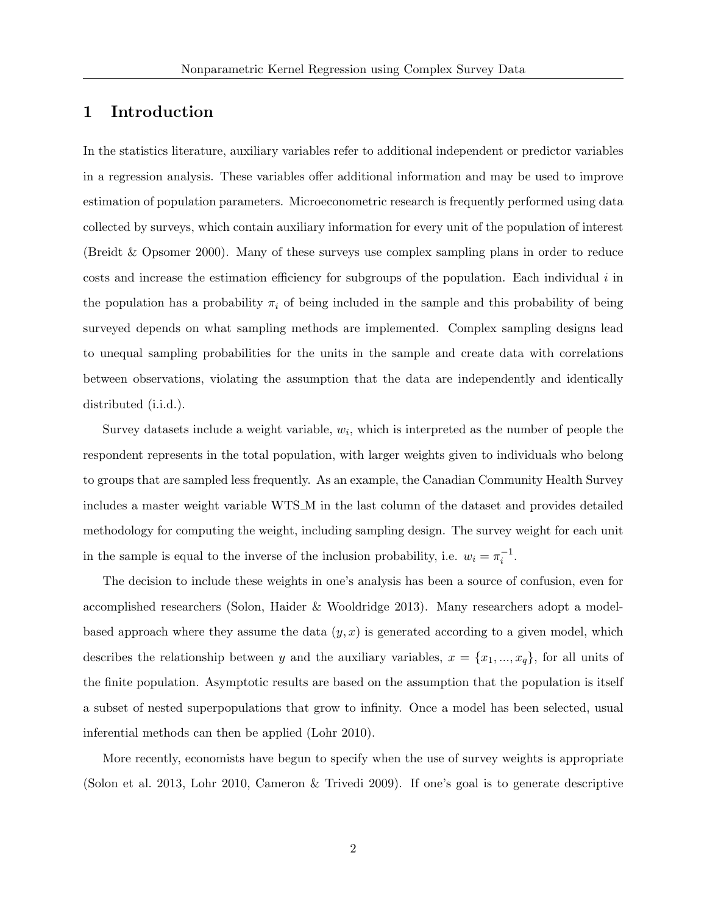# 1 Introduction

In the statistics literature, auxiliary variables refer to additional independent or predictor variables in a regression analysis. These variables offer additional information and may be used to improve estimation of population parameters. Microeconometric research is frequently performed using data collected by surveys, which contain auxiliary information for every unit of the population of interest (Breidt & Opsomer 2000). Many of these surveys use complex sampling plans in order to reduce costs and increase the estimation efficiency for subgroups of the population. Each individual $i$ in the population has a probability $\pi_i$ of being included in the sample and this probability of being surveyed depends on what sampling methods are implemented. Complex sampling designs lead to unequal sampling probabilities for the units in the sample and create data with correlations between observations, violating the assumption that the data are independently and identically distributed (i.i.d.).

Survey datasets include a weight variable, $w_i$, which is interpreted as the number of people the respondent represents in the total population, with larger weights given to individuals who belong to groups that are sampled less frequently. As an example, the Canadian Community Health Survey includes a master weight variable WTS_M in the last column of the dataset and provides detailed methodology for computing the weight, including sampling design. The survey weight for each unit in the sample is equal to the inverse of the inclusion probability, i.e. $w_i = \pi_i^{-1}$.

The decision to include these weights in one's analysis has been a source of confusion, even for accomplished researchers (Solon, Haider & Wooldridge 2013). Many researchers adopt a model-based approach where they assume the data $(y, x)$ is generated according to a given model, which describes the relationship between $y$ and the auxiliary variables, $x = \{x_1, ..., x_q\}$, for all units of the finite population. Asymptotic results are based on the assumption that the population is itself a subset of nested superpopulations that grow to infinity. Once a model has been selected, usual inferential methods can then be applied (Lohr 2010).

More recently, economists have begun to specify when the use of survey weights is appropriate (Solon et al. 2013, Lohr 2010, Cameron & Trivedi 2009). If one's goal is to generate descriptive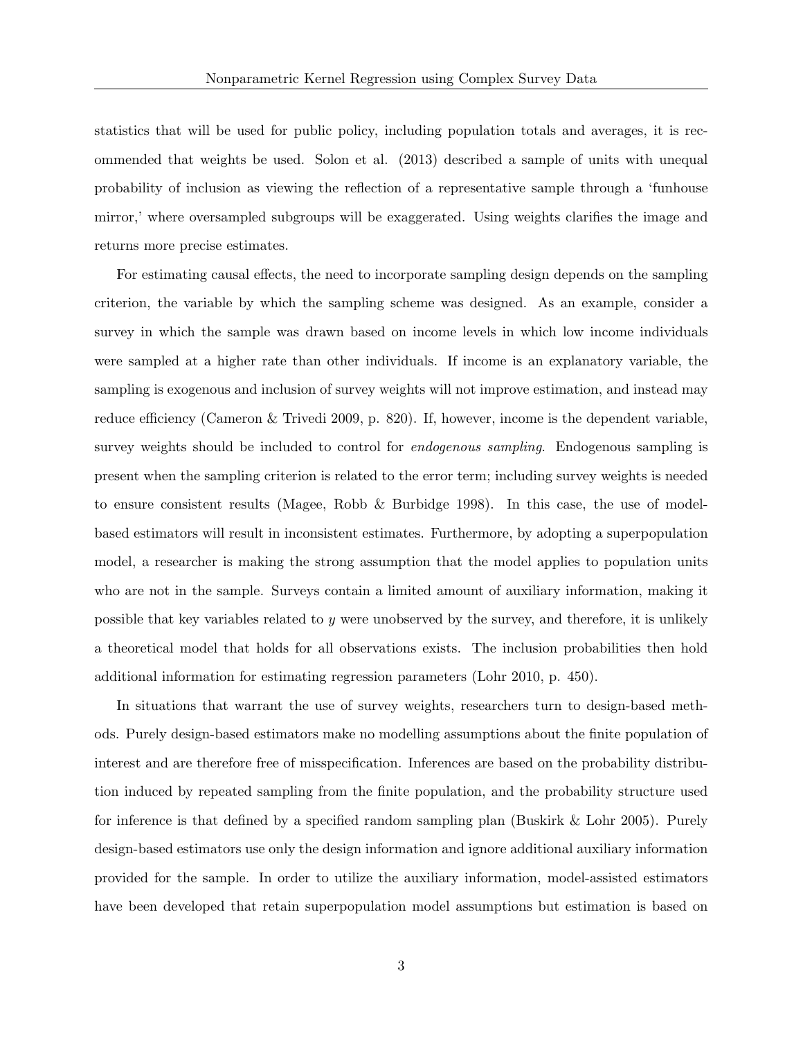statistics that will be used for public policy, including population totals and averages, it is recommended that weights be used. Solon et al. (2013) described a sample of units with unequal probability of inclusion as viewing the reflection of a representative sample through a 'funhouse mirror,' where oversampled subgroups will be exaggerated. Using weights clarifies the image and returns more precise estimates.

For estimating causal effects, the need to incorporate sampling design depends on the sampling criterion, the variable by which the sampling scheme was designed. As an example, consider a survey in which the sample was drawn based on income levels in which low income individuals were sampled at a higher rate than other individuals. If income is an explanatory variable, the sampling is exogenous and inclusion of survey weights will not improve estimation, and instead may reduce efficiency (Cameron & Trivedi 2009, p. 820). If, however, income is the dependent variable, survey weights should be included to control for *endogenous sampling*. Endogenous sampling is present when the sampling criterion is related to the error term; including survey weights is needed to ensure consistent results (Magee, Robb & Burbidge 1998). In this case, the use of model-based estimators will result in inconsistent estimates. Furthermore, by adopting a superpopulation model, a researcher is making the strong assumption that the model applies to population units who are not in the sample. Surveys contain a limited amount of auxiliary information, making it possible that key variables related to $y$ were unobserved by the survey, and therefore, it is unlikely a theoretical model that holds for all observations exists. The inclusion probabilities then hold additional information for estimating regression parameters (Lohr 2010, p. 450).

In situations that warrant the use of survey weights, researchers turn to design-based methods. Purely design-based estimators make no modelling assumptions about the finite population of interest and are therefore free of misspecification. Inferences are based on the probability distribution induced by repeated sampling from the finite population, and the probability structure used for inference is that defined by a specified random sampling plan (Buskirk & Lohr 2005). Purely design-based estimators use only the design information and ignore additional auxiliary information provided for the sample. In order to utilize the auxiliary information, model-assisted estimators have been developed that retain superpopulation model assumptions but estimation is based on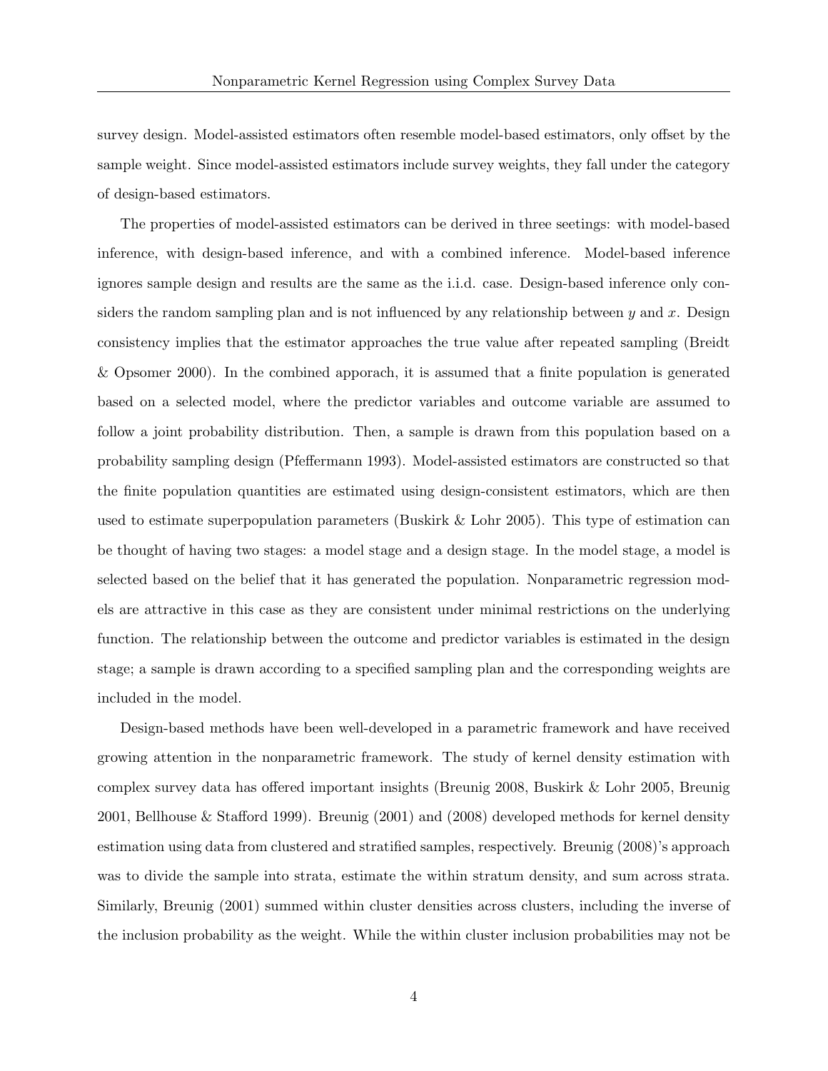survey design. Model-assisted estimators often resemble model-based estimators, only offset by the sample weight. Since model-assisted estimators include survey weights, they fall under the category of design-based estimators.

The properties of model-assisted estimators can be derived in three seetings: with model-based inference, with design-based inference, and with a combined inference. Model-based inference ignores sample design and results are the same as the i.i.d. case. Design-based inference only considers the random sampling plan and is not influenced by any relationship between $y$ and $x$. Design consistency implies that the estimator approaches the true value after repeated sampling (Breidt & Opsomer 2000). In the combined apporach, it is assumed that a finite population is generated based on a selected model, where the predictor variables and outcome variable are assumed to follow a joint probability distribution. Then, a sample is drawn from this population based on a probability sampling design (Pfeffermann 1993). Model-assisted estimators are constructed so that the finite population quantities are estimated using design-consistent estimators, which are then used to estimate superpopulation parameters (Buskirk & Lohr 2005). This type of estimation can be thought of having two stages: a model stage and a design stage. In the model stage, a model is selected based on the belief that it has generated the population. Nonparametric regression models are attractive in this case as they are consistent under minimal restrictions on the underlying function. The relationship between the outcome and predictor variables is estimated in the design stage; a sample is drawn according to a specified sampling plan and the corresponding weights are included in the model.

Design-based methods have been well-developed in a parametric framework and have received growing attention in the nonparametric framework. The study of kernel density estimation with complex survey data has offered important insights (Breunig 2008, Buskirk & Lohr 2005, Breunig 2001, Bellhouse & Stafford 1999). Breunig (2001) and (2008) developed methods for kernel density estimation using data from clustered and stratified samples, respectively. Breunig (2008)'s approach was to divide the sample into strata, estimate the within stratum density, and sum across strata. Similarly, Breunig (2001) summed within cluster densities across clusters, including the inverse of the inclusion probability as the weight. While the within cluster inclusion probabilities may not be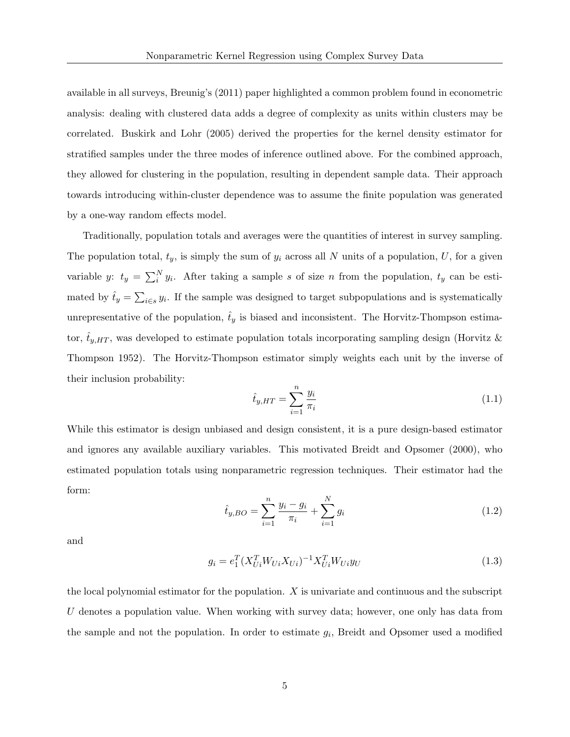available in all surveys, Breunig's (2011) paper highlighted a common problem found in econometric analysis: dealing with clustered data adds a degree of complexity as units within clusters may be correlated. Buskirk and Lohr (2005) derived the properties for the kernel density estimator for stratified samples under the three modes of inference outlined above. For the combined approach, they allowed for clustering in the population, resulting in dependent sample data. Their approach towards introducing within-cluster dependence was to assume the finite population was generated by a one-way random effects model.

Traditionally, population totals and averages were the quantities of interest in survey sampling. The population total, $t_y$, is simply the sum of $y_i$ across all $N$ units of a population, $U$, for a given variable $y$: $t_y = \sum_i^N y_i$. After taking a sample $s$ of size $n$ from the population, $t_y$ can be estimated by $\hat{t}_y = \sum_{i \in s} y_i$. If the sample was designed to target subpopulations and is systematically unrepresentative of the population, $\hat{t}_y$ is biased and inconsistent. The Horvitz-Thompson estimator, $\hat{t}_{y,HT}$, was developed to estimate population totals incorporating sampling design (Horvitz & Thompson 1952). The Horvitz-Thompson estimator simply weights each unit by the inverse of their inclusion probability:

$$\hat{t}_{y,HT} = \sum_{i=1}^{n} \frac{y_i}{\pi_i} \tag{1.1}$$

While this estimator is design unbiased and design consistent, it is a pure design-based estimator and ignores any available auxiliary variables. This motivated Breidt and Opsomer (2000), who estimated population totals using nonparametric regression techniques. Their estimator had the form:

$$\hat{t}_{y,BO} = \sum_{i=1}^{n} \frac{y_i - g_i}{\pi_i} + \sum_{i=1}^{N} g_i \tag{1.2}$$

and

$$g_i = e_1^T (X_{Ui}^T W_{Ui} X_{Ui})^{-1} X_{Ui}^T W_{Ui} y_U \tag{1.3}$$

the local polynomial estimator for the population. $X$ is univariate and continuous and the subscript $U$ denotes a population value. When working with survey data; however, one only has data from the sample and not the population. In order to estimate $g_i$, Breidt and Opsomer used a modified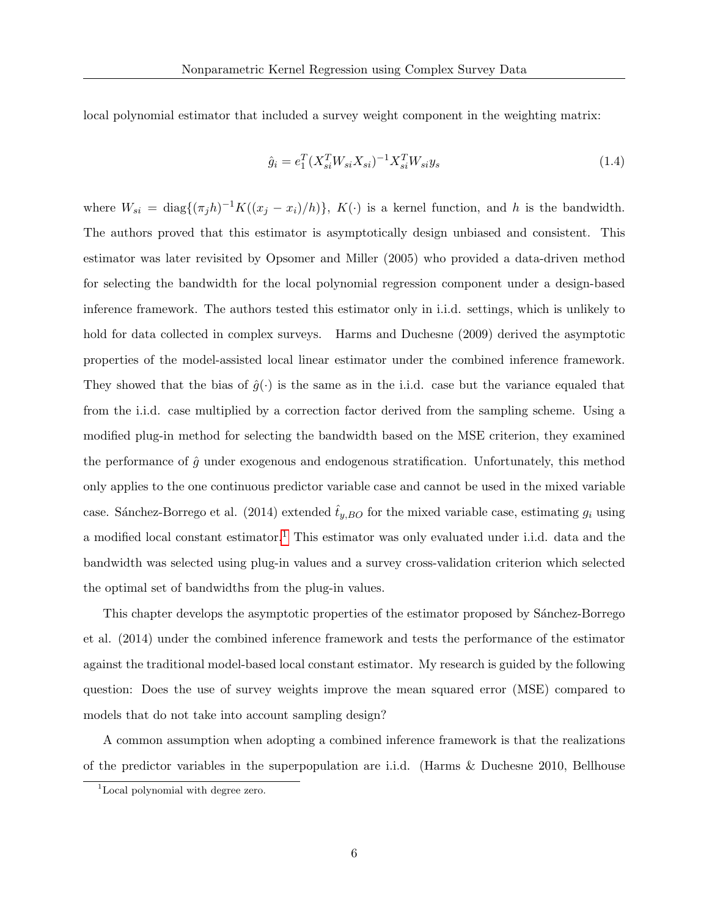local polynomial estimator that included a survey weight component in the weighting matrix:

$$\hat{g}_i = e_1^T (X_{si}^T W_{si} X_{si})^{-1} X_{si}^T W_{si} y_s \tag{1.4}$$

where $W_{si} = \text{diag}\{(\pi_j h)^{-1} K((x_j - x_i)/h)\}$, $K(\cdot)$ is a kernel function, and $h$ is the bandwidth. The authors proved that this estimator is asymptotically design unbiased and consistent. This estimator was later revisited by Opsomer and Miller (2005) who provided a data-driven method for selecting the bandwidth for the local polynomial regression component under a design-based inference framework. The authors tested this estimator only in i.i.d. settings, which is unlikely to hold for data collected in complex surveys. Harms and Duchesne (2009) derived the asymptotic properties of the model-assisted local linear estimator under the combined inference framework. They showed that the bias of $\hat{g}(\cdot)$ is the same as in the i.i.d. case but the variance equaled that from the i.i.d. case multiplied by a correction factor derived from the sampling scheme. Using a modified plug-in method for selecting the bandwidth based on the MSE criterion, they examined the performance of $\hat{g}$ under exogenous and endogenous stratification. Unfortunately, this method only applies to the one continuous predictor variable case and cannot be used in the mixed variable case. Sánchez-Borrego et al. (2014) extended $\hat{t}_{y,BO}$ for the mixed variable case, estimating $g_i$ using a modified local constant estimator.[1] This estimator was only evaluated under i.i.d. data and the bandwidth was selected using plug-in values and a survey cross-validation criterion which selected the optimal set of bandwidths from the plug-in values.

This chapter develops the asymptotic properties of the estimator proposed by Sánchez-Borrego et al. (2014) under the combined inference framework and tests the performance of the estimator against the traditional model-based local constant estimator. My research is guided by the following question: Does the use of survey weights improve the mean squared error (MSE) compared to models that do not take into account sampling design?

A common assumption when adopting a combined inference framework is that the realizations of the predictor variables in the superpopulation are i.i.d. (Harms & Duchesne 2010, Bellhouse

[1] Local polynomial with degree zero.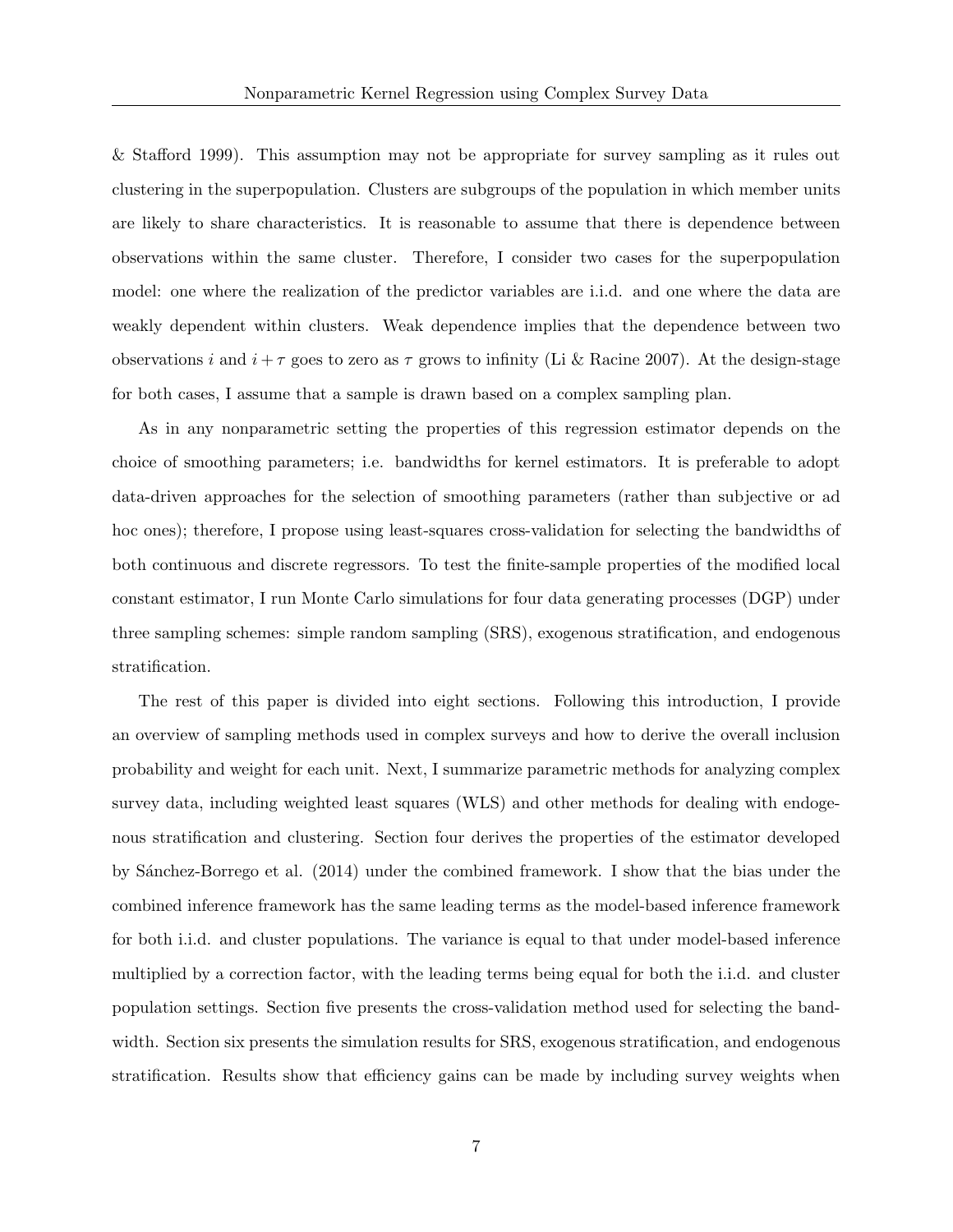& Stafford 1999). This assumption may not be appropriate for survey sampling as it rules out clustering in the superpopulation. Clusters are subgroups of the population in which member units are likely to share characteristics. It is reasonable to assume that there is dependence between observations within the same cluster. Therefore, I consider two cases for the superpopulation model: one where the realization of the predictor variables are i.i.d. and one where the data are weakly dependent within clusters. Weak dependence implies that the dependence between two observations $i$ and $i+\tau$ goes to zero as $\tau$ grows to infinity (Li & Racine 2007). At the design-stage for both cases, I assume that a sample is drawn based on a complex sampling plan.

As in any nonparametric setting the properties of this regression estimator depends on the choice of smoothing parameters; i.e. bandwidths for kernel estimators. It is preferable to adopt data-driven approaches for the selection of smoothing parameters (rather than subjective or ad hoc ones); therefore, I propose using least-squares cross-validation for selecting the bandwidths of both continuous and discrete regressors. To test the finite-sample properties of the modified local constant estimator, I run Monte Carlo simulations for four data generating processes (DGP) under three sampling schemes: simple random sampling (SRS), exogenous stratification, and endogenous stratification.

The rest of this paper is divided into eight sections. Following this introduction, I provide an overview of sampling methods used in complex surveys and how to derive the overall inclusion probability and weight for each unit. Next, I summarize parametric methods for analyzing complex survey data, including weighted least squares (WLS) and other methods for dealing with endogenous stratification and clustering. Section four derives the properties of the estimator developed by Sánchez-Borrego et al. (2014) under the combined framework. I show that the bias under the combined inference framework has the same leading terms as the model-based inference framework for both i.i.d. and cluster populations. The variance is equal to that under model-based inference multiplied by a correction factor, with the leading terms being equal for both the i.i.d. and cluster population settings. Section five presents the cross-validation method used for selecting the bandwidth. Section six presents the simulation results for SRS, exogenous stratification, and endogenous stratification. Results show that efficiency gains can be made by including survey weights when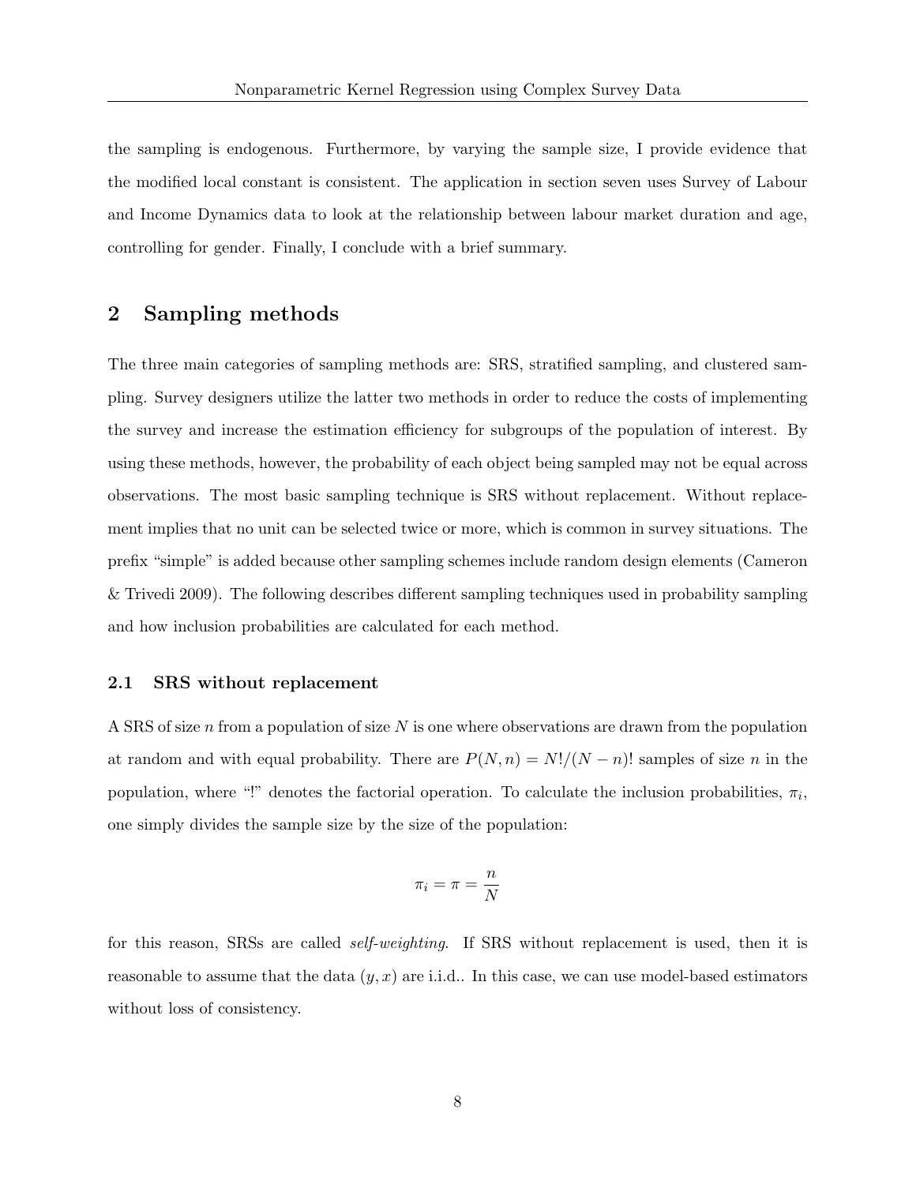the sampling is endogenous. Furthermore, by varying the sample size, I provide evidence that the modified local constant is consistent. The application in section seven uses Survey of Labour and Income Dynamics data to look at the relationship between labour market duration and age, controlling for gender. Finally, I conclude with a brief summary.

## 2 Sampling methods

The three main categories of sampling methods are: SRS, stratified sampling, and clustered sampling. Survey designers utilize the latter two methods in order to reduce the costs of implementing the survey and increase the estimation efficiency for subgroups of the population of interest. By using these methods, however, the probability of each object being sampled may not be equal across observations. The most basic sampling technique is SRS without replacement. Without replacement implies that no unit can be selected twice or more, which is common in survey situations. The prefix "simple" is added because other sampling schemes include random design elements (Cameron & Trivedi 2009). The following describes different sampling techniques used in probability sampling and how inclusion probabilities are calculated for each method.

### 2.1 SRS without replacement

A SRS of size $n$ from a population of size $N$ is one where observations are drawn from the population at random and with equal probability. There are $P(N, n) = N!/(N-n)!$ samples of size $n$ in the population, where "!" denotes the factorial operation. To calculate the inclusion probabilities, $\pi_i$, one simply divides the sample size by the size of the population:

$$\pi_i = \pi = \frac{n}{N}$$

for this reason, SRSs are called *self-weighting*. If SRS without replacement is used, then it is reasonable to assume that the data $(y, x)$ are i.i.d.. In this case, we can use model-based estimators without loss of consistency.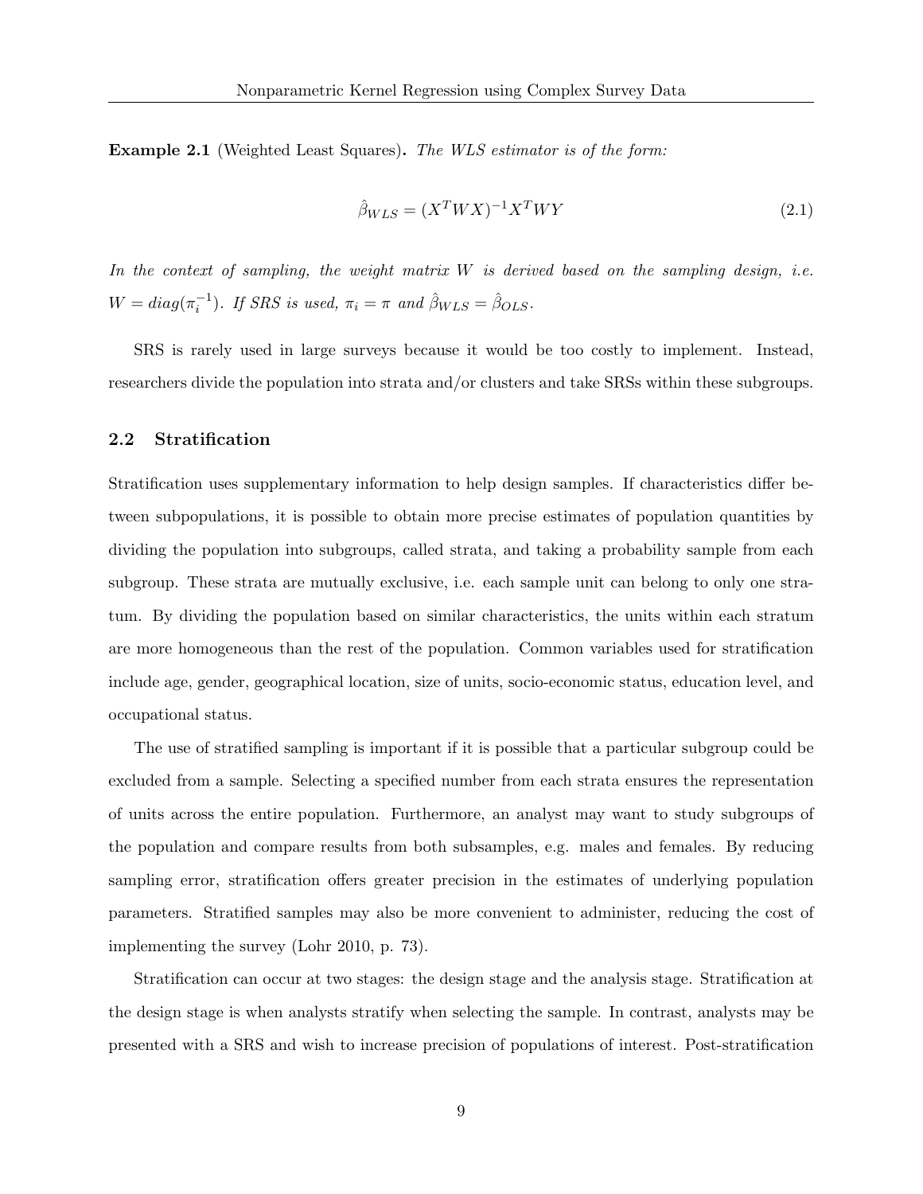**Example 2.1** (Weighted Least Squares)**.** *The WLS estimator is of the form:*

$$\hat{\beta}_{WLS} = (X^T W X)^{-1} X^T W Y \tag{2.1}$$

*In the context of sampling, the weight matrix $W$ is derived based on the sampling design, i.e. $W = diag(\pi_i^{-1})$. If SRS is used, $\pi_i = \pi$ and $\hat{\beta}_{WLS} = \hat{\beta}_{OLS}$.*

SRS is rarely used in large surveys because it would be too costly to implement. Instead, researchers divide the population into strata and/or clusters and take SRSs within these subgroups.

### 2.2 Stratification

Stratification uses supplementary information to help design samples. If characteristics differ between subpopulations, it is possible to obtain more precise estimates of population quantities by dividing the population into subgroups, called strata, and taking a probability sample from each subgroup. These strata are mutually exclusive, i.e. each sample unit can belong to only one stratum. By dividing the population based on similar characteristics, the units within each stratum are more homogeneous than the rest of the population. Common variables used for stratification include age, gender, geographical location, size of units, socio-economic status, education level, and occupational status.

The use of stratified sampling is important if it is possible that a particular subgroup could be excluded from a sample. Selecting a specified number from each strata ensures the representation of units across the entire population. Furthermore, an analyst may want to study subgroups of the population and compare results from both subsamples, e.g. males and females. By reducing sampling error, stratification offers greater precision in the estimates of underlying population parameters. Stratified samples may also be more convenient to administer, reducing the cost of implementing the survey (Lohr 2010, p. 73).

Stratification can occur at two stages: the design stage and the analysis stage. Stratification at the design stage is when analysts stratify when selecting the sample. In contrast, analysts may be presented with a SRS and wish to increase precision of populations of interest. Post-stratification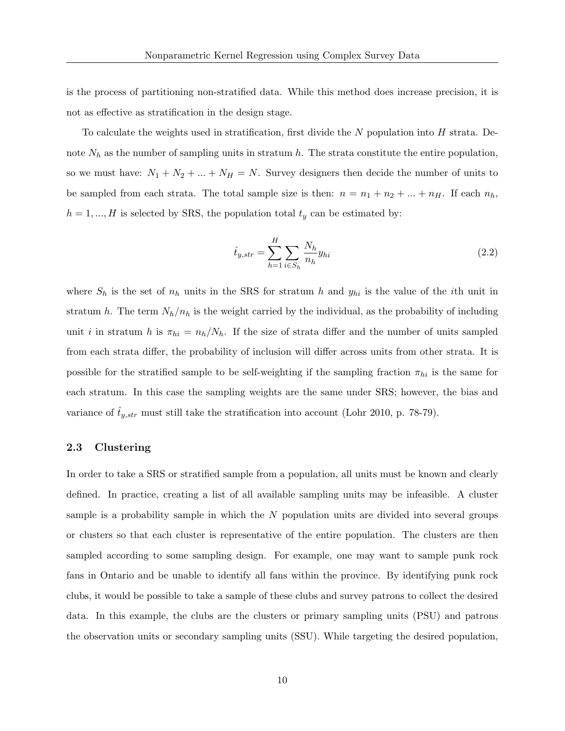is the process of partitioning non-stratified data. While this method does increase precision, it is not as effective as stratification in the design stage.

To calculate the weights used in stratification, first divide the $N$ population into $H$ strata. Denote $N_h$ as the number of sampling units in stratum $h$. The strata constitute the entire population, so we must have: $N_1 + N_2 + ... + N_H = N$. Survey designers then decide the number of units to be sampled from each strata. The total sample size is then: $n = n_1 + n_2 + ... + n_H$. If each $n_h$, $h = 1, ..., H$ is selected by SRS, the population total $t_y$ can be estimated by:

$$\hat{t}_{y,str} = \sum_{h=1}^{H} \sum_{i \in S_h} \frac{N_h}{n_h} y_{hi} \tag{2.2}$$

where $S_h$ is the set of $n_h$ units in the SRS for stratum $h$ and $y_{hi}$ is the value of the $i$th unit in stratum $h$. The term $N_h/n_h$ is the weight carried by the individual, as the probability of including unit $i$ in stratum $h$ is $\pi_{hi} = n_h/N_h$. If the size of strata differ and the number of units sampled from each strata differ, the probability of inclusion will differ across units from other strata. It is possible for the stratified sample to be self-weighting if the sampling fraction $\pi_{hi}$ is the same for each stratum. In this case the sampling weights are the same under SRS; however, the bias and variance of $\hat{t}_{y,str}$ must still take the stratification into account (Lohr 2010, p. 78-79).

### 2.3 Clustering

In order to take a SRS or stratified sample from a population, all units must be known and clearly defined. In practice, creating a list of all available sampling units may be infeasible. A cluster sample is a probability sample in which the $N$ population units are divided into several groups or clusters so that each cluster is representative of the entire population. The clusters are then sampled according to some sampling design. For example, one may want to sample punk rock fans in Ontario and be unable to identify all fans within the province. By identifying punk rock clubs, it would be possible to take a sample of these clubs and survey patrons to collect the desired data. In this example, the clubs are the clusters or primary sampling units (PSU) and patrons the observation units or secondary sampling units (SSU). While targeting the desired population,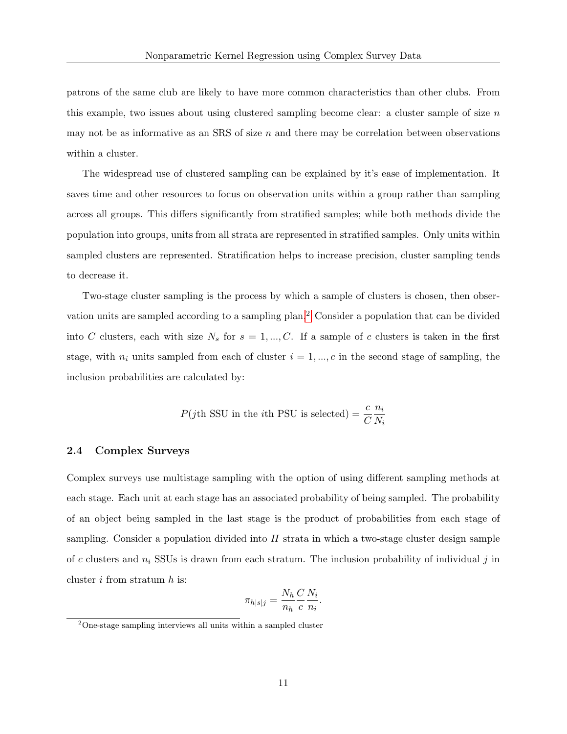patrons of the same club are likely to have more common characteristics than other clubs. From this example, two issues about using clustered sampling become clear: a cluster sample of size $n$ may not be as informative as an SRS of size $n$ and there may be correlation between observations within a cluster.

The widespread use of clustered sampling can be explained by it's ease of implementation. It saves time and other resources to focus on observation units within a group rather than sampling across all groups. This differs significantly from stratified samples; while both methods divide the population into groups, units from all strata are represented in stratified samples. Only units within sampled clusters are represented. Stratification helps to increase precision, cluster sampling tends to decrease it.

Two-stage cluster sampling is the process by which a sample of clusters is chosen, then observation units are sampled according to a sampling plan.[2] Consider a population that can be divided into $C$ clusters, each with size $N_s$ for $s = 1, ..., C$. If a sample of $c$ clusters is taken in the first stage, with $n_i$ units sampled from each of cluster $i = 1, ..., c$ in the second stage of sampling, the inclusion probabilities are calculated by:

$$P(j\text{th SSU in the } i\text{th PSU is selected}) = \frac{c}{C}\frac{n_i}{N_i}$$

### 2.4 Complex Surveys

Complex surveys use multistage sampling with the option of using different sampling methods at each stage. Each unit at each stage has an associated probability of being sampled. The probability of an object being sampled in the last stage is the product of probabilities from each stage of sampling. Consider a population divided into $H$ strata in which a two-stage cluster design sample of $c$ clusters and $n_i$ SSUs is drawn from each stratum. The inclusion probability of individual $j$ in cluster $i$ from stratum $h$ is:

$$\pi_{h|s|j} = \frac{N_h}{n_h}\frac{C}{c}\frac{N_i}{n_i}.$$

[2] One-stage sampling interviews all units within a sampled cluster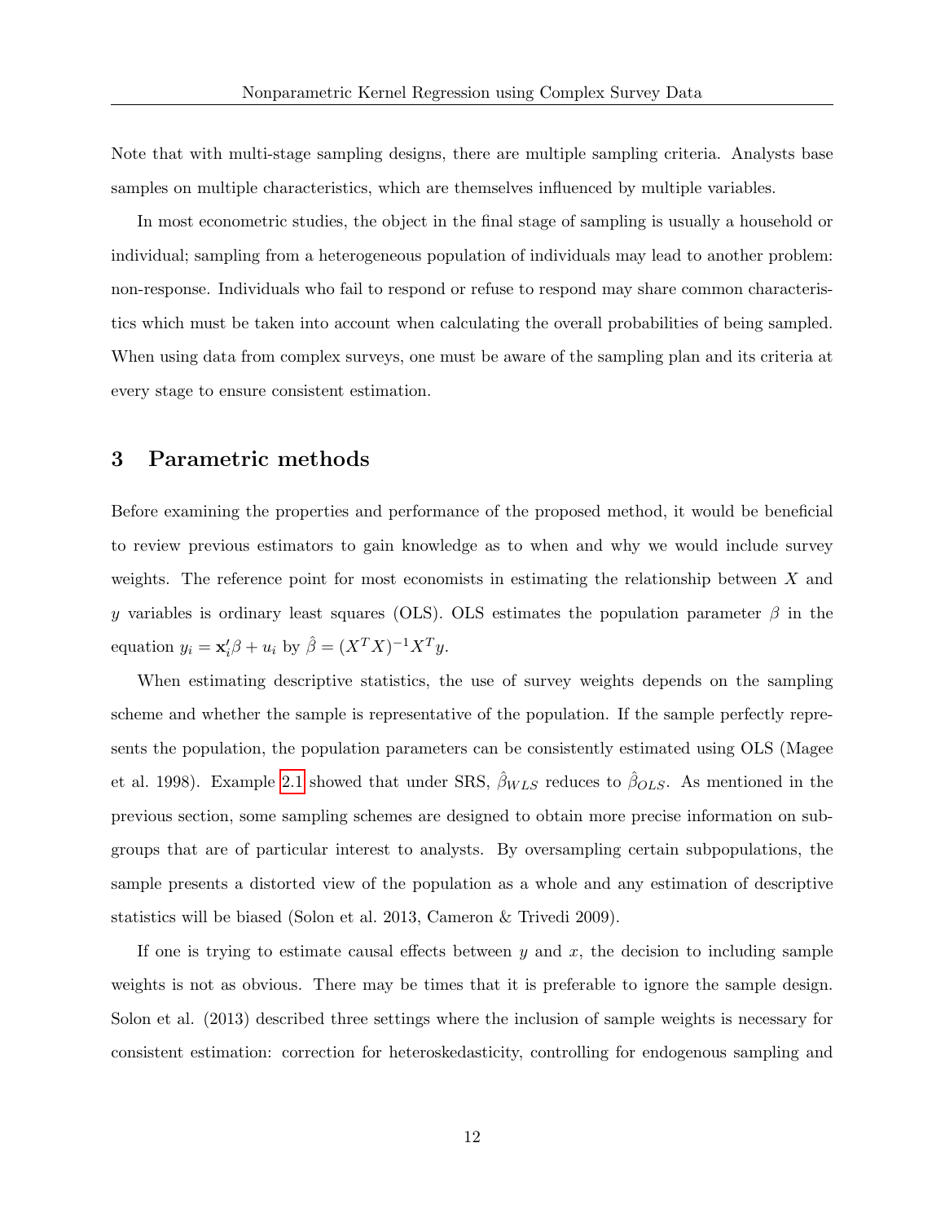Note that with multi-stage sampling designs, there are multiple sampling criteria. Analysts base samples on multiple characteristics, which are themselves influenced by multiple variables.

In most econometric studies, the object in the final stage of sampling is usually a household or individual; sampling from a heterogeneous population of individuals may lead to another problem: non-response. Individuals who fail to respond or refuse to respond may share common characteristics which must be taken into account when calculating the overall probabilities of being sampled. When using data from complex surveys, one must be aware of the sampling plan and its criteria at every stage to ensure consistent estimation.

## 3 Parametric methods

Before examining the properties and performance of the proposed method, it would be beneficial to review previous estimators to gain knowledge as to when and why we would include survey weights. The reference point for most economists in estimating the relationship between $X$ and $y$ variables is ordinary least squares (OLS). OLS estimates the population parameter $\beta$ in the equation $y_i = \mathbf{x}_i'\beta + u_i$ by $\hat{\beta} = (X^T X)^{-1} X^T y$.

When estimating descriptive statistics, the use of survey weights depends on the sampling scheme and whether the sample is representative of the population. If the sample perfectly represents the population, the population parameters can be consistently estimated using OLS (Magee et al. 1998). Example 2.1 showed that under SRS, $\hat{\beta}_{WLS}$ reduces to $\hat{\beta}_{OLS}$. As mentioned in the previous section, some sampling schemes are designed to obtain more precise information on subgroups that are of particular interest to analysts. By oversampling certain subpopulations, the sample presents a distorted view of the population as a whole and any estimation of descriptive statistics will be biased (Solon et al. 2013, Cameron & Trivedi 2009).

If one is trying to estimate causal effects between $y$ and $x$, the decision to including sample weights is not as obvious. There may be times that it is preferable to ignore the sample design. Solon et al. (2013) described three settings where the inclusion of sample weights is necessary for consistent estimation: correction for heteroskedasticity, controlling for endogenous sampling and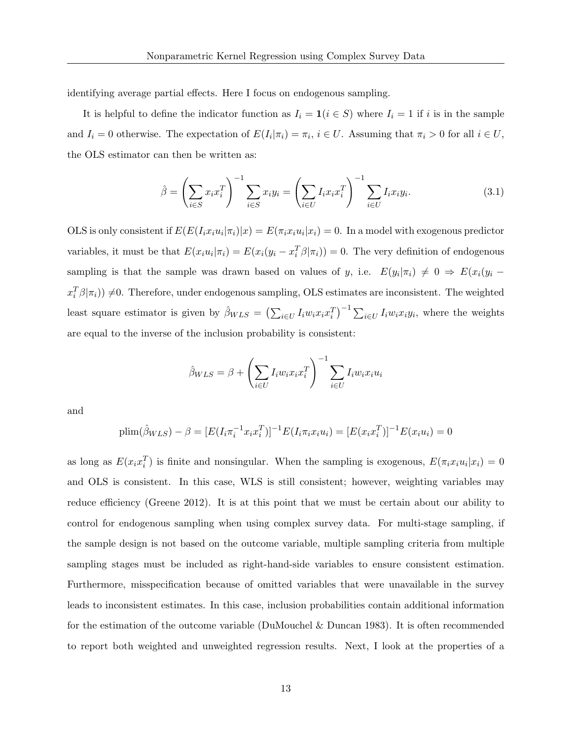identifying average partial effects. Here I focus on endogenous sampling.

It is helpful to define the indicator function as $I_i = \mathbf{1}(i \in S)$ where $I_i = 1$ if $i$ is in the sample and $I_i = 0$ otherwise. The expectation of $E(I_i|\pi_i) = \pi_i$, $i \in U$. Assuming that $\pi_i > 0$ for all $i \in U$, the OLS estimator can then be written as:

$$\hat{\beta} = \left(\sum_{i \in S} x_i x_i^T\right)^{-1} \sum_{i \in S} x_i y_i = \left(\sum_{i \in U} I_i x_i x_i^T\right)^{-1} \sum_{i \in U} I_i x_i y_i. \tag{3.1}$$

OLS is only consistent if $E(E(I_i x_i u_i|\pi_i)|x) = E(\pi_i x_i u_i|x_i) = 0$. In a model with exogenous predictor variables, it must be that $E(x_i u_i|\pi_i) = E(x_i(y_i - x_i^T\beta|\pi_i)) = 0$. The very definition of endogenous sampling is that the sample was drawn based on values of $y$, i.e. $E(y_i|\pi_i) \neq 0 \Rightarrow E(x_i(y_i - x_i^T\beta|\pi_i)) \neq 0$. Therefore, under endogenous sampling, OLS estimates are inconsistent. The weighted least square estimator is given by $\hat{\beta}_{WLS} = \left(\sum_{i \in U} I_i w_i x_i x_i^T\right)^{-1} \sum_{i \in U} I_i w_i x_i y_i$, where the weights are equal to the inverse of the inclusion probability is consistent:

$$\hat{\beta}_{WLS} = \beta + \left(\sum_{i \in U} I_i w_i x_i x_i^T\right)^{-1} \sum_{i \in U} I_i w_i x_i u_i$$

and

$$\text{plim}(\hat{\beta}_{WLS}) - \beta = [E(I_i \pi_i^{-1} x_i x_i^T)]^{-1} E(I_i \pi_i x_i u_i) = [E(x_i x_i^T)]^{-1} E(x_i u_i) = 0$$

as long as $E(x_i x_i^T)$ is finite and nonsingular. When the sampling is exogenous, $E(\pi_i x_i u_i|x_i) = 0$ and OLS is consistent. In this case, WLS is still consistent; however, weighting variables may reduce efficiency (Greene 2012). It is at this point that we must be certain about our ability to control for endogenous sampling when using complex survey data. For multi-stage sampling, if the sample design is not based on the outcome variable, multiple sampling criteria from multiple sampling stages must be included as right-hand-side variables to ensure consistent estimation. Furthermore, misspecification because of omitted variables that were unavailable in the survey leads to inconsistent estimates. In this case, inclusion probabilities contain additional information for the estimation of the outcome variable (DuMouchel & Duncan 1983). It is often recommended to report both weighted and unweighted regression results. Next, I look at the properties of a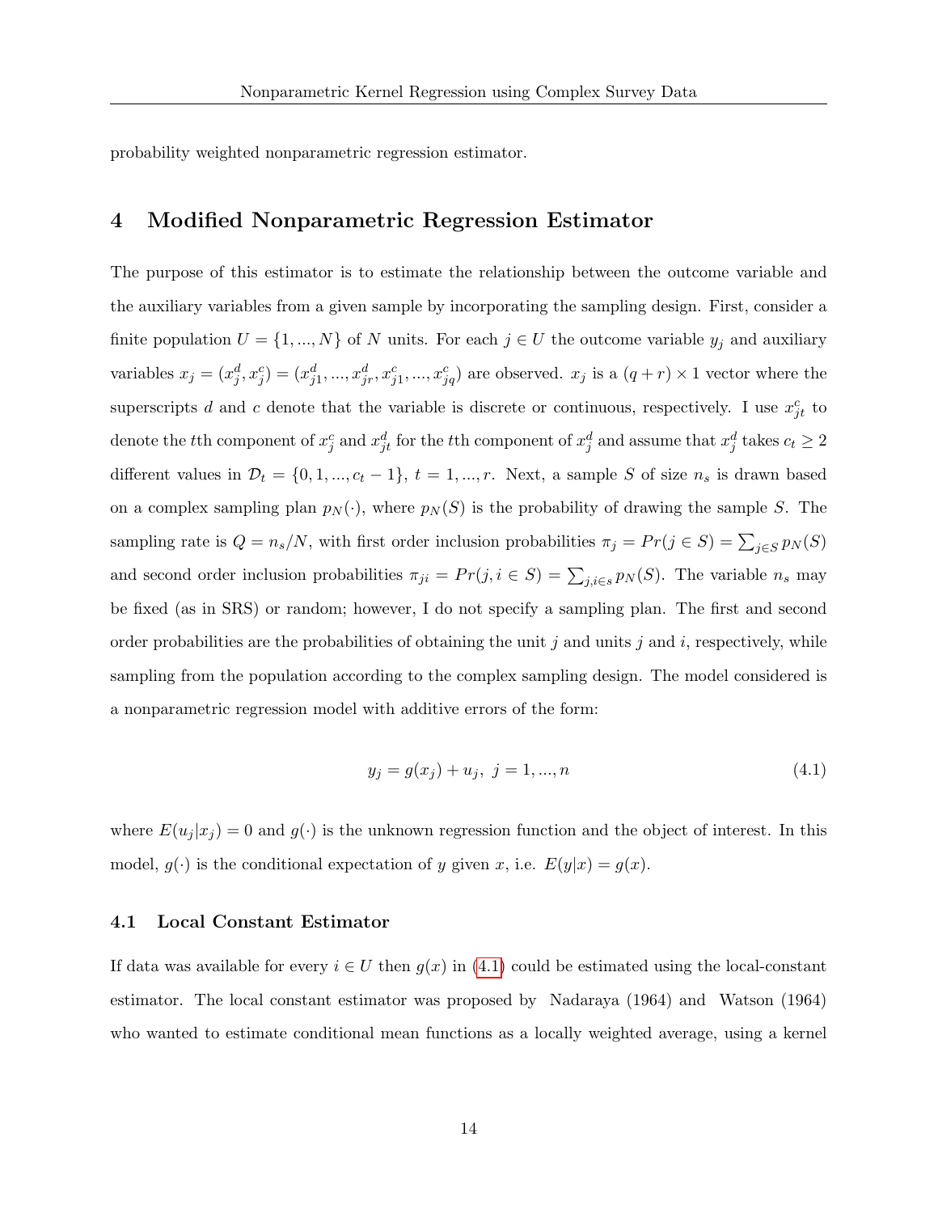probability weighted nonparametric regression estimator.

# 4 Modified Nonparametric Regression Estimator

The purpose of this estimator is to estimate the relationship between the outcome variable and the auxiliary variables from a given sample by incorporating the sampling design. First, consider a finite population $U = \{1, ..., N\}$ of $N$ units. For each $j \in U$ the outcome variable $y_j$ and auxiliary variables $x_j = (x_j^d, x_j^c) = (x_{j1}^d, ..., x_{jr}^d, x_{j1}^c, ..., x_{jq}^c)$ are observed. $x_j$ is a $(q + r) \times 1$ vector where the superscripts $d$ and $c$ denote that the variable is discrete or continuous, respectively. I use $x_{jt}^c$ to denote the $t$th component of $x_j^c$ and $x_{jt}^d$ for the $t$th component of $x_j^d$ and assume that $x_j^d$ takes $c_t \geq 2$ different values in $\mathcal{D}_t = \{0, 1, ..., c_t - 1\}$, $t = 1, ..., r$. Next, a sample $S$ of size $n_s$ is drawn based on a complex sampling plan $p_N(\cdot)$, where $p_N(S)$ is the probability of drawing the sample $S$. The sampling rate is $Q = n_s/N$, with first order inclusion probabilities $\pi_j = Pr(j \in S) = \sum_{j \in S} p_N(S)$ and second order inclusion probabilities $\pi_{ji} = Pr(j, i \in S) = \sum_{j,i \in s} p_N(S)$. The variable $n_s$ may be fixed (as in SRS) or random; however, I do not specify a sampling plan. The first and second order probabilities are the probabilities of obtaining the unit $j$ and units $j$ and $i$, respectively, while sampling from the population according to the complex sampling design. The model considered is a nonparametric regression model with additive errors of the form:

$$y_j = g(x_j) + u_j, \; j = 1, ..., n \tag{4.1}$$

where $E(u_j|x_j) = 0$ and $g(\cdot)$ is the unknown regression function and the object of interest. In this model, $g(\cdot)$ is the conditional expectation of $y$ given $x$, i.e. $E(y|x) = g(x)$.

## 4.1 Local Constant Estimator

If data was available for every $i \in U$ then $g(x)$ in (4.1) could be estimated using the local-constant estimator. The local constant estimator was proposed by Nadaraya (1964) and Watson (1964) who wanted to estimate conditional mean functions as a locally weighted average, using a kernel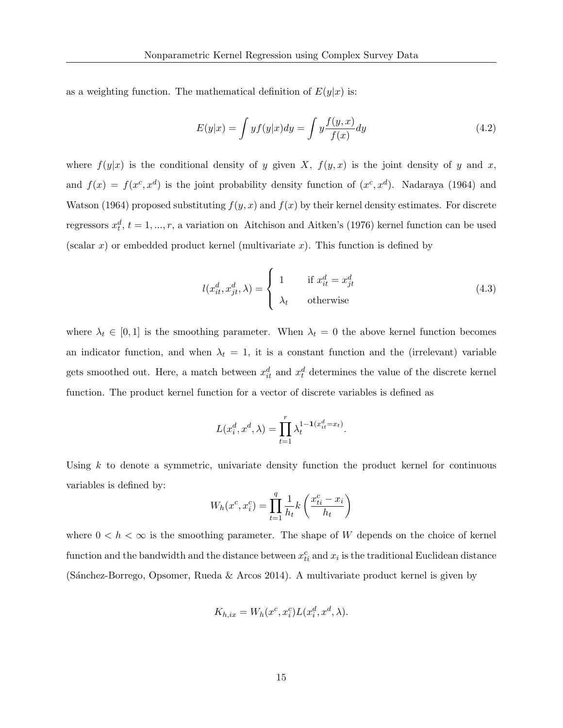as a weighting function. The mathematical definition of $E(y|x)$ is:

$$E(y|x) = \int y f(y|x) dy = \int y \frac{f(y,x)}{f(x)} dy \tag{4.2}$$

where $f(y|x)$ is the conditional density of $y$ given $X$, $f(y,x)$ is the joint density of $y$ and $x$, and $f(x) = f(x^c, x^d)$ is the joint probability density function of $(x^c, x^d)$. Nadaraya (1964) and Watson (1964) proposed substituting $f(y,x)$ and $f(x)$ by their kernel density estimates. For discrete regressors $x_t^d$, $t = 1, ..., r$, a variation on Aitchison and Aitken's (1976) kernel function can be used (scalar $x$) or embedded product kernel (multivariate $x$). This function is defined by

$$l(x_{it}^d, x_{jt}^d, \lambda) = \begin{cases} 1 & \text{if } x_{it}^d = x_{jt}^d \\ \lambda_t & \text{otherwise} \end{cases} \tag{4.3}$$

where $\lambda_t \in [0,1]$ is the smoothing parameter. When $\lambda_t = 0$ the above kernel function becomes an indicator function, and when $\lambda_t = 1$, it is a constant function and the (irrelevant) variable gets smoothed out. Here, a match between $x_{it}^d$ and $x_t^d$ determines the value of the discrete kernel function. The product kernel function for a vector of discrete variables is defined as

$$L(x_i^d, x^d, \lambda) = \prod_{t=1}^{r} \lambda_t^{1-\mathbf{1}(x_{it}^d = x_t)}.$$

Using $k$ to denote a symmetric, univariate density function the product kernel for continuous variables is defined by:

$$W_h(x^c, x_i^c) = \prod_{t=1}^{q} \frac{1}{h_t} k\left(\frac{x_{ti}^c - x_i}{h_t}\right)$$

where $0 < h < \infty$ is the smoothing parameter. The shape of $W$ depends on the choice of kernel function and the bandwidth and the distance between $x_{ti}^c$ and $x_i$ is the traditional Euclidean distance (Sánchez-Borrego, Opsomer, Rueda & Arcos 2014). A multivariate product kernel is given by

$$K_{h,ix} = W_h(x^c, x_i^c) L(x_i^d, x^d, \lambda).$$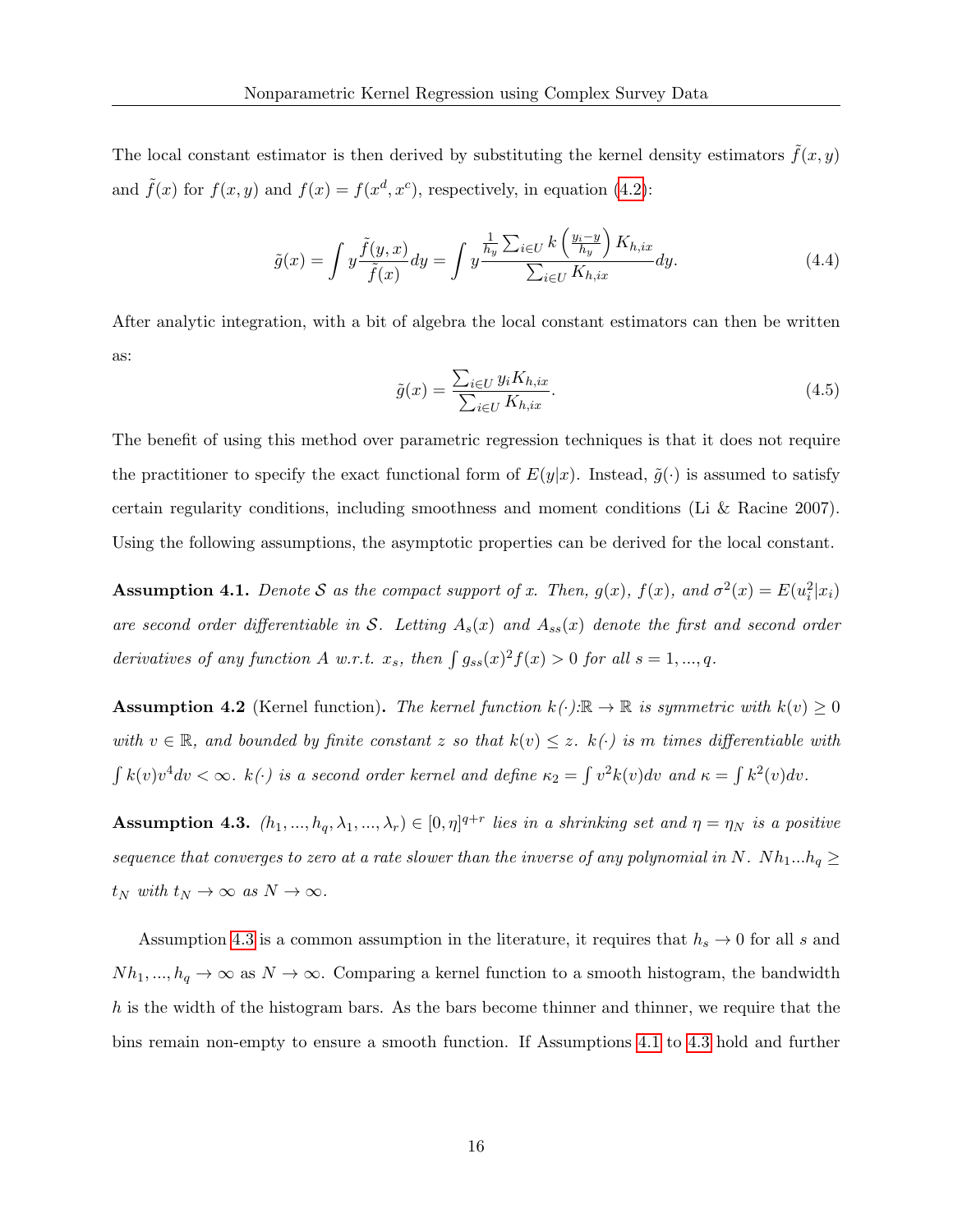The local constant estimator is then derived by substituting the kernel density estimators $\tilde{f}(x, y)$ and $\tilde{f}(x)$ for $f(x, y)$ and $f(x) = f(x^d, x^c)$, respectively, in equation (4.2):

$$\tilde{g}(x) = \int y \frac{\tilde{f}(y, x)}{\tilde{f}(x)} dy = \int y \frac{\frac{1}{h_y} \sum_{i \in U} k\left(\frac{y_i - y}{h_y}\right) K_{h,ix}}{\sum_{i \in U} K_{h,ix}} dy. \tag{4.4}$$

After analytic integration, with a bit of algebra the local constant estimators can then be written as:

$$\tilde{g}(x) = \frac{\sum_{i \in U} y_i K_{h,ix}}{\sum_{i \in U} K_{h,ix}}. \tag{4.5}$$

The benefit of using this method over parametric regression techniques is that it does not require the practitioner to specify the exact functional form of $E(y|x)$. Instead, $\tilde{g}(\cdot)$ is assumed to satisfy certain regularity conditions, including smoothness and moment conditions (Li & Racine 2007). Using the following assumptions, the asymptotic properties can be derived for the local constant.

**Assumption 4.1.** *Denote $\mathcal{S}$ as the compact support of $x$. Then, $g(x)$, $f(x)$, and $\sigma^2(x) = E(u_i^2|x_i)$ are second order differentiable in $\mathcal{S}$. Letting $A_s(x)$ and $A_{ss}(x)$ denote the first and second order derivatives of any function $A$ w.r.t. $x_s$, then $\int g_{ss}(x)^2 f(x) > 0$ for all $s = 1, ..., q$.*

**Assumption 4.2** (Kernel function)**.** *The kernel function $k(\cdot)$:$\mathbb{R} \rightarrow \mathbb{R}$ is symmetric with $k(v) \geq 0$ with $v \in \mathbb{R}$, and bounded by finite constant $z$ so that $k(v) \leq z$. $k(\cdot)$ is $m$ times differentiable with $\int k(v) v^4 dv < \infty$. $k(\cdot)$ is a second order kernel and define $\kappa_2 = \int v^2 k(v) dv$ and $\kappa = \int k^2(v) dv$.*

**Assumption 4.3.** *$(h_1, ..., h_q, \lambda_1, ..., \lambda_r) \in [0, \eta]^{q+r}$ lies in a shrinking set and $\eta = \eta_N$ is a positive sequence that converges to zero at a rate slower than the inverse of any polynomial in $N$. $Nh_1...h_q \geq t_N$ with $t_N \rightarrow \infty$ as $N \rightarrow \infty$.*

Assumption 4.3 is a common assumption in the literature, it requires that $h_s \rightarrow 0$ for all $s$ and $Nh_1, ..., h_q \rightarrow \infty$ as $N \rightarrow \infty$. Comparing a kernel function to a smooth histogram, the bandwidth $h$ is the width of the histogram bars. As the bars become thinner and thinner, we require that the bins remain non-empty to ensure a smooth function. If Assumptions 4.1 to 4.3 hold and further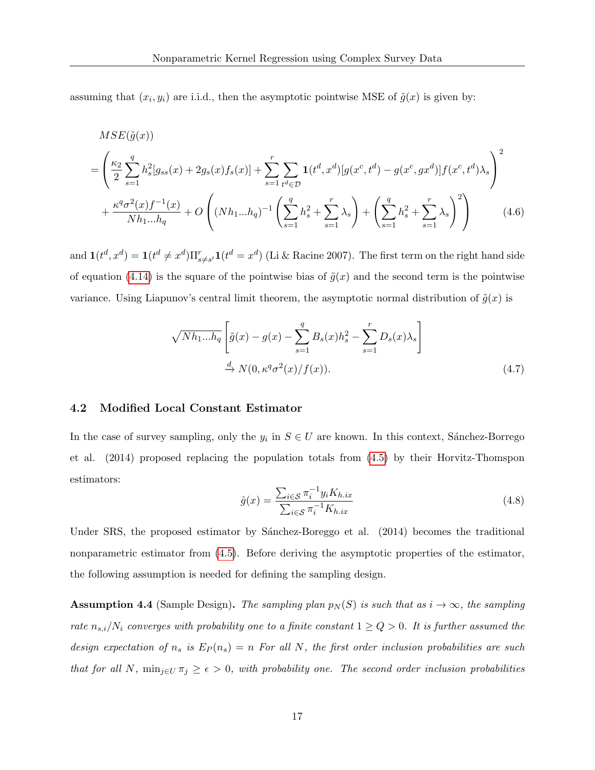assuming that $(x_i, y_i)$ are i.i.d., then the asymptotic pointwise MSE of $\tilde{g}(x)$ is given by:

$$
\begin{aligned}
& MSE(\tilde{g}(x)) \\
&= \left( \frac{\kappa_2}{2} \sum_{s=1}^{q} h_s^2 [g_{ss}(x) + 2g_s(x) f_s(x)] + \sum_{s=1}^{r} \sum_{t^d \in \mathcal{D}} \mathbf{1}(t^d, x^d)[g(x^c, t^d) - g(x^c, gx^d)] f(x^c, t^d) \lambda_s \right)^2 \\
&\quad + \frac{\kappa^q \sigma^2(x) f^{-1}(x)}{N h_1 ... h_q} + O\left( (N h_1 ... h_q)^{-1} \left( \sum_{s=1}^{q} h_s^2 + \sum_{s=1}^{r} \lambda_s \right) + \left( \sum_{s=1}^{q} h_s^2 + \sum_{s=1}^{r} \lambda_s \right)^2 \right) \qquad (4.6)
\end{aligned}
$$

and $\mathbf{1}(t^d, x^d) = \mathbf{1}(t^d \neq x^d) \Pi_{s \neq s'}^{r} \mathbf{1}(t^d = x^d)$ (Li & Racine 2007). The first term on the right hand side of equation (4.14) is the square of the pointwise bias of $\tilde{g}(x)$ and the second term is the pointwise variance. Using Liapunov's central limit theorem, the asymptotic normal distribution of $\tilde{g}(x)$ is

$$
\begin{aligned}
\sqrt{N h_1 ... h_q} & \left[ \tilde{g}(x) - g(x) - \sum_{s=1}^{q} B_s(x) h_s^2 - \sum_{s=1}^{r} D_s(x) \lambda_s \right] \\
& \xrightarrow{d} N(0, \kappa^q \sigma^2(x)/f(x)). \qquad (4.7)
\end{aligned}
$$

## 4.2 Modified Local Constant Estimator

In the case of survey sampling, only the $y_i$ in $S \in U$ are known. In this context, Sánchez-Borrego et al. (2014) proposed replacing the population totals from (4.5) by their Horvitz-Thomspon estimators:

$$
\hat{g}(x) = \frac{\sum_{i \in \mathcal{S}} \pi_i^{-1} y_i K_{h.ix}}{\sum_{i \in \mathcal{S}} \pi_i^{-1} K_{h.ix}} \qquad (4.8)
$$

Under SRS, the proposed estimator by Sánchez-Boreggo et al. (2014) becomes the traditional nonparametric estimator from (4.5). Before deriving the asymptotic properties of the estimator, the following assumption is needed for defining the sampling design.

**Assumption 4.4** (Sample Design)**.** *The sampling plan $p_N(S)$ is such that as $i \to \infty$, the sampling rate $n_{s,i}/N_i$ converges with probability one to a finite constant $1 \geq Q > 0$. It is further assumed the design expectation of $n_s$ is $E_P(n_s) = n$ For all $N$, the first order inclusion probabilities are such that for all $N$, $\min_{j \in U} \pi_j \geq \epsilon > 0$, with probability one. The second order inclusion probabilities*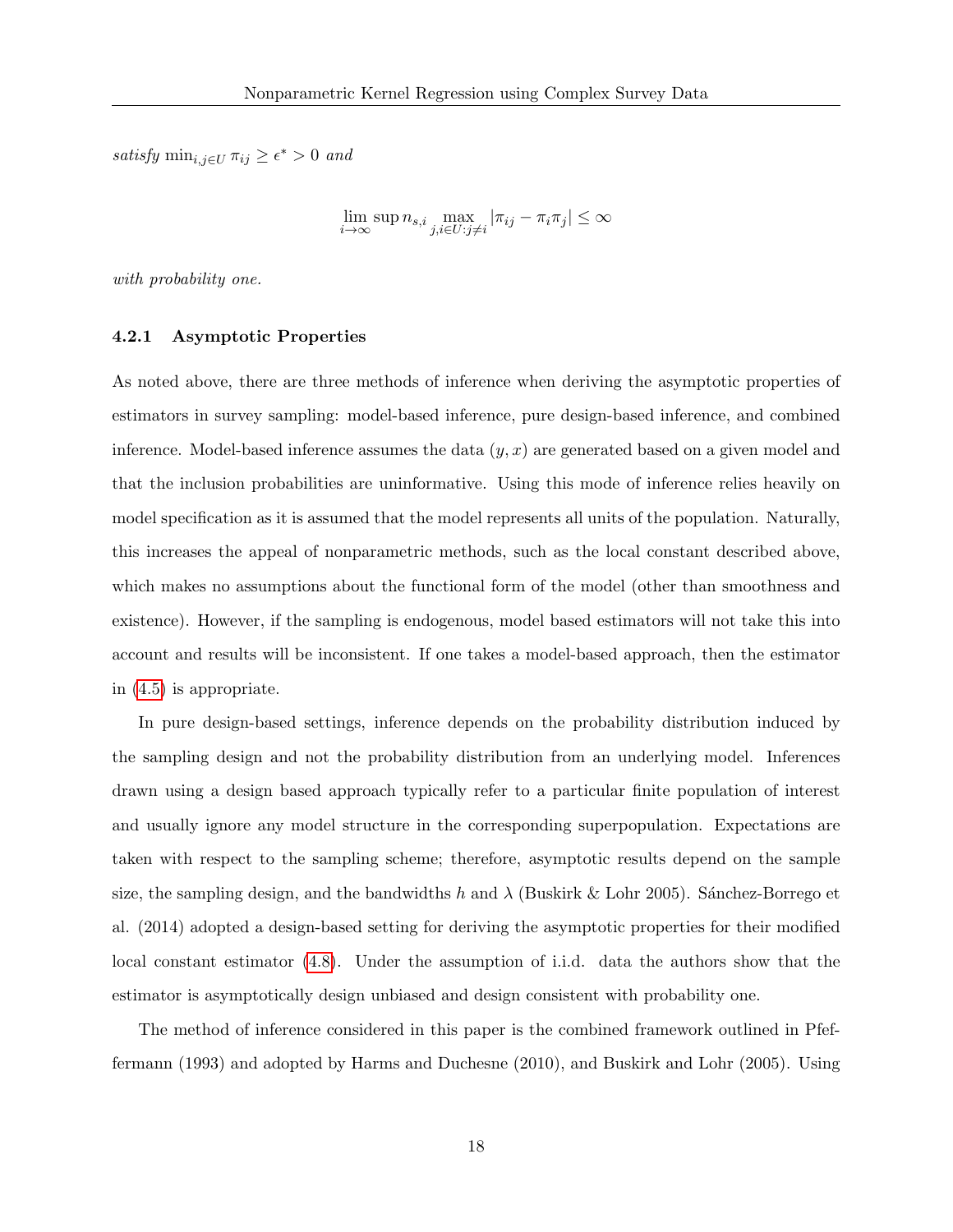*satisfy* $\min_{i,j \in U} \pi_{ij} \geq \epsilon^* > 0$ *and*

$$\lim_{i \to \infty} \sup n_{s,i} \max_{j,i \in U: j \neq i} |\pi_{ij} - \pi_i \pi_j| \leq \infty$$

*with probability one.*

### 4.2.1 Asymptotic Properties

As noted above, there are three methods of inference when deriving the asymptotic properties of estimators in survey sampling: model-based inference, pure design-based inference, and combined inference. Model-based inference assumes the data $(y, x)$ are generated based on a given model and that the inclusion probabilities are uninformative. Using this mode of inference relies heavily on model specification as it is assumed that the model represents all units of the population. Naturally, this increases the appeal of nonparametric methods, such as the local constant described above, which makes no assumptions about the functional form of the model (other than smoothness and existence). However, if the sampling is endogenous, model based estimators will not take this into account and results will be inconsistent. If one takes a model-based approach, then the estimator in (4.5) is appropriate.

In pure design-based settings, inference depends on the probability distribution induced by the sampling design and not the probability distribution from an underlying model. Inferences drawn using a design based approach typically refer to a particular finite population of interest and usually ignore any model structure in the corresponding superpopulation. Expectations are taken with respect to the sampling scheme; therefore, asymptotic results depend on the sample size, the sampling design, and the bandwidths $h$ and $\lambda$ (Buskirk & Lohr 2005). Sánchez-Borrego et al. (2014) adopted a design-based setting for deriving the asymptotic properties for their modified local constant estimator (4.8). Under the assumption of i.i.d. data the authors show that the estimator is asymptotically design unbiased and design consistent with probability one.

The method of inference considered in this paper is the combined framework outlined in Pfeffermann (1993) and adopted by Harms and Duchesne (2010), and Buskirk and Lohr (2005). Using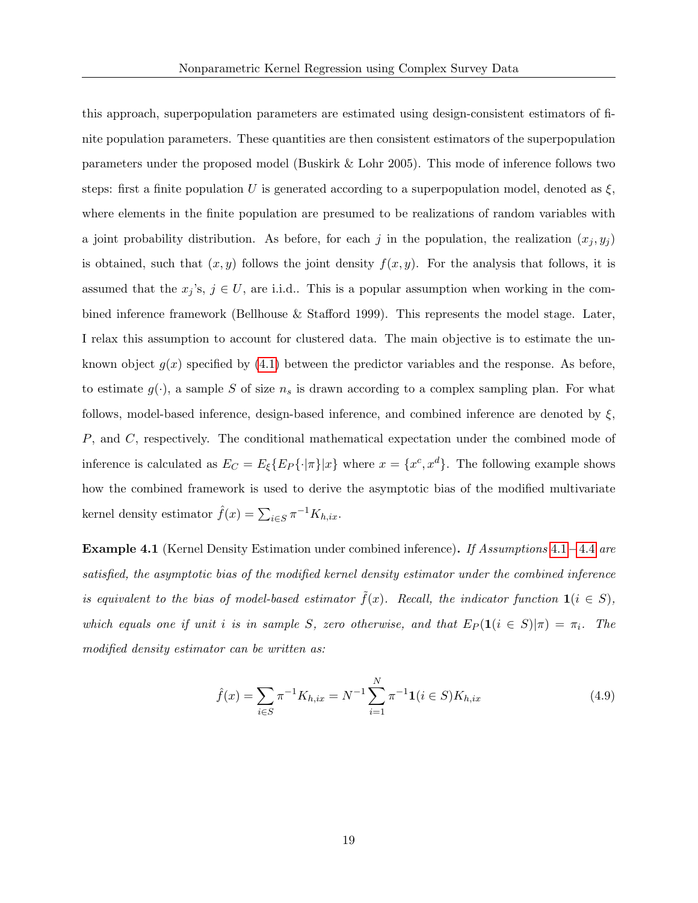this approach, superpopulation parameters are estimated using design-consistent estimators of finite population parameters. These quantities are then consistent estimators of the superpopulation parameters under the proposed model (Buskirk & Lohr 2005). This mode of inference follows two steps: first a finite population $U$ is generated according to a superpopulation model, denoted as $\xi$, where elements in the finite population are presumed to be realizations of random variables with a joint probability distribution. As before, for each $j$ in the population, the realization $(x_j, y_j)$ is obtained, such that $(x, y)$ follows the joint density $f(x, y)$. For the analysis that follows, it is assumed that the $x_j$'s, $j \in U$, are i.i.d.. This is a popular assumption when working in the combined inference framework (Bellhouse & Stafford 1999). This represents the model stage. Later, I relax this assumption to account for clustered data. The main objective is to estimate the unknown object $g(x)$ specified by (4.1) between the predictor variables and the response. As before, to estimate $g(\cdot)$, a sample $S$ of size $n_s$ is drawn according to a complex sampling plan. For what follows, model-based inference, design-based inference, and combined inference are denoted by $\xi$, $P$, and $C$, respectively. The conditional mathematical expectation under the combined mode of inference is calculated as $E_C = E_\xi\{E_P\{\cdot|\pi\}|x\}$ where $x = \{x^c, x^d\}$. The following example shows how the combined framework is used to derive the asymptotic bias of the modified multivariate kernel density estimator $\hat{f}(x) = \sum_{i \in S} \pi^{-1} K_{h,ix}$.

**Example 4.1** (Kernel Density Estimation under combined inference)**.** *If Assumptions 4.1–4.4 are satisfied, the asymptotic bias of the modified kernel density estimator under the combined inference is equivalent to the bias of model-based estimator $\tilde{f}(x)$. Recall, the indicator function $\mathbf{1}(i \in S)$, which equals one if unit $i$ is in sample $S$, zero otherwise, and that $E_P(\mathbf{1}(i \in S)|\pi) = \pi_i$. The modified density estimator can be written as:*

$$\hat{f}(x) = \sum_{i \in S} \pi^{-1} K_{h,ix} = N^{-1} \sum_{i=1}^{N} \pi^{-1} \mathbf{1}(i \in S) K_{h,ix} \tag{4.9}$$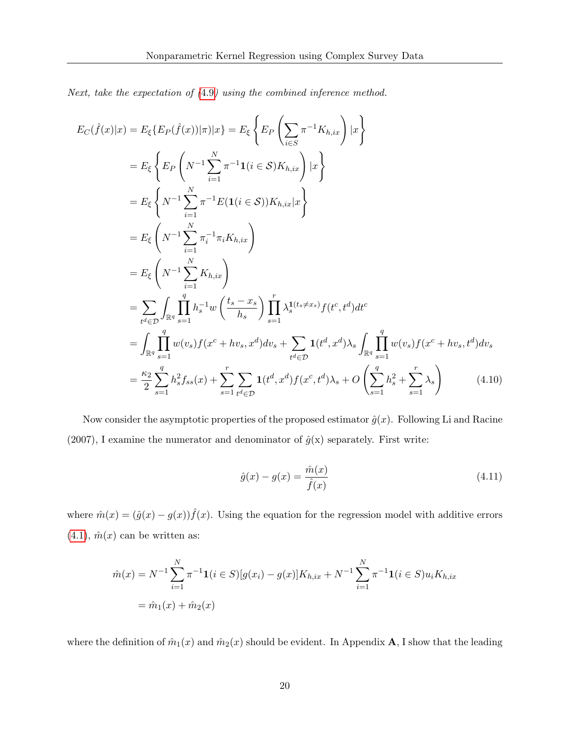*Next, take the expectation of (4.9) using the combined inference method.*

$$
\begin{aligned}
E_C(\hat{f}(x)|x) &= E_\xi\{E_P(\hat{f}(x))|\pi)|x\} = E_\xi\left\{E_P\left(\sum_{i\in S}\pi^{-1}K_{h,ix}\right)|x\right\} \\
&= E_\xi\left\{E_P\left(N^{-1}\sum_{i=1}^{N}\pi^{-1}\mathbf{1}(i\in\mathcal{S})K_{h,ix}\right)|x\right\} \\
&= E_\xi\left\{N^{-1}\sum_{i=1}^{N}\pi^{-1}E(\mathbf{1}(i\in\mathcal{S}))K_{h,ix}|x\right\} \\
&= E_\xi\left(N^{-1}\sum_{i=1}^{N}\pi_i^{-1}\pi_i K_{h,ix}\right) \\
&= E_\xi\left(N^{-1}\sum_{i=1}^{N}K_{h,ix}\right) \\
&= \sum_{t^d\in\mathcal{D}}\int_{\mathbb{R}^q}\prod_{s=1}^{q}h_s^{-1}w\left(\frac{t_s-x_s}{h_s}\right)\prod_{s=1}^{r}\lambda_s^{\mathbf{1}(t_s\neq x_s)}f(t^c,t^d)dt^c \\
&= \int_{\mathbb{R}^q}\prod_{s=1}^{q}w(v_s)f(x^c+hv_s,x^d)dv_s + \sum_{t^d\in\mathcal{D}}\mathbf{1}(t^d,x^d)\lambda_s\int_{\mathbb{R}^q}\prod_{s=1}^{q}w(v_s)f(x^c+hv_s,t^d)dv_s \\
&= \frac{\kappa_2}{2}\sum_{s=1}^{q}h_s^2 f_{ss}(x) + \sum_{s=1}^{r}\sum_{t^d\in\mathcal{D}}\mathbf{1}(t^d,x^d)f(x^c,t^d)\lambda_s + O\left(\sum_{s=1}^{q}h_s^2+\sum_{s=1}^{r}\lambda_s\right) \qquad (4.10)
\end{aligned}
$$

Now consider the asymptotic properties of the proposed estimator $\hat{g}(x)$. Following Li and Racine (2007), I examine the numerator and denominator of $\hat{g}$(x) separately. First write:

$$
\hat{g}(x) - g(x) = \frac{\hat{m}(x)}{\hat{f}(x)} \qquad (4.11)
$$

where $\hat{m}(x) = (\hat{g}(x)-g(x))\hat{f}(x)$. Using the equation for the regression model with additive errors (4.1), $\hat{m}(x)$ can be written as:

$$
\begin{aligned}
\hat{m}(x) &= N^{-1}\sum_{i=1}^{N}\pi^{-1}\mathbf{1}(i\in S)[g(x_i)-g(x)]K_{h,ix} + N^{-1}\sum_{i=1}^{N}\pi^{-1}\mathbf{1}(i\in S)u_i K_{h,ix} \\
&= \hat{m}_1(x) + \hat{m}_2(x)
\end{aligned}
$$

where the definition of $\hat{m}_1(x)$ and $\hat{m}_2(x)$ should be evident. In Appendix **A**, I show that the leading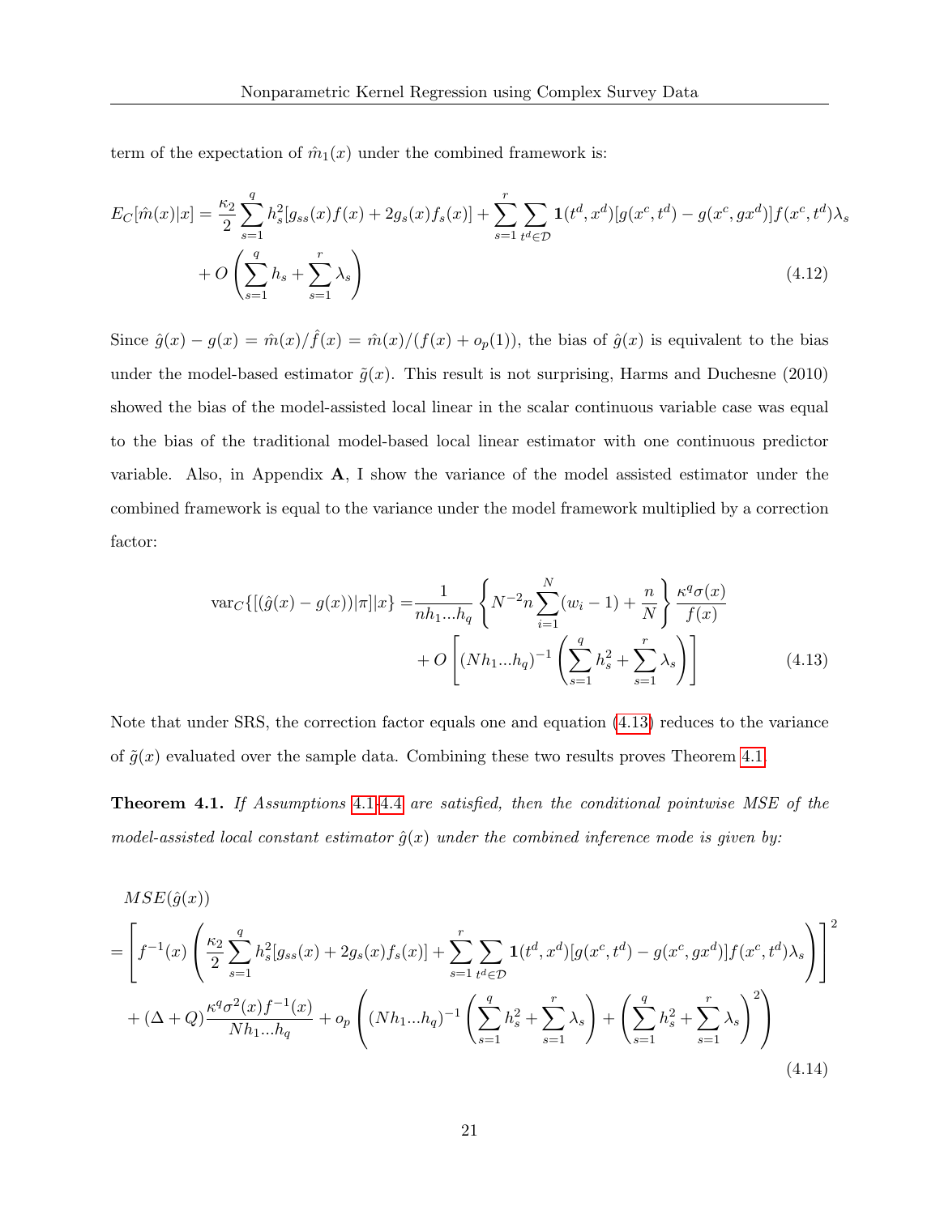term of the expectation of $\hat{m}_1(x)$ under the combined framework is:

$$
E_C[\hat{m}(x)|x] = \frac{\kappa_2}{2}\sum_{s=1}^{q} h_s^2[g_{ss}(x)f(x) + 2g_s(x)f_s(x)] + \sum_{s=1}^{r}\sum_{t^d \in \mathcal{D}} \mathbf{1}(t^d, x^d)[g(x^c, t^d) - g(x^c, gx^d)]f(x^c, t^d)\lambda_s
+ O\left(\sum_{s=1}^{q} h_s + \sum_{s=1}^{r} \lambda_s\right) \tag{4.12}
$$

Since $\hat{g}(x) - g(x) = \hat{m}(x)/\hat{f}(x) = \hat{m}(x)/(f(x) + o_p(1))$, the bias of $\hat{g}(x)$ is equivalent to the bias under the model-based estimator $\tilde{g}(x)$. This result is not surprising, Harms and Duchesne (2010) showed the bias of the model-assisted local linear in the scalar continuous variable case was equal to the bias of the traditional model-based local linear estimator with one continuous predictor variable. Also, in Appendix **A**, I show the variance of the model assisted estimator under the combined framework is equal to the variance under the model framework multiplied by a correction factor:

$$
\text{var}_C\{[(\hat{g}(x) - g(x))|\pi]|x\} = \frac{1}{nh_1...h_q}\left\{N^{-2}n\sum_{i=1}^{N}(w_i - 1) + \frac{n}{N}\right\}\frac{\kappa^q\sigma(x)}{f(x)}
+ O\left[(Nh_1...h_q)^{-1}\left(\sum_{s=1}^{q} h_s^2 + \sum_{s=1}^{r}\lambda_s\right)\right] \tag{4.13}
$$

Note that under SRS, the correction factor equals one and equation (4.13) reduces to the variance of $\tilde{g}(x)$ evaluated over the sample data. Combining these two results proves Theorem 4.1.

**Theorem 4.1.** *If Assumptions 4.1-4.4 are satisfied, then the conditional pointwise MSE of the model-assisted local constant estimator $\hat{g}(x)$ under the combined inference mode is given by:*

$$
\begin{aligned}
&MSE(\hat{g}(x)) \\
&= \left[f^{-1}(x)\left(\frac{\kappa_2}{2}\sum_{s=1}^{q} h_s^2[g_{ss}(x) + 2g_s(x)f_s(x)] + \sum_{s=1}^{r}\sum_{t^d \in \mathcal{D}} \mathbf{1}(t^d, x^d)[g(x^c, t^d) - g(x^c, gx^d)]f(x^c, t^d)\lambda_s\right)\right]^2 \\
&\quad + (\Delta + Q)\frac{\kappa^q\sigma^2(x)f^{-1}(x)}{Nh_1...h_q} + o_p\left((Nh_1...h_q)^{-1}\left(\sum_{s=1}^{q} h_s^2 + \sum_{s=1}^{r}\lambda_s\right) + \left(\sum_{s=1}^{q} h_s^2 + \sum_{s=1}^{r}\lambda_s\right)^2\right)
\end{aligned} \tag{4.14}
$$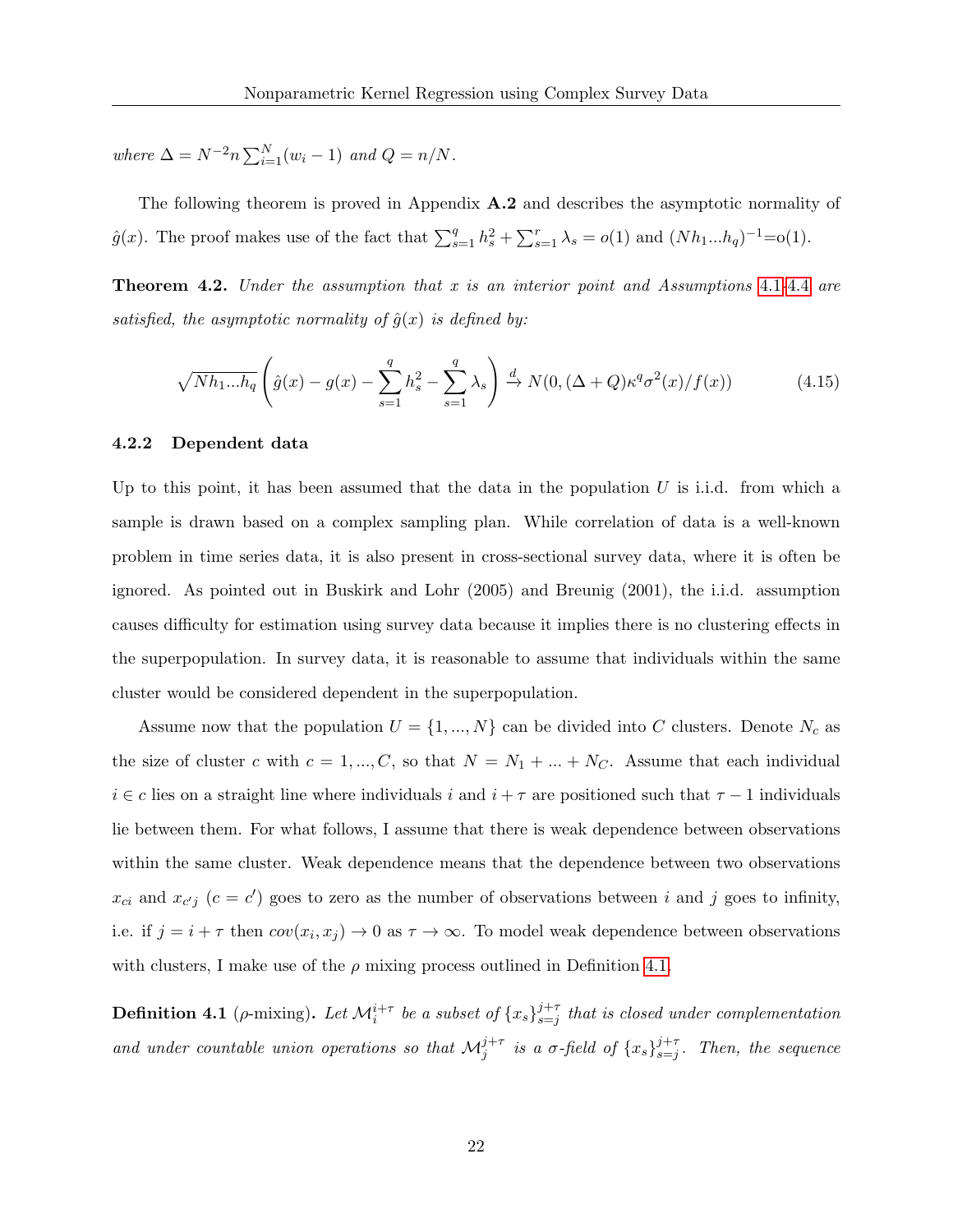*where* $\Delta = N^{-2}n\sum_{i=1}^{N}(w_i - 1)$ *and* $Q = n/N$.

The following theorem is proved in Appendix **A.2** and describes the asymptotic normality of $\hat{g}(x)$. The proof makes use of the fact that $\sum_{s=1}^{q} h_s^2 + \sum_{s=1}^{r} \lambda_s = o(1)$ and $(Nh_1...h_q)^{-1}$=o(1).

**Theorem 4.2.** *Under the assumption that x is an interior point and Assumptions 4.1-4.4 are satisfied, the asymptotic normality of* $\hat{g}(x)$ *is defined by:*

$$\sqrt{Nh_1...h_q}\left(\hat{g}(x) - g(x) - \sum_{s=1}^{q} h_s^2 - \sum_{s=1}^{q} \lambda_s\right) \xrightarrow{d} N(0, (\Delta + Q)\kappa^q \sigma^2(x)/f(x)) \tag{4.15}$$

### 4.2.2 Dependent data

Up to this point, it has been assumed that the data in the population $U$ is i.i.d. from which a sample is drawn based on a complex sampling plan. While correlation of data is a well-known problem in time series data, it is also present in cross-sectional survey data, where it is often be ignored. As pointed out in Buskirk and Lohr (2005) and Breunig (2001), the i.i.d. assumption causes difficulty for estimation using survey data because it implies there is no clustering effects in the superpopulation. In survey data, it is reasonable to assume that individuals within the same cluster would be considered dependent in the superpopulation.

Assume now that the population $U = \{1, ..., N\}$ can be divided into $C$ clusters. Denote $N_c$ as the size of cluster $c$ with $c = 1, ..., C$, so that $N = N_1 + ... + N_C$. Assume that each individual $i \in c$ lies on a straight line where individuals $i$ and $i + \tau$ are positioned such that $\tau - 1$ individuals lie between them. For what follows, I assume that there is weak dependence between observations within the same cluster. Weak dependence means that the dependence between two observations $x_{ci}$ and $x_{c'j}$ ($c = c'$) goes to zero as the number of observations between $i$ and $j$ goes to infinity, i.e. if $j = i + \tau$ then $cov(x_i, x_j) \to 0$ as $\tau \to \infty$. To model weak dependence between observations with clusters, I make use of the $\rho$ mixing process outlined in Definition 4.1.

**Definition 4.1** ($\rho$-mixing)**.** *Let* $\mathcal{M}_i^{i+\tau}$ *be a subset of* $\{x_s\}_{s=j}^{j+\tau}$ *that is closed under complementation and under countable union operations so that* $\mathcal{M}_j^{j+\tau}$ *is a σ-field of* $\{x_s\}_{s=j}^{j+\tau}$. *Then, the sequence*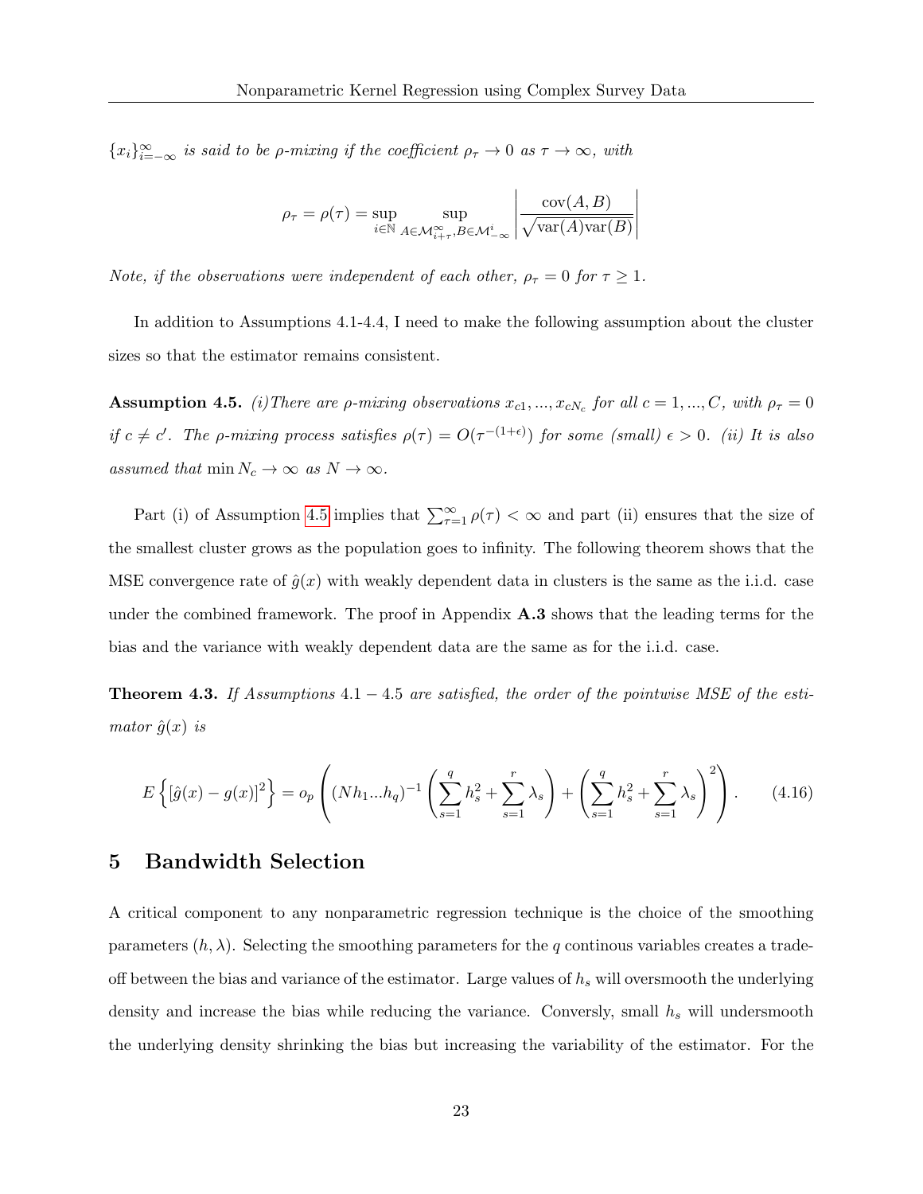$\{x_i\}_{i=-\infty}^{\infty}$ *is said to be ρ-mixing if the coefficient* $\rho_\tau \to 0$ *as* $\tau \to \infty$, *with*

$$\rho_\tau = \rho(\tau) = \sup_{i \in \mathbb{N}} \sup_{A \in \mathcal{M}_{i+\tau}^{\infty}, B \in \mathcal{M}_{-\infty}^{i}} \left| \frac{\text{cov}(A, B)}{\sqrt{\text{var}(A)\text{var}(B)}} \right|$$

*Note, if the observations were independent of each other,* $\rho_\tau = 0$ *for* $\tau \geq 1$.

In addition to Assumptions 4.1-4.4, I need to make the following assumption about the cluster sizes so that the estimator remains consistent.

**Assumption 4.5.** *(i)There are ρ-mixing observations* $x_{c1}, ..., x_{cN_c}$ *for all* $c = 1, ..., C$, *with* $\rho_\tau = 0$ *if* $c \neq c'$. *The ρ-mixing process satisfies* $\rho(\tau) = O(\tau^{-(1+\epsilon)})$ *for some (small)* $\epsilon > 0$. *(ii) It is also assumed that* $\min N_c \to \infty$ *as* $N \to \infty$.

Part (i) of Assumption 4.5 implies that $\sum_{\tau=1}^{\infty} \rho(\tau) < \infty$ and part (ii) ensures that the size of the smallest cluster grows as the population goes to infinity. The following theorem shows that the MSE convergence rate of $\hat{g}(x)$ with weakly dependent data in clusters is the same as the i.i.d. case under the combined framework. The proof in Appendix **A.3** shows that the leading terms for the bias and the variance with weakly dependent data are the same as for the i.i.d. case.

**Theorem 4.3.** *If Assumptions* 4.1 − 4.5 *are satisfied, the order of the pointwise MSE of the estimator* $\hat{g}(x)$ *is*

$$E\left\{[\hat{g}(x) - g(x)]^2\right\} = o_p\left((Nh_1...h_q)^{-1}\left(\sum_{s=1}^{q} h_s^2 + \sum_{s=1}^{r} \lambda_s\right) + \left(\sum_{s=1}^{q} h_s^2 + \sum_{s=1}^{r} \lambda_s\right)^2\right). \tag{4.16}$$

# 5 Bandwidth Selection

A critical component to any nonparametric regression technique is the choice of the smoothing parameters $(h, \lambda)$. Selecting the smoothing parameters for the $q$ continous variables creates a trade-off between the bias and variance of the estimator. Large values of $h_s$ will oversmooth the underlying density and increase the bias while reducing the variance. Conversly, small $h_s$ will undersmooth the underlying density shrinking the bias but increasing the variability of the estimator. For the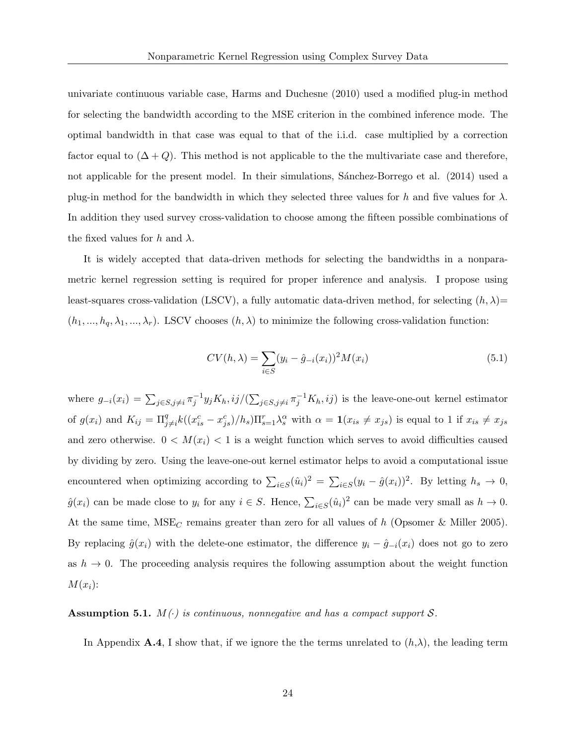univariate continuous variable case, Harms and Duchesne (2010) used a modified plug-in method for selecting the bandwidth according to the MSE criterion in the combined inference mode. The optimal bandwidth in that case was equal to that of the i.i.d. case multiplied by a correction factor equal to $(\Delta + Q)$. This method is not applicable to the the multivariate case and therefore, not applicable for the present model. In their simulations, Sánchez-Borrego et al. (2014) used a plug-in method for the bandwidth in which they selected three values for $h$ and five values for $\lambda$. In addition they used survey cross-validation to choose among the fifteen possible combinations of the fixed values for $h$ and $\lambda$.

It is widely accepted that data-driven methods for selecting the bandwidths in a nonparametric kernel regression setting is required for proper inference and analysis. I propose using least-squares cross-validation (LSCV), a fully automatic data-driven method, for selecting $(h, \lambda)=$ $(h_1, ..., h_q, \lambda_1, ..., \lambda_r)$. LSCV chooses $(h, \lambda)$ to minimize the following cross-validation function:

$$CV(h, \lambda) = \sum_{i \in S} (y_i - \hat{g}_{-i}(x_i))^2 M(x_i) \tag{5.1}$$

where $g_{-i}(x_i) = \sum_{j \in S, j \neq i} \pi_j^{-1} y_j K_h, ij / (\sum_{j \in S, j \neq i} \pi_j^{-1} K_h, ij)$ is the leave-one-out kernel estimator of $g(x_i)$ and $K_{ij} = \Pi_{j \neq i}^{q} k((x_{is}^c - x_{js}^c)/h_s) \Pi_{s=1}^{r} \lambda_s^{\alpha}$ with $\alpha = \mathbf{1}(x_{is} \neq x_{js})$ is equal to 1 if $x_{is} \neq x_{js}$ and zero otherwise. $0 < M(x_i) < 1$ is a weight function which serves to avoid difficulties caused by dividing by zero. Using the leave-one-out kernel estimator helps to avoid a computational issue encountered when optimizing according to $\sum_{i \in S} (\hat{u}_i)^2 = \sum_{i \in S} (y_i - \hat{g}(x_i))^2$. By letting $h_s \to 0$, $\hat{g}(x_i)$ can be made close to $y_i$ for any $i \in S$. Hence, $\sum_{i \in S} (\hat{u}_i)^2$ can be made very small as $h \to 0$. At the same time, $\text{MSE}_C$ remains greater than zero for all values of $h$ (Opsomer & Miller 2005). By replacing $\hat{g}(x_i)$ with the delete-one estimator, the difference $y_i - \hat{g}_{-i}(x_i)$ does not go to zero as $h \to 0$. The proceeding analysis requires the following assumption about the weight function $M(x_i)$:

**Assumption 5.1.** *$M(\cdot)$ is continuous, nonnegative and has a compact support $\mathcal{S}$.*

In Appendix **A.4**, I show that, if we ignore the the terms unrelated to $(h,\lambda)$, the leading term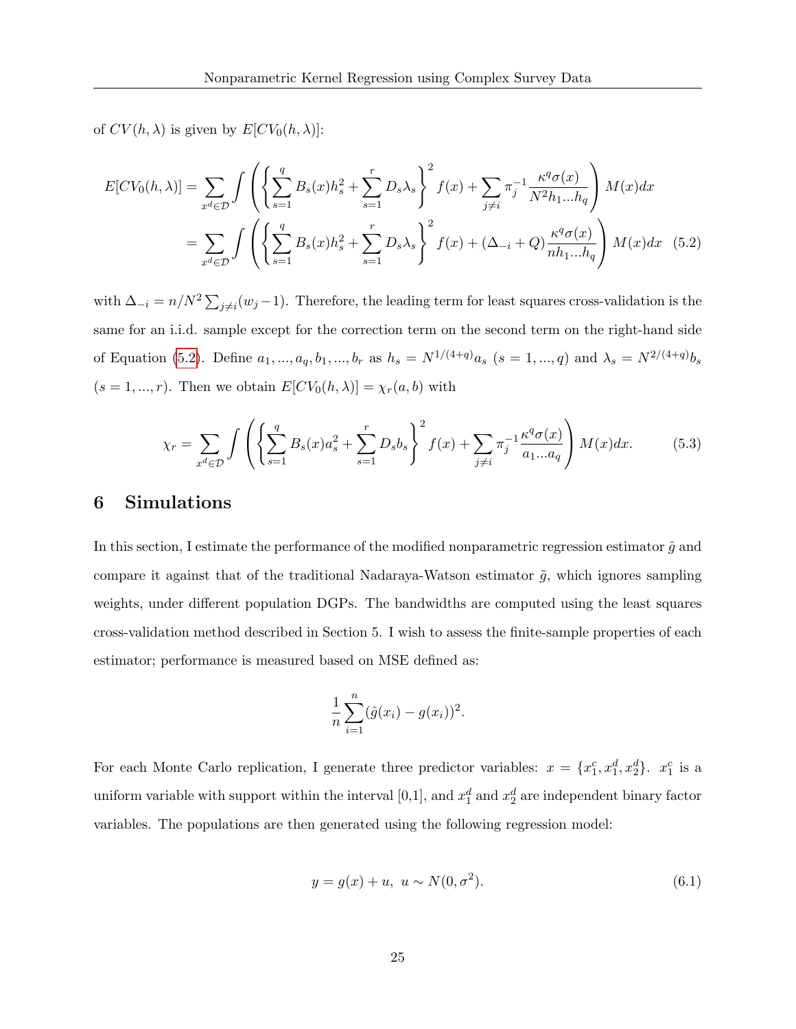of $CV(h, \lambda)$ is given by $E[CV_0(h, \lambda)]$:

$$
\begin{aligned}
E[CV_0(h,\lambda)] &= \sum_{x^d \in \mathcal{D}} \int \left( \left\{ \sum_{s=1}^{q} B_s(x) h_s^2 + \sum_{s=1}^{r} D_s \lambda_s \right\}^2 f(x) + \sum_{j \neq i} \pi_j^{-1} \frac{\kappa^q \sigma(x)}{N^2 h_1 ... h_q} \right) M(x) dx \\
&= \sum_{x^d \in \mathcal{D}} \int \left( \left\{ \sum_{s=1}^{q} B_s(x) h_s^2 + \sum_{s=1}^{r} D_s \lambda_s \right\}^2 f(x) + (\Delta_{-i} + Q) \frac{\kappa^q \sigma(x)}{n h_1 ... h_q} \right) M(x) dx \quad (5.2)
\end{aligned}
$$

with $\Delta_{-i} = n/N^2 \sum_{j \neq i}(w_j - 1)$. Therefore, the leading term for least squares cross-validation is the same for an i.i.d. sample except for the correction term on the second term on the right-hand side of Equation (5.2). Define $a_1, ..., a_q, b_1, ..., b_r$ as $h_s = N^{1/(4+q)} a_s$ $(s = 1, ..., q)$ and $\lambda_s = N^{2/(4+q)} b_s$ $(s = 1, ..., r)$. Then we obtain $E[CV_0(h, \lambda)] = \chi_r(a, b)$ with

$$
\chi_r = \sum_{x^d \in \mathcal{D}} \int \left( \left\{ \sum_{s=1}^{q} B_s(x) a_s^2 + \sum_{s=1}^{r} D_s b_s \right\}^2 f(x) + \sum_{j \neq i} \pi_j^{-1} \frac{\kappa^q \sigma(x)}{a_1 ... a_q} \right) M(x) dx. \quad (5.3)
$$

# 6 Simulations

In this section, I estimate the performance of the modified nonparametric regression estimator $\hat{g}$ and compare it against that of the traditional Nadaraya-Watson estimator $\tilde{g}$, which ignores sampling weights, under different population DGPs. The bandwidths are computed using the least squares cross-validation method described in Section 5. I wish to assess the finite-sample properties of each estimator; performance is measured based on MSE defined as:

$$
\frac{1}{n} \sum_{i=1}^{n} (\hat{g}(x_i) - g(x_i))^2.
$$

For each Monte Carlo replication, I generate three predictor variables: $x = \{x_1^c, x_1^d, x_2^d\}$. $x_1^c$ is a uniform variable with support within the interval [0,1], and $x_1^d$ and $x_2^d$ are independent binary factor variables. The populations are then generated using the following regression model:

$$
y = g(x) + u, \; u \sim N(0, \sigma^2). \quad (6.1)
$$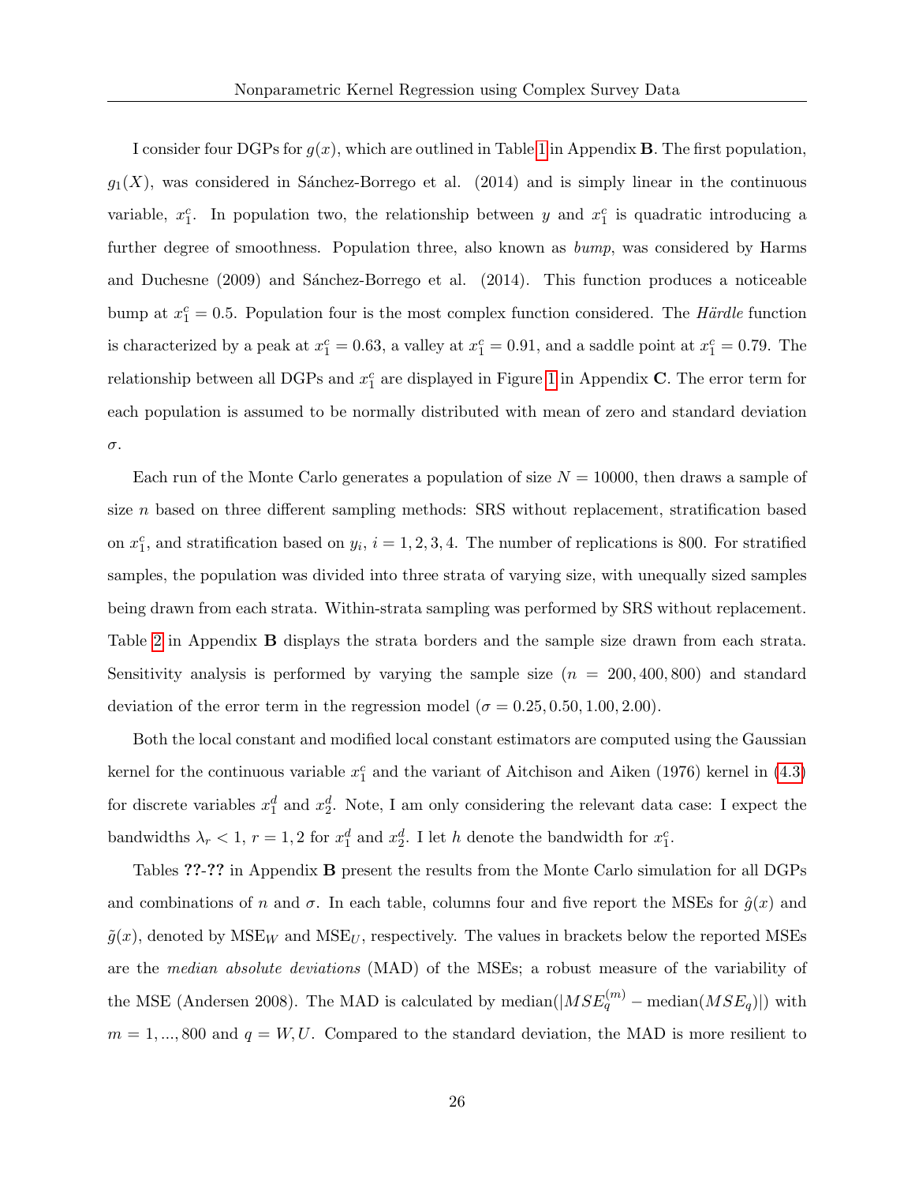I consider four DGPs for $g(x)$, which are outlined in Table 1 in Appendix **B**. The first population, $g_1(X)$, was considered in Sánchez-Borrego et al. (2014) and is simply linear in the continuous variable, $x_1^c$. In population two, the relationship between $y$ and $x_1^c$ is quadratic introducing a further degree of smoothness. Population three, also known as *bump*, was considered by Harms and Duchesne (2009) and Sánchez-Borrego et al. (2014). This function produces a noticeable bump at $x_1^c = 0.5$. Population four is the most complex function considered. The *Härdle* function is characterized by a peak at $x_1^c = 0.63$, a valley at $x_1^c = 0.91$, and a saddle point at $x_1^c = 0.79$. The relationship between all DGPs and $x_1^c$ are displayed in Figure 1 in Appendix **C**. The error term for each population is assumed to be normally distributed with mean of zero and standard deviation $\sigma$.

Each run of the Monte Carlo generates a population of size $N = 10000$, then draws a sample of size $n$ based on three different sampling methods: SRS without replacement, stratification based on $x_1^c$, and stratification based on $y_i$, $i = 1, 2, 3, 4$. The number of replications is 800. For stratified samples, the population was divided into three strata of varying size, with unequally sized samples being drawn from each strata. Within-strata sampling was performed by SRS without replacement. Table 2 in Appendix **B** displays the strata borders and the sample size drawn from each strata. Sensitivity analysis is performed by varying the sample size ($n = 200, 400, 800$) and standard deviation of the error term in the regression model ($\sigma = 0.25, 0.50, 1.00, 2.00$).

Both the local constant and modified local constant estimators are computed using the Gaussian kernel for the continuous variable $x_1^c$ and the variant of Aitchison and Aiken (1976) kernel in (4.3) for discrete variables $x_1^d$ and $x_2^d$. Note, I am only considering the relevant data case: I expect the bandwidths $\lambda_r < 1$, $r = 1, 2$ for $x_1^d$ and $x_2^d$. I let $h$ denote the bandwidth for $x_1^c$.

Tables **??**-**??** in Appendix **B** present the results from the Monte Carlo simulation for all DGPs and combinations of $n$ and $\sigma$. In each table, columns four and five report the MSEs for $\hat{g}(x)$ and $\tilde{g}(x)$, denoted by $\text{MSE}_W$ and $\text{MSE}_U$, respectively. The values in brackets below the reported MSEs are the *median absolute deviations* (MAD) of the MSEs; a robust measure of the variability of the MSE (Andersen 2008). The MAD is calculated by $\text{median}(|MSE_q^{(m)} - \text{median}(MSE_q)|)$ with $m = 1, ..., 800$ and $q = W, U$. Compared to the standard deviation, the MAD is more resilient to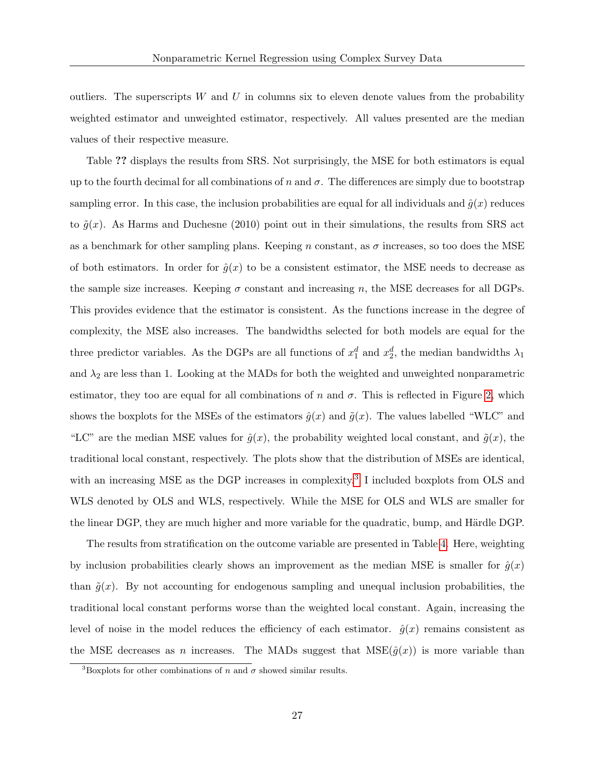outliers. The superscripts $W$ and $U$ in columns six to eleven denote values from the probability weighted estimator and unweighted estimator, respectively. All values presented are the median values of their respective measure.

Table **??** displays the results from SRS. Not surprisingly, the MSE for both estimators is equal up to the fourth decimal for all combinations of $n$ and $\sigma$. The differences are simply due to bootstrap sampling error. In this case, the inclusion probabilities are equal for all individuals and $\hat{g}(x)$ reduces to $\tilde{g}(x)$. As Harms and Duchesne (2010) point out in their simulations, the results from SRS act as a benchmark for other sampling plans. Keeping $n$ constant, as $\sigma$ increases, so too does the MSE of both estimators. In order for $\hat{g}(x)$ to be a consistent estimator, the MSE needs to decrease as the sample size increases. Keeping $\sigma$ constant and increasing $n$, the MSE decreases for all DGPs. This provides evidence that the estimator is consistent. As the functions increase in the degree of complexity, the MSE also increases. The bandwidths selected for both models are equal for the three predictor variables. As the DGPs are all functions of $x_1^d$ and $x_2^d$, the median bandwidths $\lambda_1$ and $\lambda_2$ are less than 1. Looking at the MADs for both the weighted and unweighted nonparametric estimator, they too are equal for all combinations of $n$ and $\sigma$. This is reflected in Figure 2, which shows the boxplots for the MSEs of the estimators $\hat{g}(x)$ and $\tilde{g}(x)$. The values labelled "WLC" and "LC" are the median MSE values for $\hat{g}(x)$, the probability weighted local constant, and $\tilde{g}(x)$, the traditional local constant, respectively. The plots show that the distribution of MSEs are identical, with an increasing MSE as the DGP increases in complexity.[3] I included boxplots from OLS and WLS denoted by OLS and WLS, respectively. While the MSE for OLS and WLS are smaller for the linear DGP, they are much higher and more variable for the quadratic, bump, and Härdle DGP.

The results from stratification on the outcome variable are presented in Table 4. Here, weighting by inclusion probabilities clearly shows an improvement as the median MSE is smaller for $\hat{g}(x)$ than $\tilde{g}(x)$. By not accounting for endogenous sampling and unequal inclusion probabilities, the traditional local constant performs worse than the weighted local constant. Again, increasing the level of noise in the model reduces the efficiency of each estimator. $\hat{g}(x)$ remains consistent as the MSE decreases as $n$ increases. The MADs suggest that $\text{MSE}(\hat{g}(x))$ is more variable than

[3] Boxplots for other combinations of $n$ and $\sigma$ showed similar results.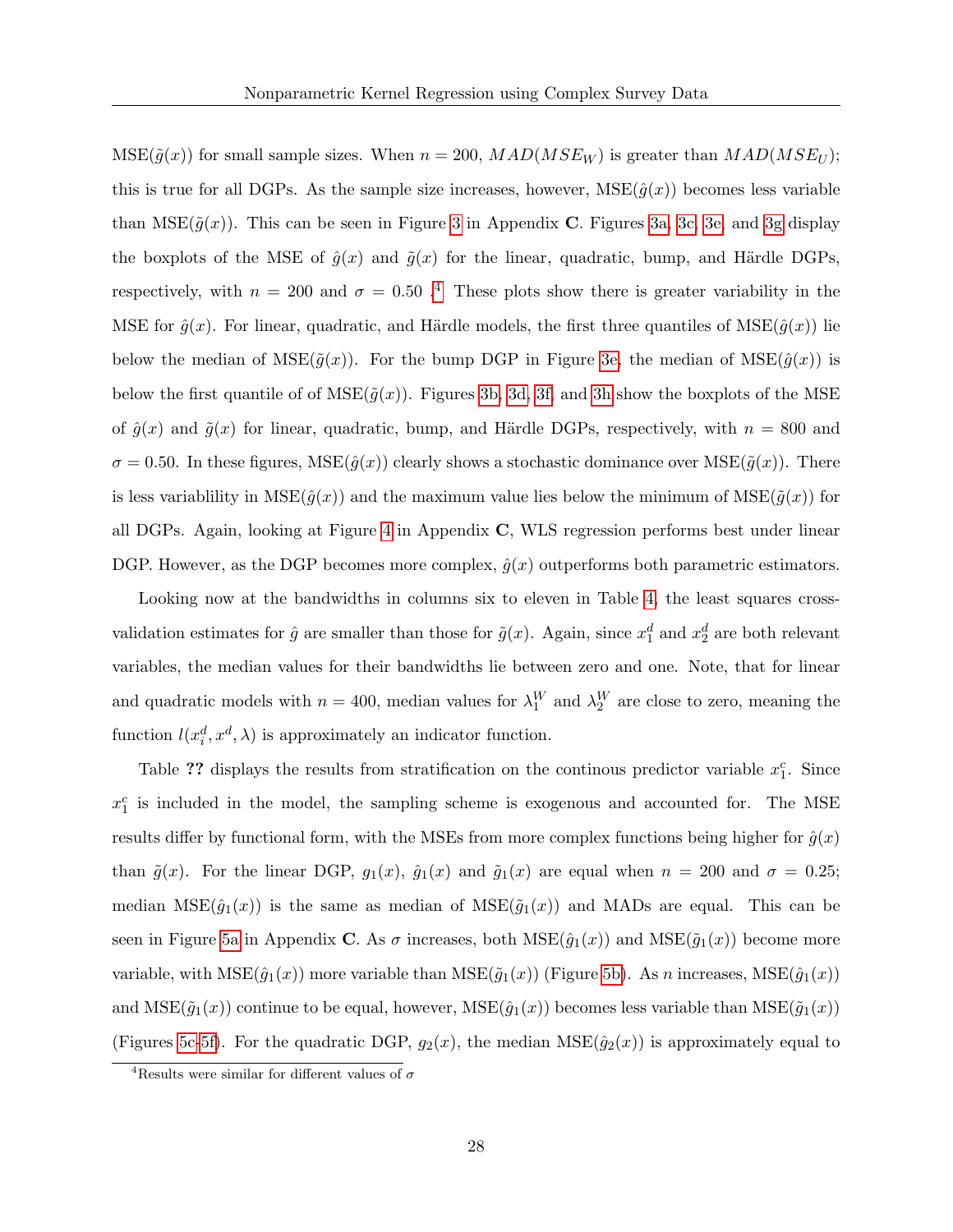MSE($\tilde{g}(x)$) for small sample sizes. When $n = 200$, $MAD(MSE_W)$ is greater than $MAD(MSE_U)$; this is true for all DGPs. As the sample size increases, however, MSE($\hat{g}(x)$) becomes less variable than MSE($\tilde{g}(x)$). This can be seen in Figure 3 in Appendix **C**. Figures 3a, 3c, 3e, and 3g display the boxplots of the MSE of $\hat{g}(x)$ and $\tilde{g}(x)$ for the linear, quadratic, bump, and Härdle DGPs, respectively, with $n = 200$ and $\sigma = 0.50$ .[4] These plots show there is greater variability in the MSE for $\hat{g}(x)$. For linear, quadratic, and Härdle models, the first three quantiles of MSE($\hat{g}(x)$) lie below the median of MSE($\tilde{g}(x)$). For the bump DGP in Figure 3e, the median of MSE($\hat{g}(x)$) is below the first quantile of of MSE($\tilde{g}(x)$). Figures 3b, 3d, 3f, and 3h show the boxplots of the MSE of $\hat{g}(x)$ and $\tilde{g}(x)$ for linear, quadratic, bump, and Härdle DGPs, respectively, with $n = 800$ and $\sigma = 0.50$. In these figures, MSE($\hat{g}(x)$) clearly shows a stochastic dominance over MSE($\tilde{g}(x)$). There is less variablility in MSE($\hat{g}(x)$) and the maximum value lies below the minimum of MSE($\tilde{g}(x)$) for all DGPs. Again, looking at Figure 4 in Appendix **C**, WLS regression performs best under linear DGP. However, as the DGP becomes more complex, $\hat{g}(x)$ outperforms both parametric estimators.

Looking now at the bandwidths in columns six to eleven in Table 4, the least squares cross-validation estimates for $\hat{g}$ are smaller than those for $\tilde{g}(x)$. Again, since $x_1^d$ and $x_2^d$ are both relevant variables, the median values for their bandwidths lie between zero and one. Note, that for linear and quadratic models with $n = 400$, median values for $\lambda_1^W$ and $\lambda_2^W$ are close to zero, meaning the function $l(x_i^d, x^d, \lambda)$ is approximately an indicator function.

Table **??** displays the results from stratification on the continous predictor variable $x_1^c$. Since $x_1^c$ is included in the model, the sampling scheme is exogenous and accounted for. The MSE results differ by functional form, with the MSEs from more complex functions being higher for $\hat{g}(x)$ than $\tilde{g}(x)$. For the linear DGP, $g_1(x)$, $\hat{g}_1(x)$ and $\tilde{g}_1(x)$ are equal when $n = 200$ and $\sigma = 0.25$; median MSE($\hat{g}_1(x)$) is the same as median of MSE($\tilde{g}_1(x)$) and MADs are equal. This can be seen in Figure 5a in Appendix **C**. As $\sigma$ increases, both MSE($\hat{g}_1(x)$) and MSE($\tilde{g}_1(x)$) become more variable, with MSE($\hat{g}_1(x)$) more variable than MSE($\tilde{g}_1(x)$) (Figure 5b). As $n$ increases, MSE($\hat{g}_1(x)$) and MSE($\tilde{g}_1(x)$) continue to be equal, however, MSE($\hat{g}_1(x)$) becomes less variable than MSE($\tilde{g}_1(x)$) (Figures 5c-5f). For the quadratic DGP, $g_2(x)$, the median MSE($\hat{g}_2(x)$) is approximately equal to

[4] Results were similar for different values of $\sigma$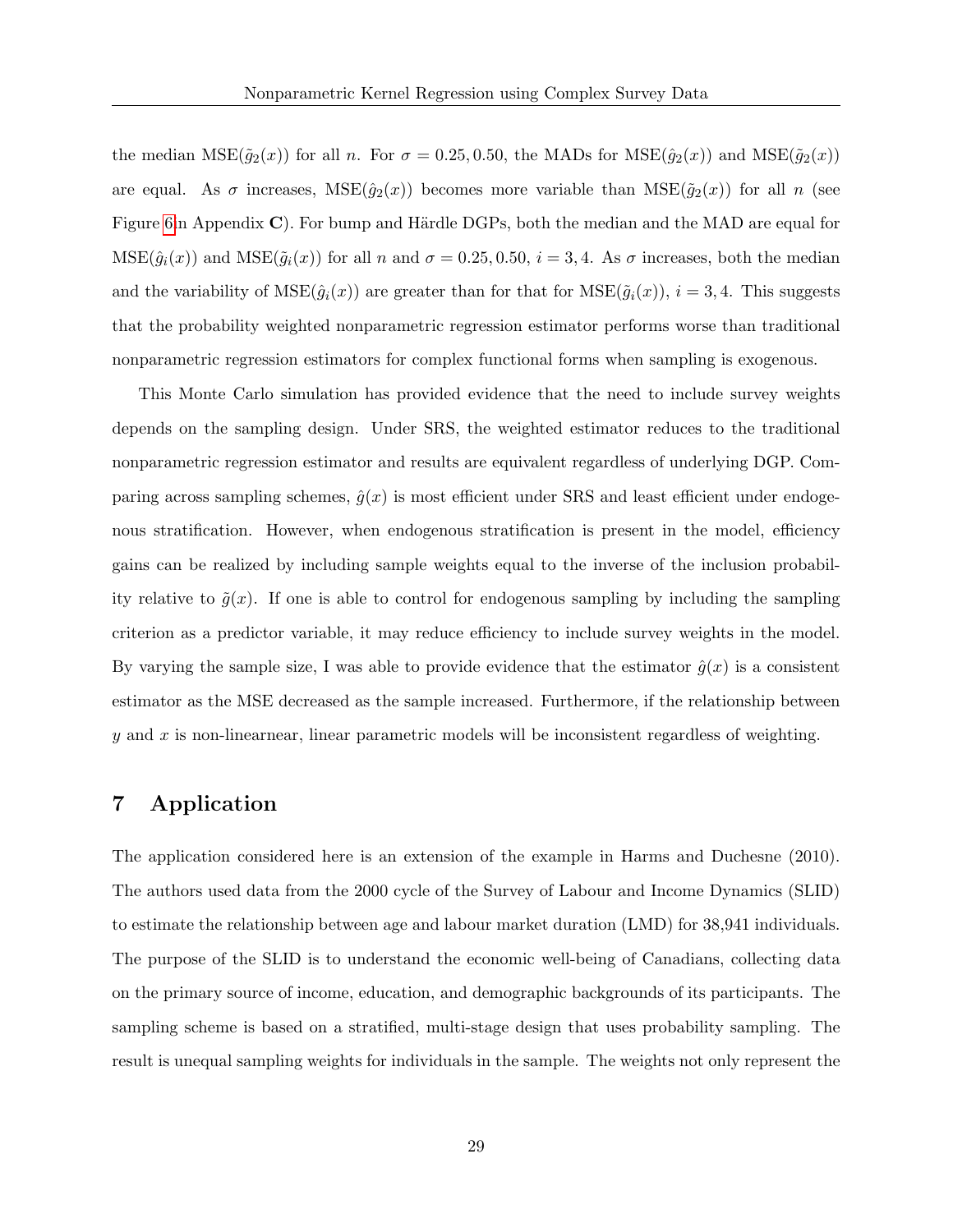the median $\text{MSE}(\tilde{g}_2(x))$ for all $n$. For $\sigma = 0.25, 0.50$, the MADs for $\text{MSE}(\hat{g}_2(x))$ and $\text{MSE}(\tilde{g}_2(x))$ are equal. As $\sigma$ increases, $\text{MSE}(\hat{g}_2(x))$ becomes more variable than $\text{MSE}(\tilde{g}_2(x))$ for all $n$ (see Figure 6 in Appendix **C**). For bump and Härdle DGPs, both the median and the MAD are equal for $\text{MSE}(\hat{g}_i(x))$ and $\text{MSE}(\tilde{g}_i(x))$ for all $n$ and $\sigma = 0.25, 0.50$, $i = 3, 4$. As $\sigma$ increases, both the median and the variability of $\text{MSE}(\hat{g}_i(x))$ are greater than for that for $\text{MSE}(\tilde{g}_i(x))$, $i = 3, 4$. This suggests that the probability weighted nonparametric regression estimator performs worse than traditional nonparametric regression estimators for complex functional forms when sampling is exogenous.

This Monte Carlo simulation has provided evidence that the need to include survey weights depends on the sampling design. Under SRS, the weighted estimator reduces to the traditional nonparametric regression estimator and results are equivalent regardless of underlying DGP. Comparing across sampling schemes, $\hat{g}(x)$ is most efficient under SRS and least efficient under endogenous stratification. However, when endogenous stratification is present in the model, efficiency gains can be realized by including sample weights equal to the inverse of the inclusion probability relative to $\tilde{g}(x)$. If one is able to control for endogenous sampling by including the sampling criterion as a predictor variable, it may reduce efficiency to include survey weights in the model. By varying the sample size, I was able to provide evidence that the estimator $\hat{g}(x)$ is a consistent estimator as the MSE decreased as the sample increased. Furthermore, if the relationship between $y$ and $x$ is non-linearnear, linear parametric models will be inconsistent regardless of weighting.

# 7 Application

The application considered here is an extension of the example in Harms and Duchesne (2010). The authors used data from the 2000 cycle of the Survey of Labour and Income Dynamics (SLID) to estimate the relationship between age and labour market duration (LMD) for 38,941 individuals. The purpose of the SLID is to understand the economic well-being of Canadians, collecting data on the primary source of income, education, and demographic backgrounds of its participants. The sampling scheme is based on a stratified, multi-stage design that uses probability sampling. The result is unequal sampling weights for individuals in the sample. The weights not only represent the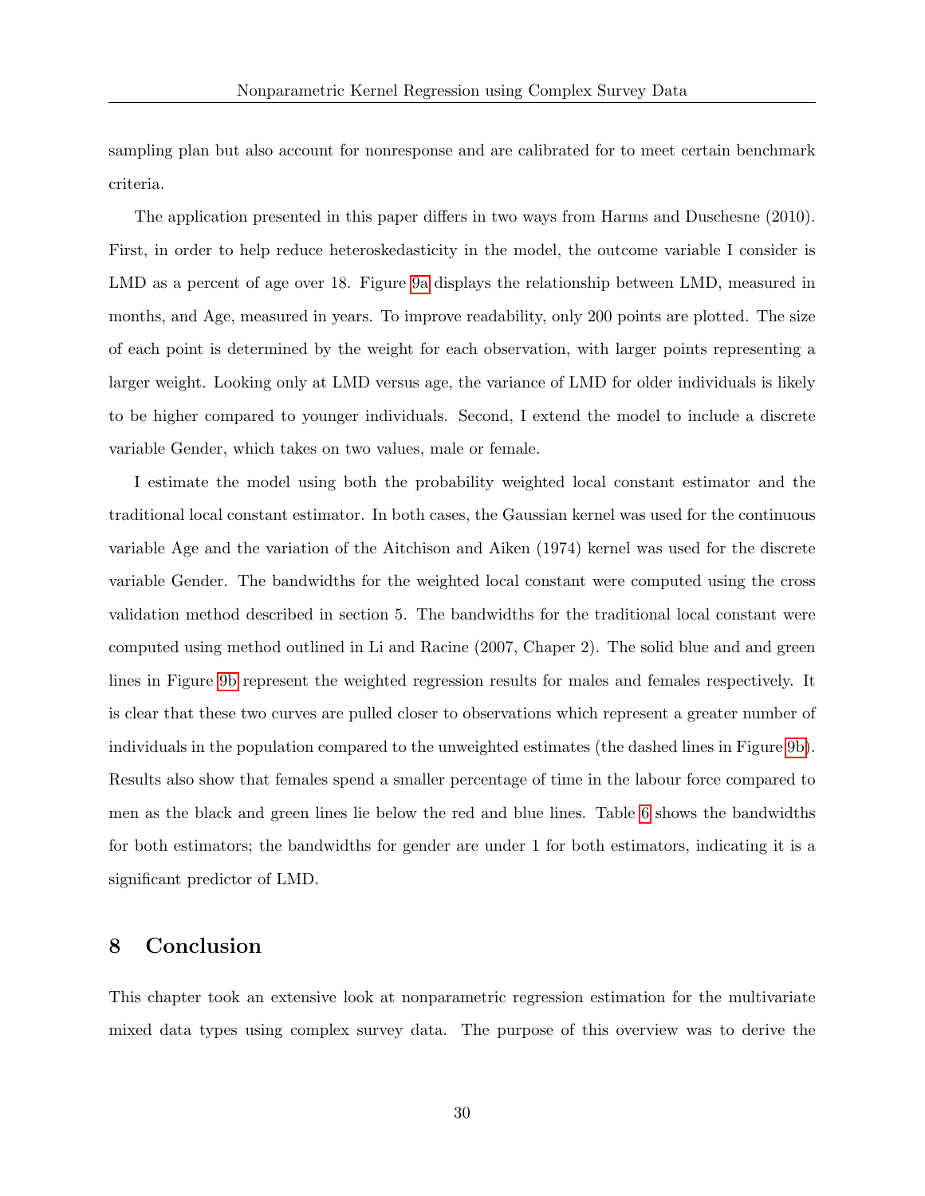sampling plan but also account for nonresponse and are calibrated for to meet certain benchmark criteria.

The application presented in this paper differs in two ways from Harms and Duschesne (2010). First, in order to help reduce heteroskedasticity in the model, the outcome variable I consider is LMD as a percent of age over 18. Figure 9a displays the relationship between LMD, measured in months, and Age, measured in years. To improve readability, only 200 points are plotted. The size of each point is determined by the weight for each observation, with larger points representing a larger weight. Looking only at LMD versus age, the variance of LMD for older individuals is likely to be higher compared to younger individuals. Second, I extend the model to include a discrete variable Gender, which takes on two values, male or female.

I estimate the model using both the probability weighted local constant estimator and the traditional local constant estimator. In both cases, the Gaussian kernel was used for the continuous variable Age and the variation of the Aitchison and Aiken (1974) kernel was used for the discrete variable Gender. The bandwidths for the weighted local constant were computed using the cross validation method described in section 5. The bandwidths for the traditional local constant were computed using method outlined in Li and Racine (2007, Chaper 2). The solid blue and and green lines in Figure 9b represent the weighted regression results for males and females respectively. It is clear that these two curves are pulled closer to observations which represent a greater number of individuals in the population compared to the unweighted estimates (the dashed lines in Figure 9b). Results also show that females spend a smaller percentage of time in the labour force compared to men as the black and green lines lie below the red and blue lines. Table 6 shows the bandwidths for both estimators; the bandwidths for gender are under 1 for both estimators, indicating it is a significant predictor of LMD.

# 8 Conclusion

This chapter took an extensive look at nonparametric regression estimation for the multivariate mixed data types using complex survey data. The purpose of this overview was to derive the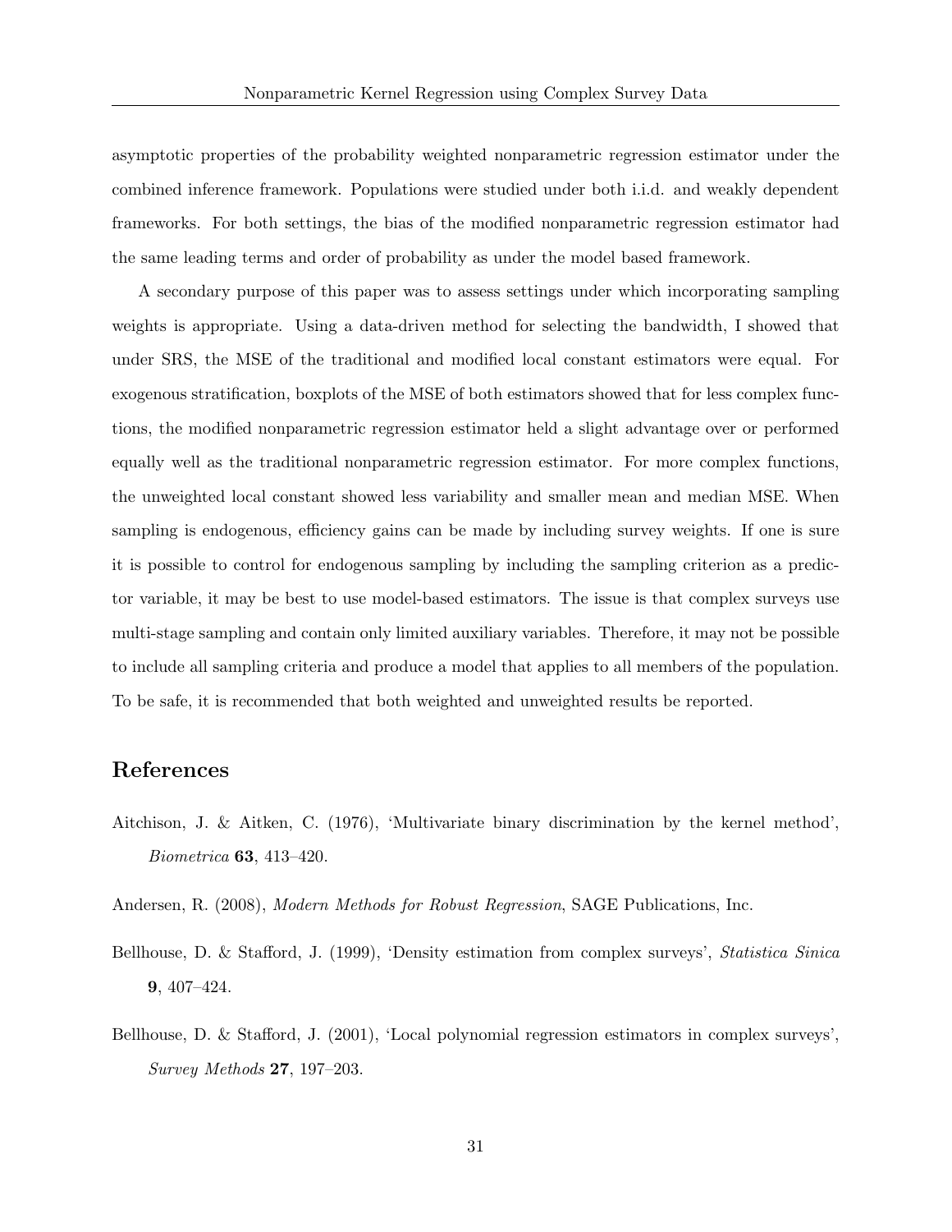asymptotic properties of the probability weighted nonparametric regression estimator under the combined inference framework. Populations were studied under both i.i.d. and weakly dependent frameworks. For both settings, the bias of the modified nonparametric regression estimator had the same leading terms and order of probability as under the model based framework.

A secondary purpose of this paper was to assess settings under which incorporating sampling weights is appropriate. Using a data-driven method for selecting the bandwidth, I showed that under SRS, the MSE of the traditional and modified local constant estimators were equal. For exogenous stratification, boxplots of the MSE of both estimators showed that for less complex functions, the modified nonparametric regression estimator held a slight advantage over or performed equally well as the traditional nonparametric regression estimator. For more complex functions, the unweighted local constant showed less variability and smaller mean and median MSE. When sampling is endogenous, efficiency gains can be made by including survey weights. If one is sure it is possible to control for endogenous sampling by including the sampling criterion as a predictor variable, it may be best to use model-based estimators. The issue is that complex surveys use multi-stage sampling and contain only limited auxiliary variables. Therefore, it may not be possible to include all sampling criteria and produce a model that applies to all members of the population. To be safe, it is recommended that both weighted and unweighted results be reported.

## References

Aitchison, J. & Aitken, C. (1976), 'Multivariate binary discrimination by the kernel method', *Biometrica* **63**, 413–420.

Andersen, R. (2008), *Modern Methods for Robust Regression*, SAGE Publications, Inc.

Bellhouse, D. & Stafford, J. (1999), 'Density estimation from complex surveys', *Statistica Sinica* **9**, 407–424.

Bellhouse, D. & Stafford, J. (2001), 'Local polynomial regression estimators in complex surveys', *Survey Methods* **27**, 197–203.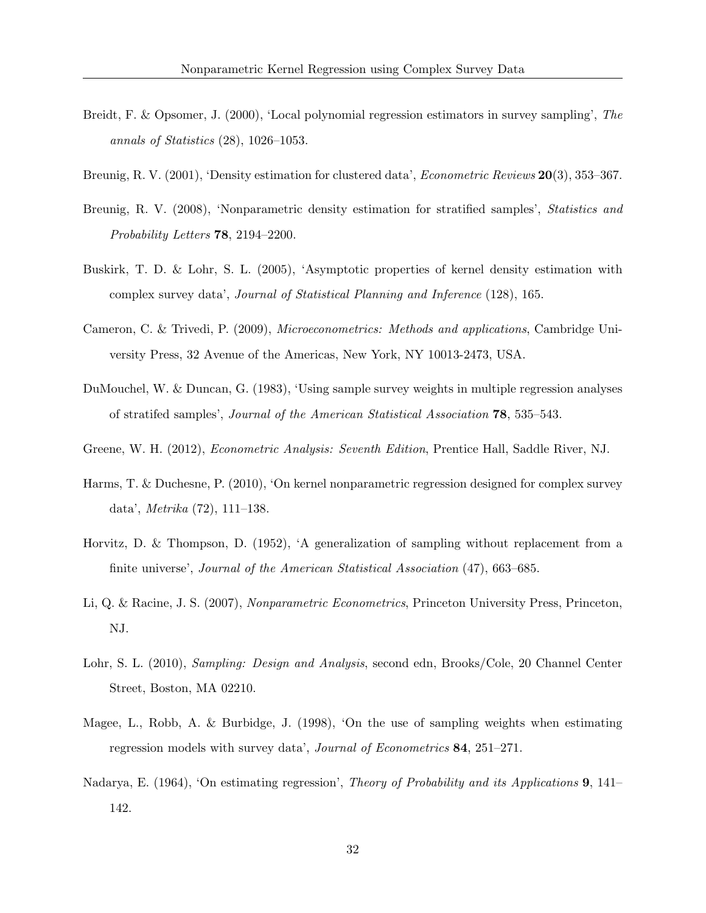Breidt, F. & Opsomer, J. (2000), 'Local polynomial regression estimators in survey sampling', *The annals of Statistics* (28), 1026–1053.

Breunig, R. V. (2001), 'Density estimation for clustered data', *Econometric Reviews* **20**(3), 353–367.

Breunig, R. V. (2008), 'Nonparametric density estimation for stratified samples', *Statistics and Probability Letters* **78**, 2194–2200.

Buskirk, T. D. & Lohr, S. L. (2005), 'Asymptotic properties of kernel density estimation with complex survey data', *Journal of Statistical Planning and Inference* (128), 165.

Cameron, C. & Trivedi, P. (2009), *Microeconometrics: Methods and applications*, Cambridge University Press, 32 Avenue of the Americas, New York, NY 10013-2473, USA.

DuMouchel, W. & Duncan, G. (1983), 'Using sample survey weights in multiple regression analyses of stratifed samples', *Journal of the American Statistical Association* **78**, 535–543.

Greene, W. H. (2012), *Econometric Analysis: Seventh Edition*, Prentice Hall, Saddle River, NJ.

Harms, T. & Duchesne, P. (2010), 'On kernel nonparametric regression designed for complex survey data', *Metrika* (72), 111–138.

Horvitz, D. & Thompson, D. (1952), 'A generalization of sampling without replacement from a finite universe', *Journal of the American Statistical Association* (47), 663–685.

Li, Q. & Racine, J. S. (2007), *Nonparametric Econometrics*, Princeton University Press, Princeton, NJ.

Lohr, S. L. (2010), *Sampling: Design and Analysis*, second edn, Brooks/Cole, 20 Channel Center Street, Boston, MA 02210.

Magee, L., Robb, A. & Burbidge, J. (1998), 'On the use of sampling weights when estimating regression models with survey data', *Journal of Econometrics* **84**, 251–271.

Nadarya, E. (1964), 'On estimating regression', *Theory of Probability and its Applications* **9**, 141–142.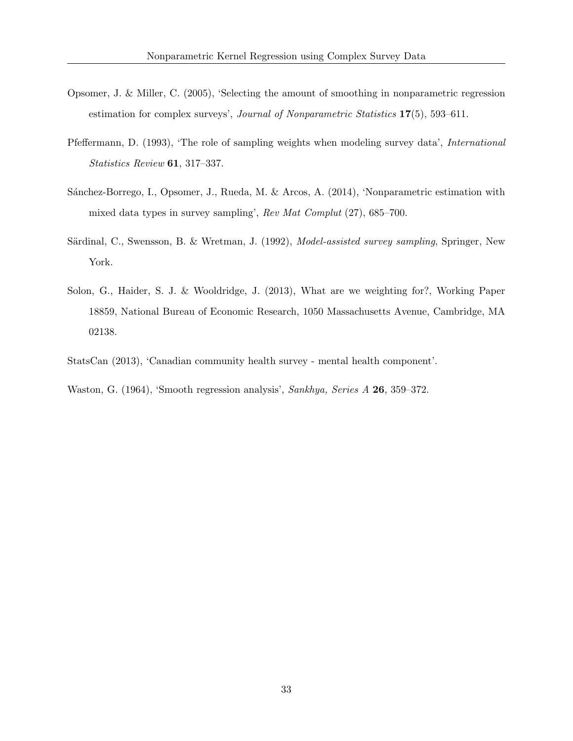Opsomer, J. & Miller, C. (2005), 'Selecting the amount of smoothing in nonparametric regression estimation for complex surveys', *Journal of Nonparametric Statistics* **17**(5), 593–611.

Pfeffermann, D. (1993), 'The role of sampling weights when modeling survey data', *International Statistics Review* **61**, 317–337.

Sánchez-Borrego, I., Opsomer, J., Rueda, M. & Arcos, A. (2014), 'Nonparametric estimation with mixed data types in survey sampling', *Rev Mat Complut* (27), 685–700.

Särdinal, C., Swensson, B. & Wretman, J. (1992), *Model-assisted survey sampling*, Springer, New York.

Solon, G., Haider, S. J. & Wooldridge, J. (2013), What are we weighting for?, Working Paper 18859, National Bureau of Economic Research, 1050 Massachusetts Avenue, Cambridge, MA 02138.

StatsCan (2013), 'Canadian community health survey - mental health component'.

Waston, G. (1964), 'Smooth regression analysis', *Sankhya, Series A* **26**, 359–372.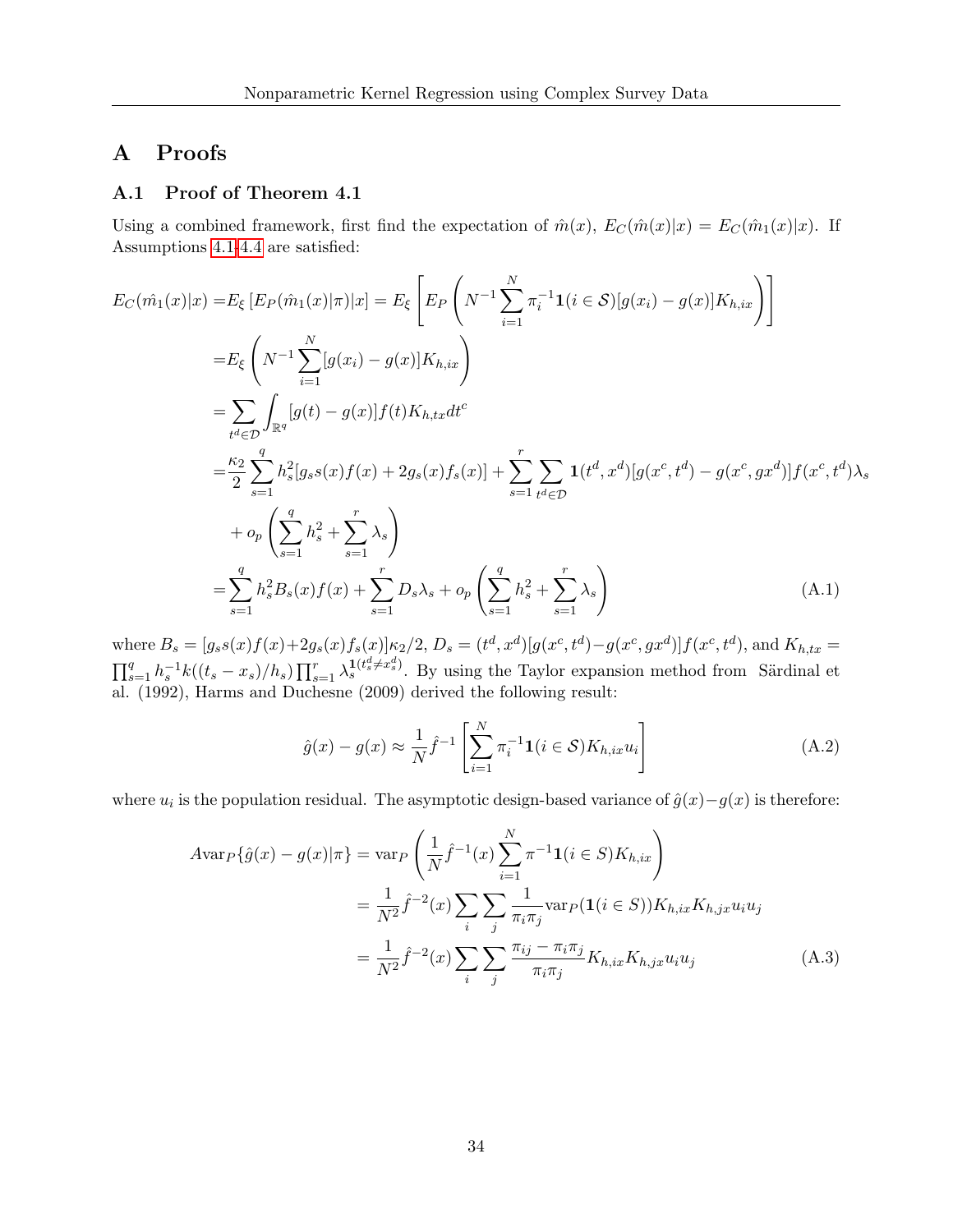## A Proofs

### A.1 Proof of Theorem 4.1

Using a combined framework, first find the expectation of $\hat{m}(x)$, $E_C(\hat{m}(x)|x) = E_C(\hat{m}_1(x)|x)$. If Assumptions 4.1-4.4 are satisfied:

$$
\begin{aligned}
E_C(\hat{m}_1(x)|x) =& E_\xi\left[E_P(\hat{m}_1(x)|\pi)|x\right] = E_\xi\left[E_P\left(N^{-1}\sum_{i=1}^{N}\pi_i^{-1}\mathbf{1}(i\in\mathcal{S})[g(x_i)-g(x)]K_{h,ix}\right)\right] \\
=& E_\xi\left(N^{-1}\sum_{i=1}^{N}[g(x_i)-g(x)]K_{h,ix}\right) \\
=& \sum_{t^d\in\mathcal{D}}\int_{\mathbb{R}^q}[g(t)-g(x)]f(t)K_{h,tx}dt^c \\
=& \frac{\kappa_2}{2}\sum_{s=1}^{q}h_s^2[g_ss(x)f(x)+2g_s(x)f_s(x)] + \sum_{s=1}^{r}\sum_{t^d\in\mathcal{D}}\mathbf{1}(t^d,x^d)[g(x^c,t^d)-g(x^c,gx^d)]f(x^c,t^d)\lambda_s \\
&+ o_p\left(\sum_{s=1}^{q}h_s^2+\sum_{s=1}^{r}\lambda_s\right) \\
=& \sum_{s=1}^{q}h_s^2B_s(x)f(x) + \sum_{s=1}^{r}D_s\lambda_s + o_p\left(\sum_{s=1}^{q}h_s^2+\sum_{s=1}^{r}\lambda_s\right)
\end{aligned}
\tag{A.1}
$$

where $B_s = [g_ss(x)f(x)+2g_s(x)f_s(x)]\kappa_2/2$, $D_s = (t^d,x^d)[g(x^c,t^d)-g(x^c,gx^d)]f(x^c,t^d)$, and $K_{h,tx} = \prod_{s=1}^{q}h_s^{-1}k((t_s-x_s)/h_s)\prod_{s=1}^{r}\lambda_s^{\mathbf{1}(t_s^d\neq x_s^d)}$. By using the Taylor expansion method from Särdinal et al. (1992), Harms and Duchesne (2009) derived the following result:

$$
\hat{g}(x)-g(x) \approx \frac{1}{N}\hat{f}^{-1}\left[\sum_{i=1}^{N}\pi_i^{-1}\mathbf{1}(i\in\mathcal{S})K_{h,ix}u_i\right]
\tag{A.2}
$$

where $u_i$ is the population residual. The asymptotic design-based variance of $\hat{g}(x)-g(x)$ is therefore:

$$
\begin{aligned}
A\mathrm{var}_P\{\hat{g}(x)-g(x)|\pi\} &= \mathrm{var}_P\left(\frac{1}{N}\hat{f}^{-1}(x)\sum_{i=1}^{N}\pi^{-1}\mathbf{1}(i\in S)K_{h,ix}\right) \\
&= \frac{1}{N^2}\hat{f}^{-2}(x)\sum_i\sum_j\frac{1}{\pi_i\pi_j}\mathrm{var}_P(\mathbf{1}(i\in S))K_{h,ix}K_{h,jx}u_iu_j \\
&= \frac{1}{N^2}\hat{f}^{-2}(x)\sum_i\sum_j\frac{\pi_{ij}-\pi_i\pi_j}{\pi_i\pi_j}K_{h,ix}K_{h,jx}u_iu_j
\end{aligned}
\tag{A.3}
$$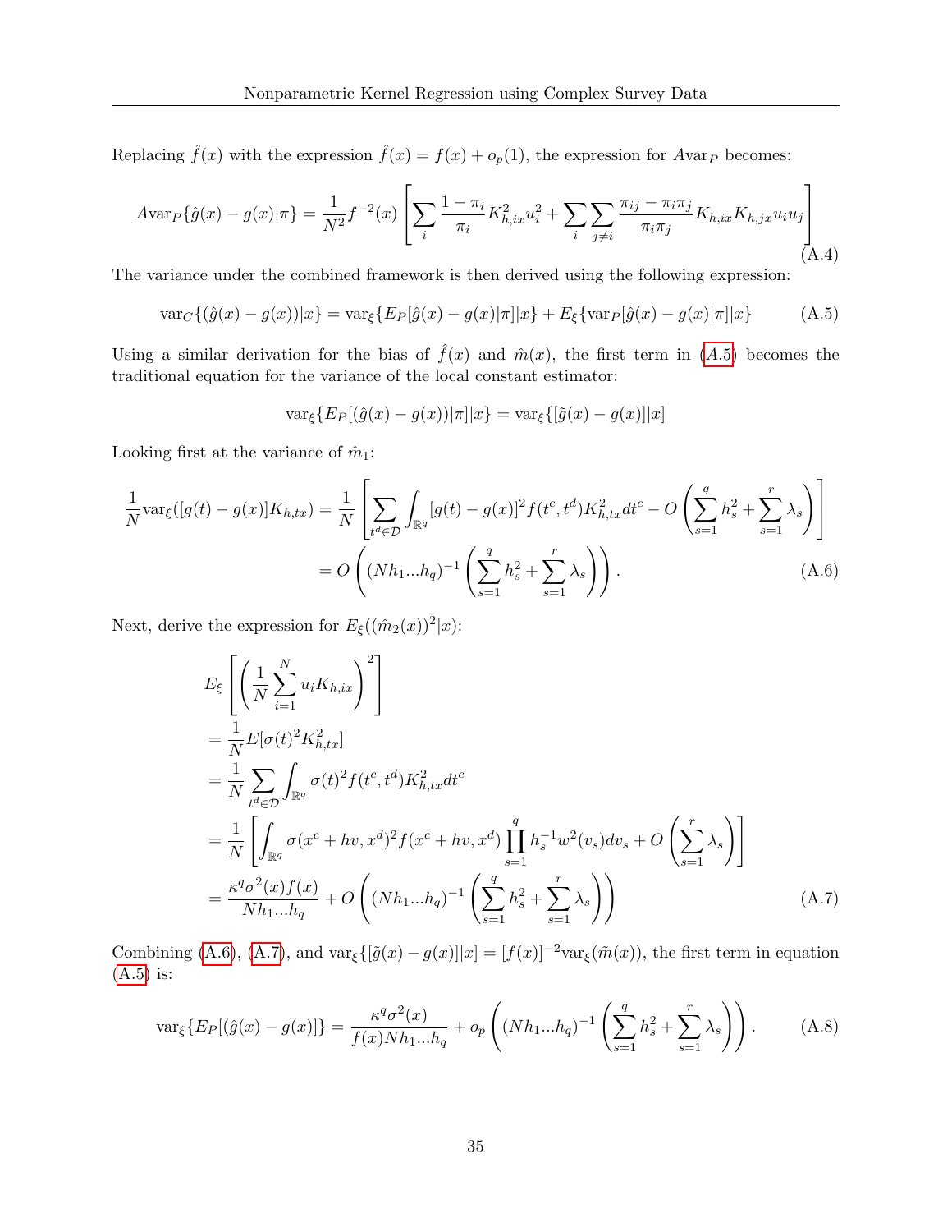Replacing $\hat{f}(x)$ with the expression $\hat{f}(x) = f(x) + o_p(1)$, the expression for $A\text{var}_P$ becomes:

$$
A\text{var}_P\{\hat{g}(x) - g(x)|\pi\} = \frac{1}{N^2} f^{-2}(x) \left[ \sum_i \frac{1-\pi_i}{\pi_i} K_{h,ix}^2 u_i^2 + \sum_i \sum_{j \neq i} \frac{\pi_{ij} - \pi_i \pi_j}{\pi_i \pi_j} K_{h,ix} K_{h,jx} u_i u_j \right] \tag{A.4}
$$

The variance under the combined framework is then derived using the following expression:

$$
\text{var}_C\{(\hat{g}(x) - g(x))|x\} = \text{var}_\xi\{E_P[\hat{g}(x) - g(x)|\pi]|x\} + E_\xi\{\text{var}_P[\hat{g}(x) - g(x)|\pi]|x\} \tag{A.5}
$$

Using a similar derivation for the bias of $\hat{f}(x)$ and $\hat{m}(x)$, the first term in (A.5) becomes the traditional equation for the variance of the local constant estimator:

$$
\text{var}_\xi\{E_P[(\hat{g}(x) - g(x))|\pi]|x\} = \text{var}_\xi\{[\tilde{g}(x) - g(x)]|x\}
$$

Looking first at the variance of $\hat{m}_1$:

$$
\begin{aligned}
\frac{1}{N}\text{var}_\xi([g(t) - g(x)]K_{h,tx}) &= \frac{1}{N}\left[ \sum_{t^d \in \mathcal{D}} \int_{\mathbb{R}^q} [g(t) - g(x)]^2 f(t^c, t^d) K_{h,tx}^2 dt^c - O\left( \sum_{s=1}^q h_s^2 + \sum_{s=1}^r \lambda_s \right) \right] \\
&= O\left( (Nh_1 ... h_q)^{-1} \left( \sum_{s=1}^q h_s^2 + \sum_{s=1}^r \lambda_s \right) \right).
\end{aligned} \tag{A.6}
$$

Next, derive the expression for $E_\xi((\hat{m}_2(x))^2|x)$:

$$
\begin{aligned}
&E_\xi\left[ \left( \frac{1}{N}\sum_{i=1}^N u_i K_{h,ix} \right)^2 \right] \\
&= \frac{1}{N} E[\sigma(t)^2 K_{h,tx}^2] \\
&= \frac{1}{N} \sum_{t^d \in \mathcal{D}} \int_{\mathbb{R}^q} \sigma(t)^2 f(t^c, t^d) K_{h,tx}^2 dt^c \\
&= \frac{1}{N}\left[ \int_{\mathbb{R}^q} \sigma(x^c + hv, x^d)^2 f(x^c + hv, x^d) \prod_{s=1}^q h_s^{-1} w^2(v_s) dv_s + O\left( \sum_{s=1}^r \lambda_s \right) \right] \\
&= \frac{\kappa^q \sigma^2(x) f(x)}{Nh_1 ... h_q} + O\left( (Nh_1 ... h_q)^{-1} \left( \sum_{s=1}^q h_s^2 + \sum_{s=1}^r \lambda_s \right) \right)
\end{aligned} \tag{A.7}
$$

Combining (A.6), (A.7), and $\text{var}_\xi\{[\tilde{g}(x) - g(x)]|x\} = [f(x)]^{-2}\text{var}_\xi(\tilde{m}(x))$, the first term in equation (A.5) is:

$$
\text{var}_\xi\{E_P[(\hat{g}(x) - g(x)]\} = \frac{\kappa^q \sigma^2(x)}{f(x) N h_1 ... h_q} + o_p\left( (Nh_1 ... h_q)^{-1} \left( \sum_{s=1}^q h_s^2 + \sum_{s=1}^r \lambda_s \right) \right). \tag{A.8}
$$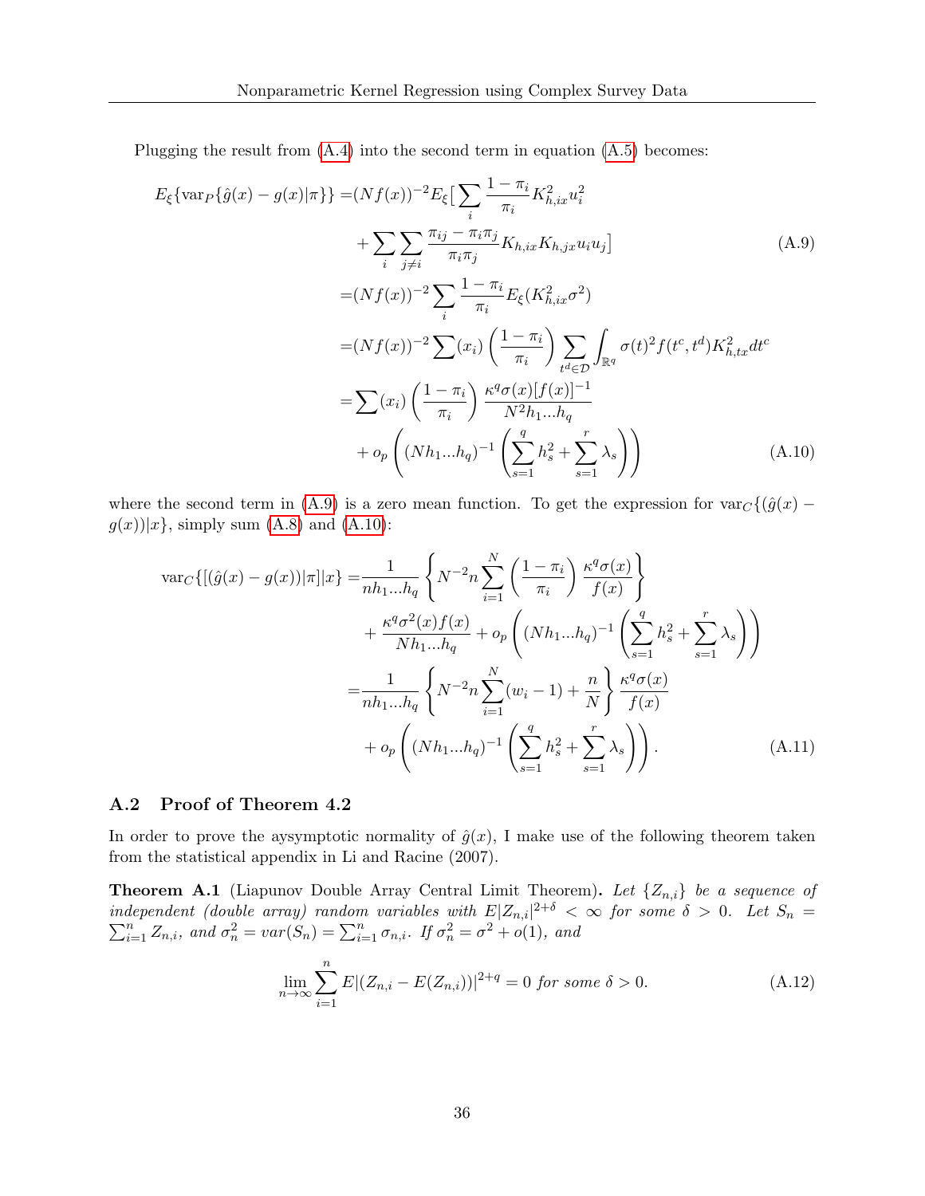Plugging the result from (A.4) into the second term in equation (A.5) becomes:

$$
\begin{aligned}
E_\xi\{\text{var}_P\{\hat{g}(x) - g(x)|\pi\}\} =&(Nf(x))^{-2} E_\xi\big[\sum_i \frac{1-\pi_i}{\pi_i} K_{h,ix}^2 u_i^2 \\
&+ \sum_i \sum_{j\neq i} \frac{\pi_{ij} - \pi_i\pi_j}{\pi_i\pi_j} K_{h,ix} K_{h,jx} u_i u_j\big] \qquad \text{(A.9)}\\
=&(Nf(x))^{-2} \sum_i \frac{1-\pi_i}{\pi_i} E_\xi (K_{h,ix}^2 \sigma^2) \\
=&(Nf(x))^{-2} \sum(x_i) \left(\frac{1-\pi_i}{\pi_i}\right) \sum_{t^d \in \mathcal{D}} \int_{\mathbb{R}^q} \sigma(t)^2 f(t^c, t^d) K_{h,tx}^2 dt^c \\
=&\sum(x_i) \left(\frac{1-\pi_i}{\pi_i}\right) \frac{\kappa^q \sigma(x)[f(x)]^{-1}}{N^2 h_1 ... h_q} \\
&+ o_p\left((Nh_1...h_q)^{-1} \left(\sum_{s=1}^q h_s^2 + \sum_{s=1}^r \lambda_s\right)\right) \qquad \text{(A.10)}
\end{aligned}
$$

where the second term in (A.9) is a zero mean function. To get the expression for $\text{var}_C\{(\hat{g}(x) - g(x))|x\}$, simply sum (A.8) and (A.10):

$$
\begin{aligned}
\text{var}_C\{[(\hat{g}(x) - g(x))|\pi]|x\} =& \frac{1}{nh_1...h_q}\left\{N^{-2} n \sum_{i=1}^N \left(\frac{1-\pi_i}{\pi_i}\right) \frac{\kappa^q \sigma(x)}{f(x)}\right\} \\
&+ \frac{\kappa^q \sigma^2(x) f(x)}{Nh_1...h_q} + o_p\left((Nh_1...h_q)^{-1} \left(\sum_{s=1}^q h_s^2 + \sum_{s=1}^r \lambda_s\right)\right) \\
=& \frac{1}{nh_1...h_q}\left\{N^{-2} n \sum_{i=1}^N (w_i - 1) + \frac{n}{N}\right\} \frac{\kappa^q \sigma(x)}{f(x)} \\
&+ o_p\left((Nh_1...h_q)^{-1} \left(\sum_{s=1}^q h_s^2 + \sum_{s=1}^r \lambda_s\right)\right). \qquad \text{(A.11)}
\end{aligned}
$$

### A.2 Proof of Theorem 4.2

In order to prove the aysymptotic normality of $\hat{g}(x)$, I make use of the following theorem taken from the statistical appendix in Li and Racine (2007).

**Theorem A.1** (Liapunov Double Array Central Limit Theorem)**.** *Let $\{Z_{n,i}\}$ be a sequence of independent (double array) random variables with $E|Z_{n,i}|^{2+\delta} < \infty$ for some $\delta > 0$. Let $S_n = \sum_{i=1}^n Z_{n,i}$, and $\sigma_n^2 = var(S_n) = \sum_{i=1}^n \sigma_{n,i}$. If $\sigma_n^2 = \sigma^2 + o(1)$, and*

$$
\lim_{n\to\infty} \sum_{i=1}^n E|(Z_{n,i} - E(Z_{n,i}))|^{2+q} = 0 \text{ for some } \delta > 0. \qquad \text{(A.12)}
$$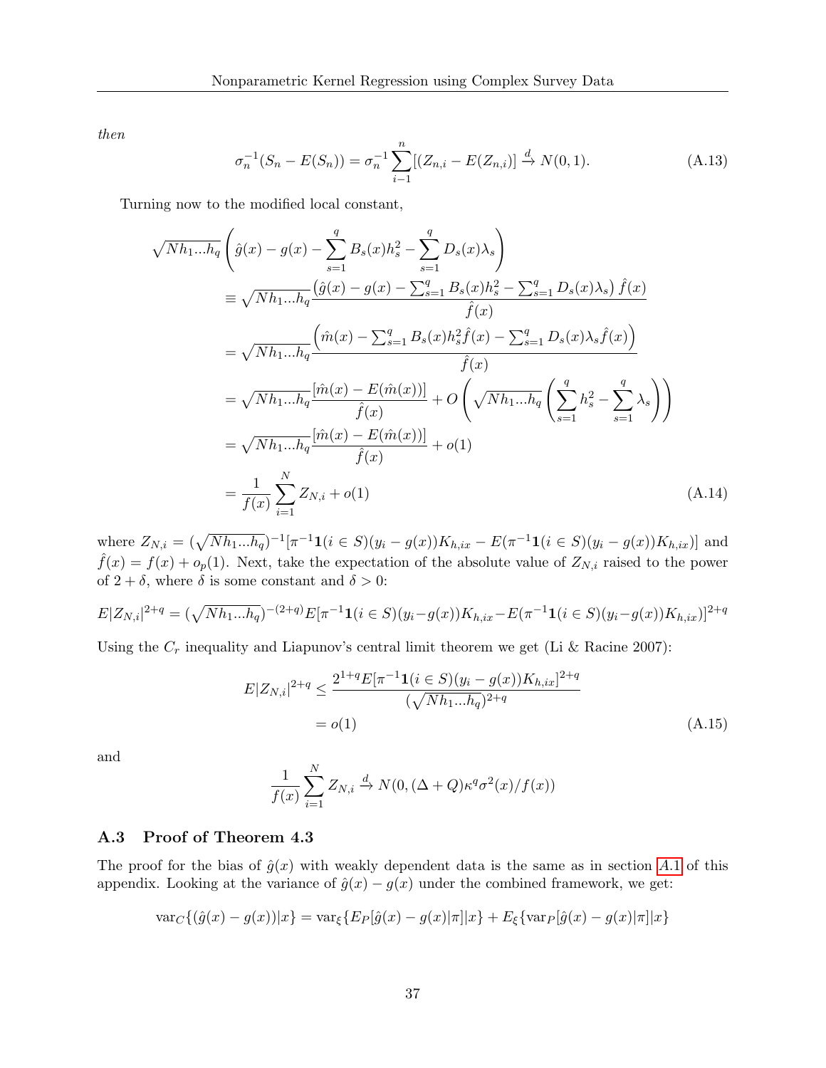*then*

$$\sigma_n^{-1}(S_n - E(S_n)) = \sigma_n^{-1}\sum_{i-1}^{n}[(Z_{n,i} - E(Z_{n,i})] \xrightarrow{d} N(0,1). \tag{A.13}$$

Turning now to the modified local constant,

$$\begin{aligned}
\sqrt{Nh_1...h_q}&\left(\hat{g}(x) - g(x) - \sum_{s=1}^{q} B_s(x)h_s^2 - \sum_{s=1}^{q} D_s(x)\lambda_s\right) \\
&\equiv \sqrt{Nh_1...h_q}\frac{\left(\hat{g}(x) - g(x) - \sum_{s=1}^{q} B_s(x)h_s^2 - \sum_{s=1}^{q} D_s(x)\lambda_s\right)\hat{f}(x)}{\hat{f}(x)} \\
&= \sqrt{Nh_1...h_q}\frac{\left(\hat{m}(x) - \sum_{s=1}^{q} B_s(x)h_s^2\hat{f}(x) - \sum_{s=1}^{q} D_s(x)\lambda_s\hat{f}(x)\right)}{\hat{f}(x)} \\
&= \sqrt{Nh_1...h_q}\frac{[\hat{m}(x) - E(\hat{m}(x))]}{\hat{f}(x)} + O\left(\sqrt{Nh_1...h_q}\left(\sum_{s=1}^{q} h_s^2 - \sum_{s=1}^{q}\lambda_s\right)\right) \\
&= \sqrt{Nh_1...h_q}\frac{[\hat{m}(x) - E(\hat{m}(x))]}{\hat{f}(x)} + o(1) \\
&= \frac{1}{f(x)}\sum_{i=1}^{N} Z_{N,i} + o(1)
\end{aligned} \tag{A.14}$$

where $Z_{N,i} = (\sqrt{Nh_1...h_q})^{-1}[\pi^{-1}\mathbf{1}(i \in S)(y_i - g(x))K_{h,ix} - E(\pi^{-1}\mathbf{1}(i \in S)(y_i - g(x))K_{h,ix})]$ and $\hat{f}(x) = f(x) + o_p(1)$. Next, take the expectation of the absolute value of $Z_{N,i}$ raised to the power of $2+\delta$, where $\delta$ is some constant and $\delta > 0$:

$$E|Z_{N,i}|^{2+q} = (\sqrt{Nh_1...h_q})^{-(2+q)}E[\pi^{-1}\mathbf{1}(i \in S)(y_i - g(x))K_{h,ix} - E(\pi^{-1}\mathbf{1}(i \in S)(y_i - g(x))K_{h,ix})]^{2+q}$$

Using the $C_r$ inequality and Liapunov's central limit theorem we get (Li & Racine 2007):

$$\begin{aligned}
E|Z_{N,i}|^{2+q} &\leq \frac{2^{1+q}E[\pi^{-1}\mathbf{1}(i \in S)(y_i - g(x))K_{h,ix}]^{2+q}}{(\sqrt{Nh_1...h_q})^{2+q}} \\
&= o(1)
\end{aligned} \tag{A.15}$$

and

$$\frac{1}{f(x)}\sum_{i=1}^{N} Z_{N,i} \xrightarrow{d} N(0, (\Delta + Q)\kappa^q\sigma^2(x)/f(x))$$

### A.3 Proof of Theorem 4.3

The proof for the bias of $\hat{g}(x)$ with weakly dependent data is the same as in section A.1 of this appendix. Looking at the variance of $\hat{g}(x) - g(x)$ under the combined framework, we get:

$$\text{var}_C\{(\hat{g}(x) - g(x))|x\} = \text{var}_\xi\{E_P[\hat{g}(x) - g(x)|\pi]|x\} + E_\xi\{\text{var}_P[\hat{g}(x) - g(x)|\pi]|x\}$$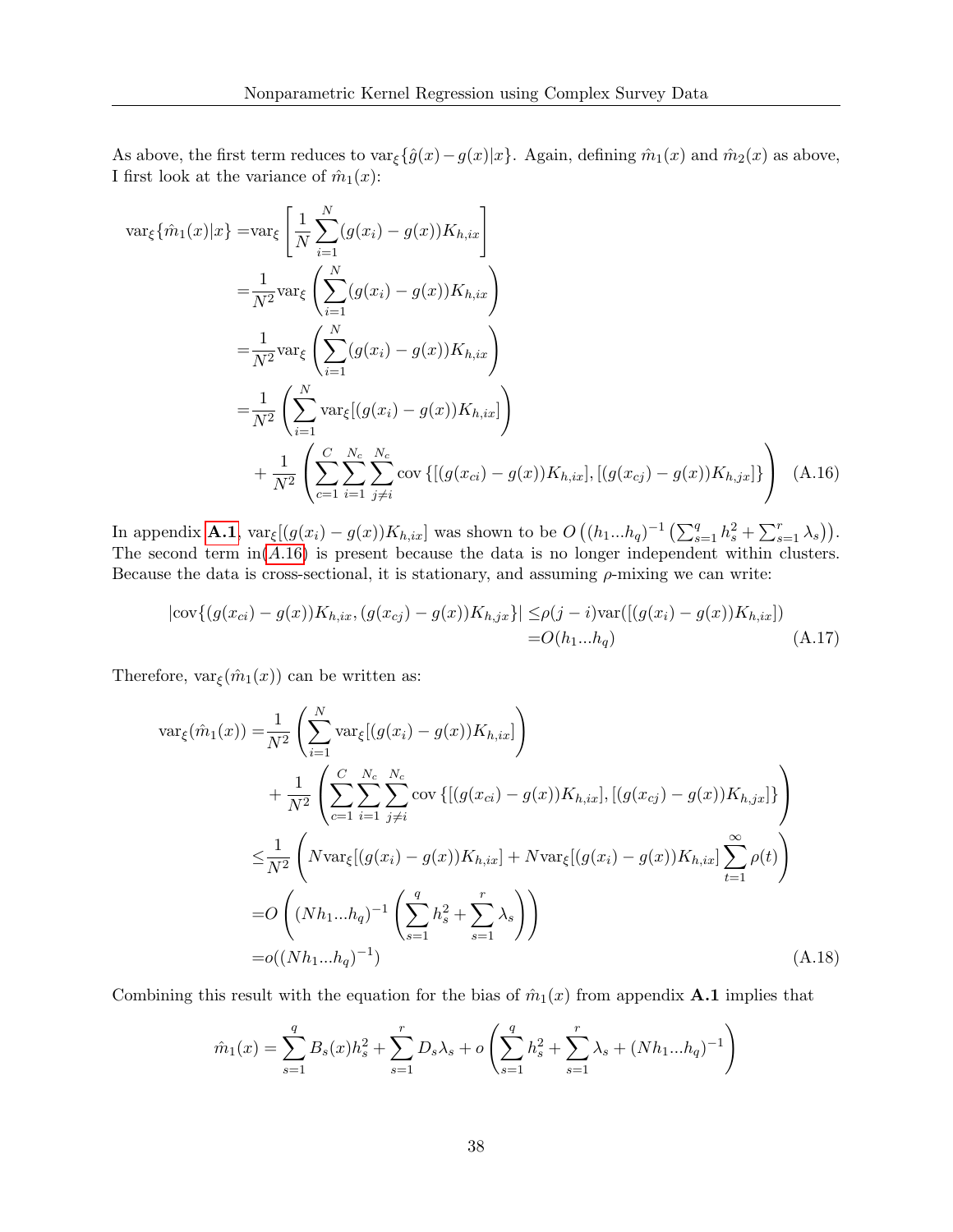As above, the first term reduces to $\text{var}_\xi\{\hat{g}(x) - g(x)|x\}$. Again, defining $\hat{m}_1(x)$ and $\hat{m}_2(x)$ as above, I first look at the variance of $\hat{m}_1(x)$:

$$
\begin{aligned}
\text{var}_\xi\{\hat{m}_1(x)|x\} =& \text{var}_\xi\left[\frac{1}{N}\sum_{i=1}^{N}(g(x_i) - g(x))K_{h,ix}\right] \\
=& \frac{1}{N^2}\text{var}_\xi\left(\sum_{i=1}^{N}(g(x_i) - g(x))K_{h,ix}\right) \\
=& \frac{1}{N^2}\text{var}_\xi\left(\sum_{i=1}^{N}(g(x_i) - g(x))K_{h,ix}\right) \\
=& \frac{1}{N^2}\left(\sum_{i=1}^{N}\text{var}_\xi[(g(x_i) - g(x))K_{h,ix}]\right) \\
&+ \frac{1}{N^2}\left(\sum_{c=1}^{C}\sum_{i=1}^{N_c}\sum_{j\neq i}^{N_c}\text{cov}\left\{[(g(x_{ci}) - g(x))K_{h,ix}], [(g(x_{cj}) - g(x))K_{h,jx}]\right\}\right) \quad \text{(A.16)}
\end{aligned}
$$

In appendix **A.1**, $\text{var}_\xi[(g(x_i) - g(x))K_{h,ix}]$ was shown to be $O\left((h_1...h_q)^{-1}\left(\sum_{s=1}^{q}h_s^2 + \sum_{s=1}^{r}\lambda_s\right)\right)$. The second term in($A.16$) is present because the data is no longer independent within clusters. Because the data is cross-sectional, it is stationary, and assuming $\rho$-mixing we can write:

$$
\begin{aligned}
|\text{cov}\{(g(x_{ci}) - g(x))K_{h,ix}, (g(x_{cj}) - g(x))K_{h,jx}\}| \leq& \rho(j - i)\text{var}([(g(x_i) - g(x))K_{h,ix}]) \\
=& O(h_1...h_q) \quad \text{(A.17)}
\end{aligned}
$$

Therefore, $\text{var}_\xi(\hat{m}_1(x))$ can be written as:

$$
\begin{aligned}
\text{var}_\xi(\hat{m}_1(x)) =& \frac{1}{N^2}\left(\sum_{i=1}^{N}\text{var}_\xi[(g(x_i) - g(x))K_{h,ix}]\right) \\
&+ \frac{1}{N^2}\left(\sum_{c=1}^{C}\sum_{i=1}^{N_c}\sum_{j\neq i}^{N_c}\text{cov}\left\{[(g(x_{ci}) - g(x))K_{h,ix}], [(g(x_{cj}) - g(x))K_{h,jx}]\right\}\right) \\
\leq& \frac{1}{N^2}\left(N\text{var}_\xi[(g(x_i) - g(x))K_{h,ix}] + N\text{var}_\xi[(g(x_i) - g(x))K_{h,ix}]\sum_{t=1}^{\infty}\rho(t)\right) \\
=& O\left((Nh_1...h_q)^{-1}\left(\sum_{s=1}^{q}h_s^2 + \sum_{s=1}^{r}\lambda_s\right)\right) \\
=& o((Nh_1...h_q)^{-1}) \quad \text{(A.18)}
\end{aligned}
$$

Combining this result with the equation for the bias of $\hat{m}_1(x)$ from appendix **A.1** implies that

$$
\hat{m}_1(x) = \sum_{s=1}^{q}B_s(x)h_s^2 + \sum_{s=1}^{r}D_s\lambda_s + o\left(\sum_{s=1}^{q}h_s^2 + \sum_{s=1}^{r}\lambda_s + (Nh_1...h_q)^{-1}\right)
$$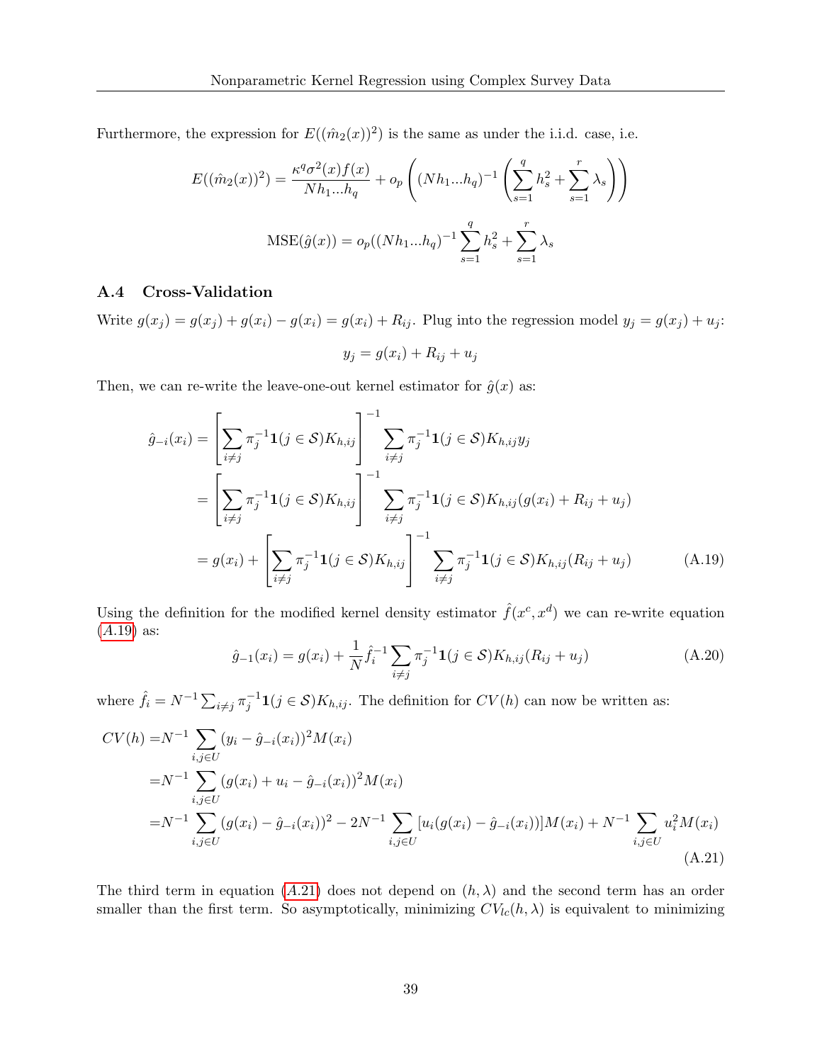Furthermore, the expression for $E((\hat{m}_2(x))^2)$ is the same as under the i.i.d. case, i.e.

$$E((\hat{m}_2(x))^2) = \frac{\kappa^q \sigma^2(x) f(x)}{Nh_1...h_q} + o_p\left((Nh_1...h_q)^{-1}\left(\sum_{s=1}^{q} h_s^2 + \sum_{s=1}^{r} \lambda_s\right)\right)$$

$$\text{MSE}(\hat{g}(x)) = o_p((Nh_1...h_q)^{-1}\sum_{s=1}^{q} h_s^2 + \sum_{s=1}^{r} \lambda_s$$

### A.4 Cross-Validation

Write $g(x_j) = g(x_j) + g(x_i) - g(x_i) = g(x_i) + R_{ij}$. Plug into the regression model $y_j = g(x_j) + u_j$:

$$y_j = g(x_i) + R_{ij} + u_j$$

Then, we can re-write the leave-one-out kernel estimator for $\hat{g}(x)$ as:

$$\begin{aligned}
\hat{g}_{-i}(x_i) &= \left[\sum_{i \neq j} \pi_j^{-1} \mathbf{1}(j \in \mathcal{S}) K_{h,ij}\right]^{-1} \sum_{i \neq j} \pi_j^{-1} \mathbf{1}(j \in \mathcal{S}) K_{h,ij} y_j \\
&= \left[\sum_{i \neq j} \pi_j^{-1} \mathbf{1}(j \in \mathcal{S}) K_{h,ij}\right]^{-1} \sum_{i \neq j} \pi_j^{-1} \mathbf{1}(j \in \mathcal{S}) K_{h,ij} (g(x_i) + R_{ij} + u_j) \\
&= g(x_i) + \left[\sum_{i \neq j} \pi_j^{-1} \mathbf{1}(j \in \mathcal{S}) K_{h,ij}\right]^{-1} \sum_{i \neq j} \pi_j^{-1} \mathbf{1}(j \in \mathcal{S}) K_{h,ij} (R_{ij} + u_j) \qquad \text{(A.19)}
\end{aligned}$$

Using the definition for the modified kernel density estimator $\hat{f}(x^c, x^d)$ we can re-write equation (A.19) as:

$$\hat{g}_{-1}(x_i) = g(x_i) + \frac{1}{N} \hat{f}_i^{-1} \sum_{i \neq j} \pi_j^{-1} \mathbf{1}(j \in \mathcal{S}) K_{h,ij} (R_{ij} + u_j) \qquad \text{(A.20)}$$

where $\hat{f}_i = N^{-1} \sum_{i \neq j} \pi_j^{-1} \mathbf{1}(j \in \mathcal{S}) K_{h,ij}$. The definition for $CV(h)$ can now be written as:

$$\begin{aligned}
CV(h) =& N^{-1} \sum_{i,j \in U} (y_i - \hat{g}_{-i}(x_i))^2 M(x_i) \\
=& N^{-1} \sum_{i,j \in U} (g(x_i) + u_i - \hat{g}_{-i}(x_i))^2 M(x_i) \\
=& N^{-1} \sum_{i,j \in U} (g(x_i) - \hat{g}_{-i}(x_i))^2 - 2N^{-1} \sum_{i,j \in U} [u_i(g(x_i) - \hat{g}_{-i}(x_i))] M(x_i) + N^{-1} \sum_{i,j \in U} u_i^2 M(x_i)
\end{aligned} \qquad \text{(A.21)}$$

The third term in equation (A.21) does not depend on $(h, \lambda)$ and the second term has an order smaller than the first term. So asymptotically, minimizing $CV_{lc}(h, \lambda)$ is equivalent to minimizing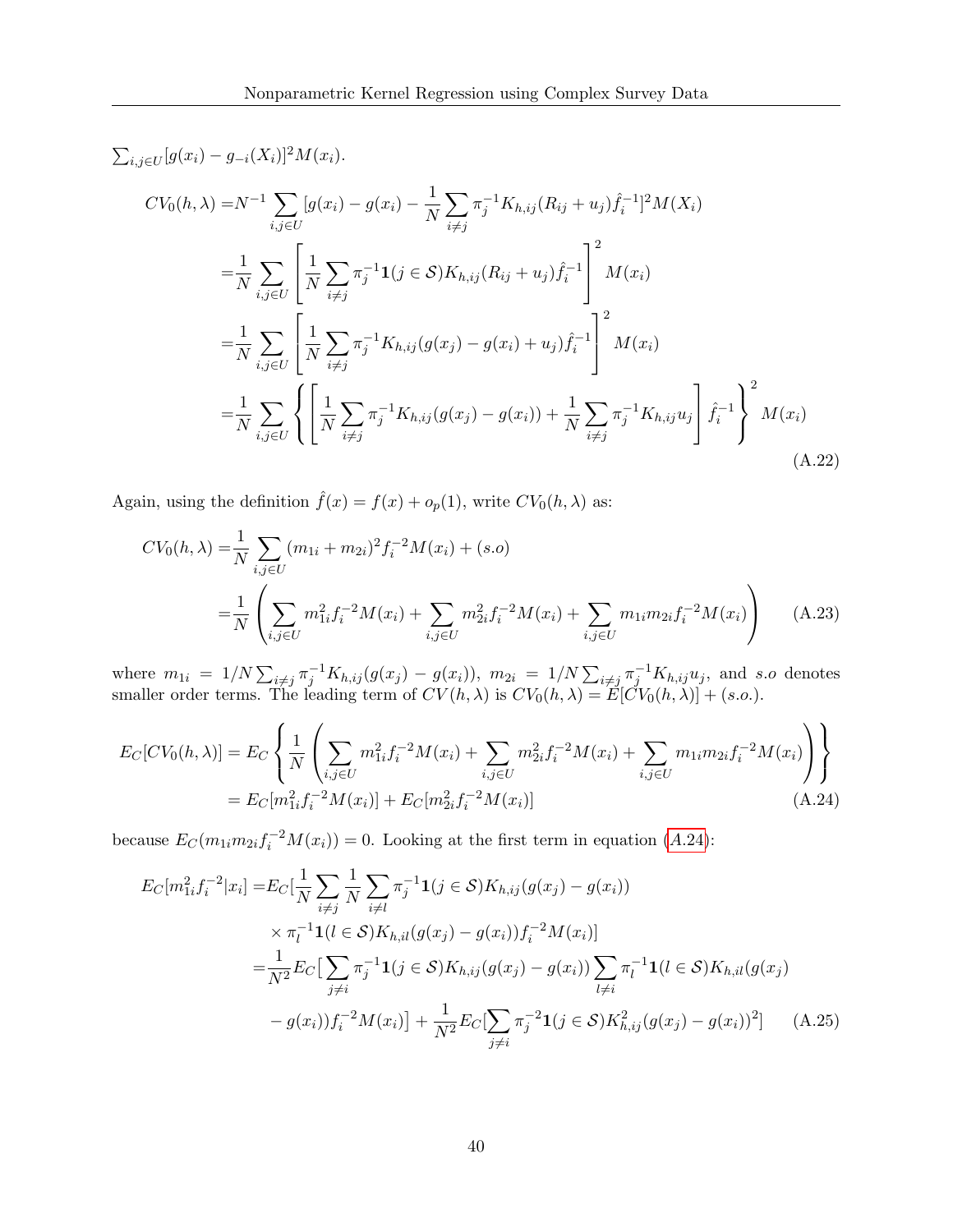$\sum_{i,j\in U}[g(x_i) - g_{-i}(X_i)]^2 M(x_i)$.

$$
\begin{aligned}
CV_0(h,\lambda) =& N^{-1}\sum_{i,j\in U}[g(x_i) - g(x_i) - \frac{1}{N}\sum_{i\neq j}\pi_j^{-1}K_{h,ij}(R_{ij}+u_j)\hat{f}_i^{-1}]^2 M(X_i) \\
=& \frac{1}{N}\sum_{i,j\in U}\left[\frac{1}{N}\sum_{i\neq j}\pi_j^{-1}\mathbf{1}(j\in\mathcal{S})K_{h,ij}(R_{ij}+u_j)\hat{f}_i^{-1}\right]^2 M(x_i) \\
=& \frac{1}{N}\sum_{i,j\in U}\left[\frac{1}{N}\sum_{i\neq j}\pi_j^{-1}K_{h,ij}(g(x_j)-g(x_i)+u_j)\hat{f}_i^{-1}\right]^2 M(x_i) \\
=& \frac{1}{N}\sum_{i,j\in U}\left\{\left[\frac{1}{N}\sum_{i\neq j}\pi_j^{-1}K_{h,ij}(g(x_j)-g(x_i)) + \frac{1}{N}\sum_{i\neq j}\pi_j^{-1}K_{h,ij}u_j\right]\hat{f}_i^{-1}\right\}^2 M(x_i)
\end{aligned}
\tag{A.22}
$$

Again, using the definition $\hat{f}(x) = f(x) + o_p(1)$, write $CV_0(h,\lambda)$ as:

$$
\begin{aligned}
CV_0(h,\lambda) =& \frac{1}{N}\sum_{i,j\in U}(m_{1i}+m_{2i})^2 f_i^{-2}M(x_i) + (s.o) \\
=& \frac{1}{N}\left(\sum_{i,j\in U}m_{1i}^2 f_i^{-2}M(x_i) + \sum_{i,j\in U}m_{2i}^2 f_i^{-2}M(x_i) + \sum_{i,j\in U}m_{1i}m_{2i}f_i^{-2}M(x_i)\right)
\end{aligned}
\tag{A.23}
$$

where $m_{1i} = 1/N\sum_{i\neq j}\pi_j^{-1}K_{h,ij}(g(x_j)-g(x_i))$, $m_{2i} = 1/N\sum_{i\neq j}\pi_j^{-1}K_{h,ij}u_j$, and $s.o$ denotes smaller order terms. The leading term of $CV(h,\lambda)$ is $CV_0(h,\lambda) = E[CV_0(h,\lambda)] + (s.o.)$.

$$
\begin{aligned}
E_C[CV_0(h,\lambda)] &= E_C\left\{\frac{1}{N}\left(\sum_{i,j\in U}m_{1i}^2 f_i^{-2}M(x_i) + \sum_{i,j\in U}m_{2i}^2 f_i^{-2}M(x_i) + \sum_{i,j\in U}m_{1i}m_{2i}f_i^{-2}M(x_i)\right)\right\} \\
&= E_C[m_{1i}^2 f_i^{-2}M(x_i)] + E_C[m_{2i}^2 f_i^{-2}M(x_i)]
\end{aligned}
\tag{A.24}
$$

because $E_C(m_{1i}m_{2i}f_i^{-2}M(x_i)) = 0$. Looking at the first term in equation ($A.24$):

$$
\begin{aligned}
E_C[m_{1i}^2 f_i^{-2}|x_i] =& E_C[\frac{1}{N}\sum_{i\neq j}\frac{1}{N}\sum_{i\neq l}\pi_j^{-1}\mathbf{1}(j\in\mathcal{S})K_{h,ij}(g(x_j)-g(x_i)) \\
&\times \pi_l^{-1}\mathbf{1}(l\in\mathcal{S})K_{h,il}(g(x_j)-g(x_i))f_i^{-2}M(x_i)] \\
=& \frac{1}{N^2}E_C\big[\sum_{j\neq i}\pi_j^{-1}\mathbf{1}(j\in\mathcal{S})K_{h,ij}(g(x_j)-g(x_i))\sum_{l\neq i}\pi_l^{-1}\mathbf{1}(l\in\mathcal{S})K_{h,il}(g(x_j) \\
&- g(x_i))f_i^{-2}M(x_i)\big] + \frac{1}{N^2}E_C[\sum_{j\neq i}\pi_j^{-2}\mathbf{1}(j\in\mathcal{S})K_{h,ij}^2(g(x_j)-g(x_i))^2]
\end{aligned}
\tag{A.25}
$$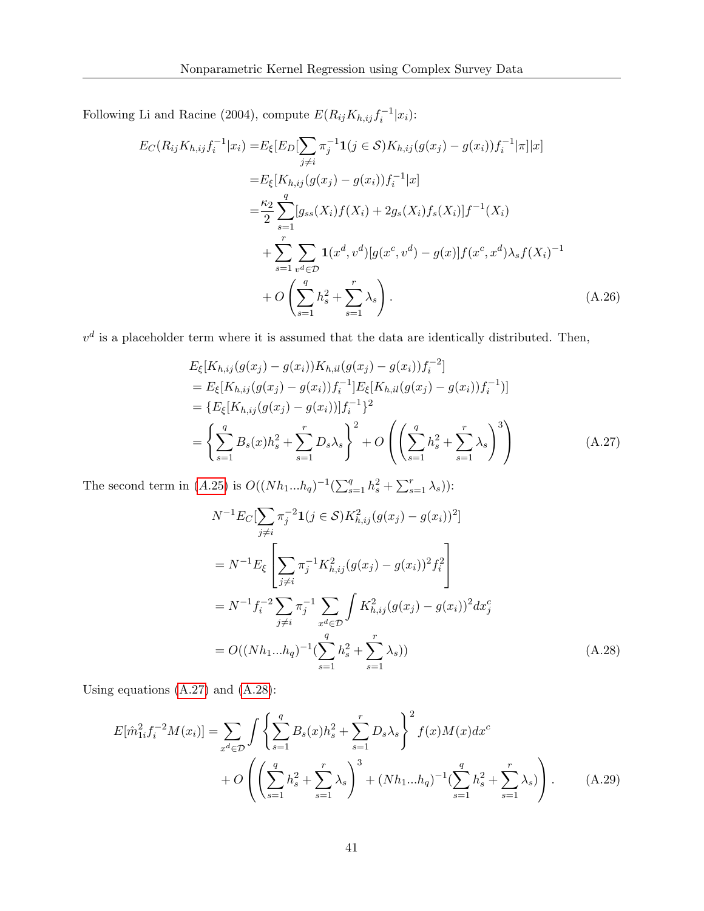Following Li and Racine (2004), compute $E(R_{ij}K_{h,ij}f_i^{-1}|x_i)$:

$$
\begin{aligned}
E_C(R_{ij}K_{h,ij}f_i^{-1}|x_i) =& E_\xi[E_D[\sum_{j\neq i}\pi_j^{-1}\mathbf{1}(j\in\mathcal{S})K_{h,ij}(g(x_j)-g(x_i))f_i^{-1}|\pi]|x] \\
=& E_\xi[K_{h,ij}(g(x_j)-g(x_i))f_i^{-1}|x] \\
=& \frac{\kappa_2}{2}\sum_{s=1}^{q}[g_{ss}(X_i)f(X_i)+2g_s(X_i)f_s(X_i)]f^{-1}(X_i) \\
&+\sum_{s=1}^{r}\sum_{v^d\in\mathcal{D}}\mathbf{1}(x^d,v^d)[g(x^c,v^d)-g(x)]f(x^c,x^d)\lambda_s f(X_i)^{-1} \\
&+O\left(\sum_{s=1}^{q}h_s^2+\sum_{s=1}^{r}\lambda_s\right).
\end{aligned} \tag{A.26}
$$

$v^d$ is a placeholder term where it is assumed that the data are identically distributed. Then,

$$
\begin{aligned}
&E_\xi[K_{h,ij}(g(x_j)-g(x_i))K_{h,il}(g(x_j)-g(x_i))f_i^{-2}] \\
&= E_\xi[K_{h,ij}(g(x_j)-g(x_i))f_i^{-1}]E_\xi[K_{h,il}(g(x_j)-g(x_i))f_i^{-1})] \\
&= \{E_\xi[K_{h,ij}(g(x_j)-g(x_i))]f_i^{-1}\}^2 \\
&= \left\{\sum_{s=1}^{q}B_s(x)h_s^2+\sum_{s=1}^{r}D_s\lambda_s\right\}^2+O\left(\left(\sum_{s=1}^{q}h_s^2+\sum_{s=1}^{r}\lambda_s\right)^3\right)
\end{aligned} \tag{A.27}
$$

The second term in (A.25) is $O((Nh_1...h_q)^{-1}(\sum_{s=1}^{q}h_s^2+\sum_{s=1}^{r}\lambda_s))$:

$$
\begin{aligned}
&N^{-1}E_C[\sum_{j\neq i}\pi_j^{-2}\mathbf{1}(j\in\mathcal{S})K_{h,ij}^2(g(x_j)-g(x_i))^2] \\
&= N^{-1}E_\xi\left[\sum_{j\neq i}\pi_j^{-1}K_{h,ij}^2(g(x_j)-g(x_i))^2f_i^2\right] \\
&= N^{-1}f_i^{-2}\sum_{j\neq i}\pi_j^{-1}\sum_{x^d\in\mathcal{D}}\int K_{h,ij}^2(g(x_j)-g(x_i))^2dx_j^c \\
&= O((Nh_1...h_q)^{-1}(\sum_{s=1}^{q}h_s^2+\sum_{s=1}^{r}\lambda_s))
\end{aligned} \tag{A.28}
$$

Using equations (A.27) and (A.28):

$$
\begin{aligned}
E[\hat{m}_{1i}^2f_i^{-2}M(x_i)] =& \sum_{x^d\in\mathcal{D}}\int\left\{\sum_{s=1}^{q}B_s(x)h_s^2+\sum_{s=1}^{r}D_s\lambda_s\right\}^2f(x)M(x)dx^c \\
&+O\left(\left(\sum_{s=1}^{q}h_s^2+\sum_{s=1}^{r}\lambda_s\right)^3+(Nh_1...h_q)^{-1}(\sum_{s=1}^{q}h_s^2+\sum_{s=1}^{r}\lambda_s)\right).
\end{aligned} \tag{A.29}
$$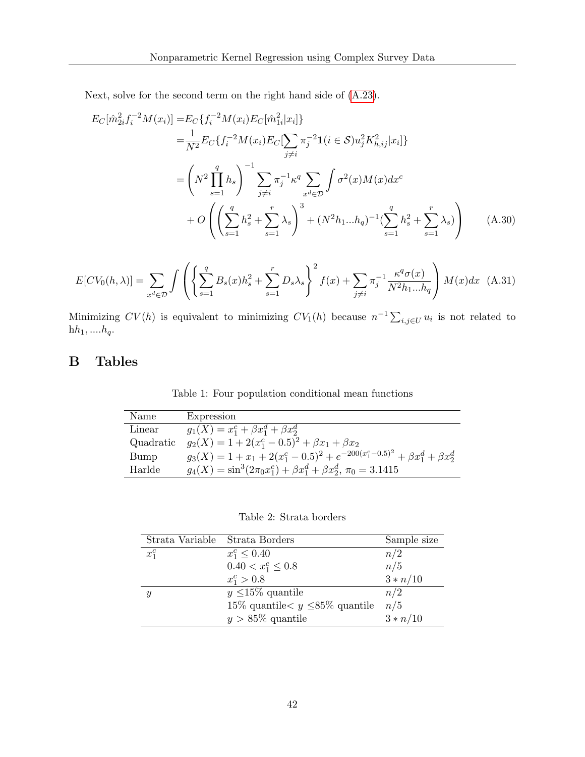Next, solve for the second term on the right hand side of (A.23).

$$
\begin{aligned}
E_C[\hat{m}_{2i}^2 f_i^{-2} M(x_i)] =& E_C\{f_i^{-2} M(x_i) E_C[\hat{m}_{1i}^2 | x_i]\} \\
=& \frac{1}{N^2} E_C\{f_i^{-2} M(x_i) E_C[\sum_{j \neq i} \pi_j^{-2} \mathbf{1}(i \in \mathcal{S}) u_j^2 K_{h,ij}^2 | x_i]\} \\
=& \left(N^2 \prod_{s=1}^{q} h_s\right)^{-1} \sum_{j \neq i} \pi_j^{-1} \kappa^q \sum_{x^d \in \mathcal{D}} \int \sigma^2(x) M(x) dx^c \\
&+ O\left(\left(\sum_{s=1}^{q} h_s^2 + \sum_{s=1}^{r} \lambda_s\right)^3 + (N^2 h_1 ... h_q)^{-1} (\sum_{s=1}^{q} h_s^2 + \sum_{s=1}^{r} \lambda_s)\right) \qquad \text{(A.30)}
\end{aligned}
$$

$$
E[CV_0(h, \lambda)] = \sum_{x^d \in \mathcal{D}} \int \left( \left\{ \sum_{s=1}^{q} B_s(x) h_s^2 + \sum_{s=1}^{r} D_s \lambda_s \right\}^2 f(x) + \sum_{j \neq i} \pi_j^{-1} \frac{\kappa^q \sigma(x)}{N^2 h_1 ... h_q} \right) M(x) dx \quad \text{(A.31)}
$$

Minimizing $CV(h)$ is equivalent to minimizing $CV_1(h)$ because $n^{-1} \sum_{i,j \in U} u_i$ is not related to $hh_1, ....h_q$.

# B Tables

Table 1: Four population conditional mean functions

| Name | Expression |
|---|---|
| Linear | $g_1(X) = x_1^c + \beta x_1^d + \beta x_2^d$ |
| Quadratic | $g_2(X) = 1 + 2(x_1^c - 0.5)^2 + \beta x_1 + \beta x_2$ |
| Bump | $g_3(X) = 1 + x_1 + 2(x_1^c - 0.5)^2 + e^{-200(x_1^c - 0.5)^2} + \beta x_1^d + \beta x_2^d$ |
| Harlde | $g_4(X) = \sin^3(2\pi_0 x_1^c) + \beta x_1^d + \beta x_2^d$, $\pi_0 = 3.1415$ |

Table 2: Strata borders

| Strata Variable | Strata Borders | Sample size |
|---|---|---|
| $x_1^c$ | $x_1^c \leq 0.40$ | $n/2$ |
| | $0.40 < x_1^c \leq 0.8$ | $n/5$ |
| | $x_1^c > 0.8$ | $3 * n/10$ |
| $y$ | $y \leq$15% quantile | $n/2$ |
| | 15% quantile< $y \leq$85% quantile | $n/5$ |
| | $y >$ 85% quantile | $3 * n/10$ |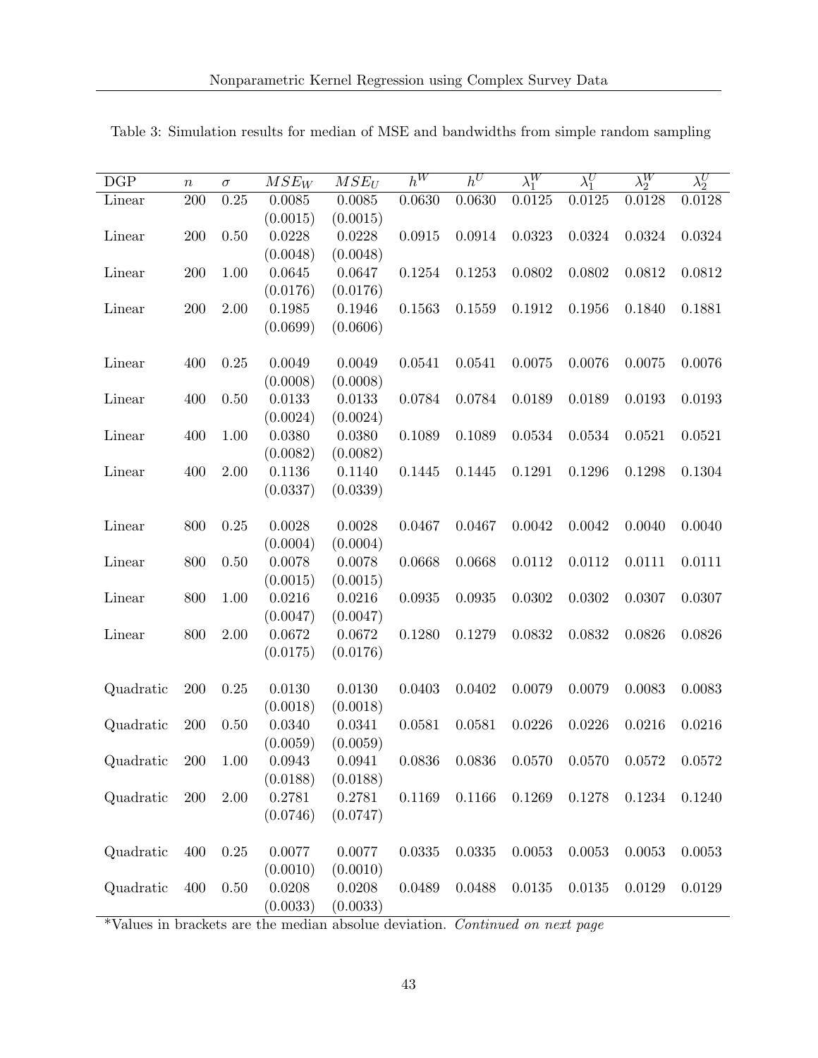Table 3: Simulation results for median of MSE and bandwidths from simple random sampling

| DGP | $n$ | $\sigma$ | $MSE_W$ | $MSE_U$ | $h^W$ | $h^U$ | $\lambda_1^W$ | $\lambda_1^U$ | $\lambda_2^W$ | $\lambda_2^U$ |
|---|---|---|---|---|---|---|---|---|---|---|
| Linear | 200 | 0.25 | 0.0085 (0.0015) | 0.0085 (0.0015) | 0.0630 | 0.0630 | 0.0125 | 0.0125 | 0.0128 | 0.0128 |
| Linear | 200 | 0.50 | 0.0228 (0.0048) | 0.0228 (0.0048) | 0.0915 | 0.0914 | 0.0323 | 0.0324 | 0.0324 | 0.0324 |
| Linear | 200 | 1.00 | 0.0645 (0.0176) | 0.0647 (0.0176) | 0.1254 | 0.1253 | 0.0802 | 0.0802 | 0.0812 | 0.0812 |
| Linear | 200 | 2.00 | 0.1985 (0.0699) | 0.1946 (0.0606) | 0.1563 | 0.1559 | 0.1912 | 0.1956 | 0.1840 | 0.1881 |
| Linear | 400 | 0.25 | 0.0049 (0.0008) | 0.0049 (0.0008) | 0.0541 | 0.0541 | 0.0075 | 0.0076 | 0.0075 | 0.0076 |
| Linear | 400 | 0.50 | 0.0133 (0.0024) | 0.0133 (0.0024) | 0.0784 | 0.0784 | 0.0189 | 0.0189 | 0.0193 | 0.0193 |
| Linear | 400 | 1.00 | 0.0380 (0.0082) | 0.0380 (0.0082) | 0.1089 | 0.1089 | 0.0534 | 0.0534 | 0.0521 | 0.0521 |
| Linear | 400 | 2.00 | 0.1136 (0.0337) | 0.1140 (0.0339) | 0.1445 | 0.1445 | 0.1291 | 0.1296 | 0.1298 | 0.1304 |
| Linear | 800 | 0.25 | 0.0028 (0.0004) | 0.0028 (0.0004) | 0.0467 | 0.0467 | 0.0042 | 0.0042 | 0.0040 | 0.0040 |
| Linear | 800 | 0.50 | 0.0078 (0.0015) | 0.0078 (0.0015) | 0.0668 | 0.0668 | 0.0112 | 0.0112 | 0.0111 | 0.0111 |
| Linear | 800 | 1.00 | 0.0216 (0.0047) | 0.0216 (0.0047) | 0.0935 | 0.0935 | 0.0302 | 0.0302 | 0.0307 | 0.0307 |
| Linear | 800 | 2.00 | 0.0672 (0.0175) | 0.0672 (0.0176) | 0.1280 | 0.1279 | 0.0832 | 0.0832 | 0.0826 | 0.0826 |
| Quadratic | 200 | 0.25 | 0.0130 (0.0018) | 0.0130 (0.0018) | 0.0403 | 0.0402 | 0.0079 | 0.0079 | 0.0083 | 0.0083 |
| Quadratic | 200 | 0.50 | 0.0340 (0.0059) | 0.0341 (0.0059) | 0.0581 | 0.0581 | 0.0226 | 0.0226 | 0.0216 | 0.0216 |
| Quadratic | 200 | 1.00 | 0.0943 (0.0188) | 0.0941 (0.0188) | 0.0836 | 0.0836 | 0.0570 | 0.0570 | 0.0572 | 0.0572 |
| Quadratic | 200 | 2.00 | 0.2781 (0.0746) | 0.2781 (0.0747) | 0.1169 | 0.1166 | 0.1269 | 0.1278 | 0.1234 | 0.1240 |
| Quadratic | 400 | 0.25 | 0.0077 (0.0010) | 0.0077 (0.0010) | 0.0335 | 0.0335 | 0.0053 | 0.0053 | 0.0053 | 0.0053 |
| Quadratic | 400 | 0.50 | 0.0208 (0.0033) | 0.0208 (0.0033) | 0.0489 | 0.0488 | 0.0135 | 0.0135 | 0.0129 | 0.0129 |

*Values in brackets are the median absolue deviation. *Continued on next page*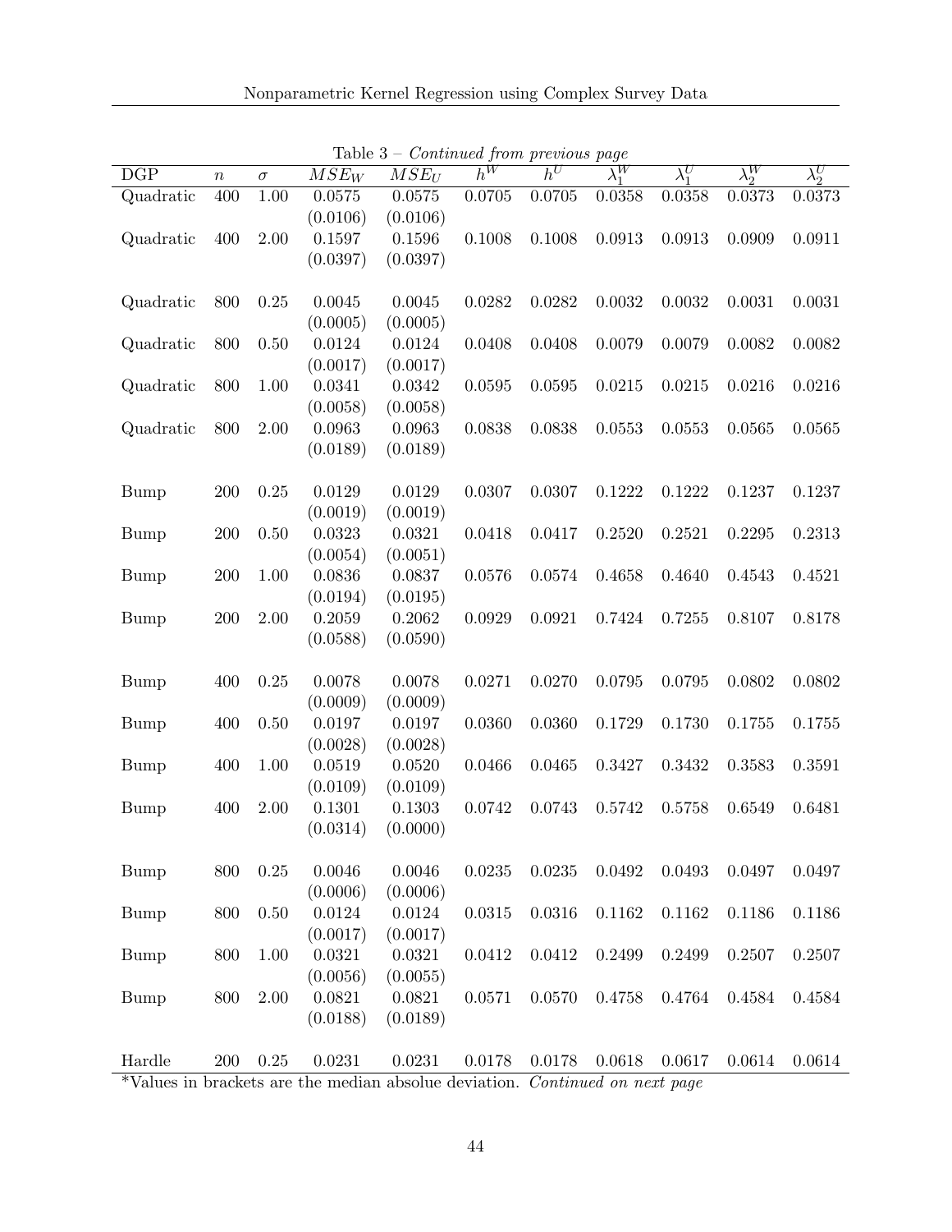Table 3 – *Continued from previous page*

| DGP | $n$ | $\sigma$ | $MSE_W$ | $MSE_U$ | $h^W$ | $h^U$ | $\lambda_1^W$ | $\lambda_1^U$ | $\lambda_2^W$ | $\lambda_2^U$ |
|---|---|---|---|---|---|---|---|---|---|---|
| Quadratic | 400 | 1.00 | 0.0575 | 0.0575 | 0.0705 | 0.0705 | 0.0358 | 0.0358 | 0.0373 | 0.0373 |
| | | | (0.0106) | (0.0106) | | | | | | |
| Quadratic | 400 | 2.00 | 0.1597 | 0.1596 | 0.1008 | 0.1008 | 0.0913 | 0.0913 | 0.0909 | 0.0911 |
| | | | (0.0397) | (0.0397) | | | | | | |
| Quadratic | 800 | 0.25 | 0.0045 | 0.0045 | 0.0282 | 0.0282 | 0.0032 | 0.0032 | 0.0031 | 0.0031 |
| | | | (0.0005) | (0.0005) | | | | | | |
| Quadratic | 800 | 0.50 | 0.0124 | 0.0124 | 0.0408 | 0.0408 | 0.0079 | 0.0079 | 0.0082 | 0.0082 |
| | | | (0.0017) | (0.0017) | | | | | | |
| Quadratic | 800 | 1.00 | 0.0341 | 0.0342 | 0.0595 | 0.0595 | 0.0215 | 0.0215 | 0.0216 | 0.0216 |
| | | | (0.0058) | (0.0058) | | | | | | |
| Quadratic | 800 | 2.00 | 0.0963 | 0.0963 | 0.0838 | 0.0838 | 0.0553 | 0.0553 | 0.0565 | 0.0565 |
| | | | (0.0189) | (0.0189) | | | | | | |
| Bump | 200 | 0.25 | 0.0129 | 0.0129 | 0.0307 | 0.0307 | 0.1222 | 0.1222 | 0.1237 | 0.1237 |
| | | | (0.0019) | (0.0019) | | | | | | |
| Bump | 200 | 0.50 | 0.0323 | 0.0321 | 0.0418 | 0.0417 | 0.2520 | 0.2521 | 0.2295 | 0.2313 |
| | | | (0.0054) | (0.0051) | | | | | | |
| Bump | 200 | 1.00 | 0.0836 | 0.0837 | 0.0576 | 0.0574 | 0.4658 | 0.4640 | 0.4543 | 0.4521 |
| | | | (0.0194) | (0.0195) | | | | | | |
| Bump | 200 | 2.00 | 0.2059 | 0.2062 | 0.0929 | 0.0921 | 0.7424 | 0.7255 | 0.8107 | 0.8178 |
| | | | (0.0588) | (0.0590) | | | | | | |
| Bump | 400 | 0.25 | 0.0078 | 0.0078 | 0.0271 | 0.0270 | 0.0795 | 0.0795 | 0.0802 | 0.0802 |
| | | | (0.0009) | (0.0009) | | | | | | |
| Bump | 400 | 0.50 | 0.0197 | 0.0197 | 0.0360 | 0.0360 | 0.1729 | 0.1730 | 0.1755 | 0.1755 |
| | | | (0.0028) | (0.0028) | | | | | | |
| Bump | 400 | 1.00 | 0.0519 | 0.0520 | 0.0466 | 0.0465 | 0.3427 | 0.3432 | 0.3583 | 0.3591 |
| | | | (0.0109) | (0.0109) | | | | | | |
| Bump | 400 | 2.00 | 0.1301 | 0.1303 | 0.0742 | 0.0743 | 0.5742 | 0.5758 | 0.6549 | 0.6481 |
| | | | (0.0314) | (0.0000) | | | | | | |
| Bump | 800 | 0.25 | 0.0046 | 0.0046 | 0.0235 | 0.0235 | 0.0492 | 0.0493 | 0.0497 | 0.0497 |
| | | | (0.0006) | (0.0006) | | | | | | |
| Bump | 800 | 0.50 | 0.0124 | 0.0124 | 0.0315 | 0.0316 | 0.1162 | 0.1162 | 0.1186 | 0.1186 |
| | | | (0.0017) | (0.0017) | | | | | | |
| Bump | 800 | 1.00 | 0.0321 | 0.0321 | 0.0412 | 0.0412 | 0.2499 | 0.2499 | 0.2507 | 0.2507 |
| | | | (0.0056) | (0.0055) | | | | | | |
| Bump | 800 | 2.00 | 0.0821 | 0.0821 | 0.0571 | 0.0570 | 0.4758 | 0.4764 | 0.4584 | 0.4584 |
| | | | (0.0188) | (0.0189) | | | | | | |
| Hardle | 200 | 0.25 | 0.0231 | 0.0231 | 0.0178 | 0.0178 | 0.0618 | 0.0617 | 0.0614 | 0.0614 |

*Values in brackets are the median absolue deviation. *Continued on next page*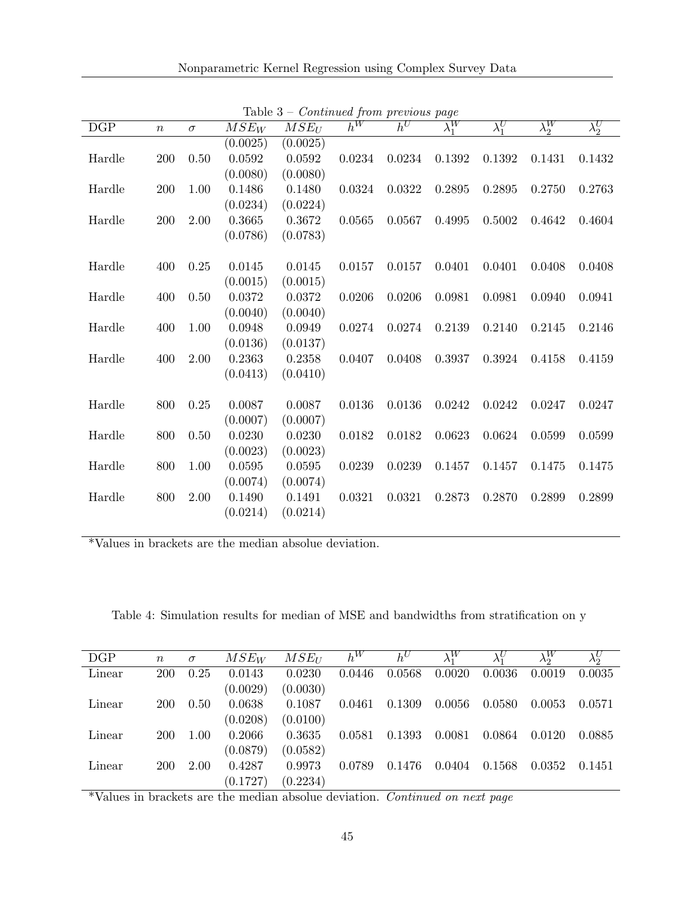Table 3 – *Continued from previous page*

| DGP | $n$ | $\sigma$ | $MSE_W$ | $MSE_U$ | $h^W$ | $h^U$ | $\lambda_1^W$ | $\lambda_1^U$ | $\lambda_2^W$ | $\lambda_2^U$ |
|---|---|---|---|---|---|---|---|---|---|---|
| | | | (0.0025) | (0.0025) | | | | | | |
| Hardle | 200 | 0.50 | 0.0592 | 0.0592 | 0.0234 | 0.0234 | 0.1392 | 0.1392 | 0.1431 | 0.1432 |
| | | | (0.0080) | (0.0080) | | | | | | |
| Hardle | 200 | 1.00 | 0.1486 | 0.1480 | 0.0324 | 0.0322 | 0.2895 | 0.2895 | 0.2750 | 0.2763 |
| | | | (0.0234) | (0.0224) | | | | | | |
| Hardle | 200 | 2.00 | 0.3665 | 0.3672 | 0.0565 | 0.0567 | 0.4995 | 0.5002 | 0.4642 | 0.4604 |
| | | | (0.0786) | (0.0783) | | | | | | |
| Hardle | 400 | 0.25 | 0.0145 | 0.0145 | 0.0157 | 0.0157 | 0.0401 | 0.0401 | 0.0408 | 0.0408 |
| | | | (0.0015) | (0.0015) | | | | | | |
| Hardle | 400 | 0.50 | 0.0372 | 0.0372 | 0.0206 | 0.0206 | 0.0981 | 0.0981 | 0.0940 | 0.0941 |
| | | | (0.0040) | (0.0040) | | | | | | |
| Hardle | 400 | 1.00 | 0.0948 | 0.0949 | 0.0274 | 0.0274 | 0.2139 | 0.2140 | 0.2145 | 0.2146 |
| | | | (0.0136) | (0.0137) | | | | | | |
| Hardle | 400 | 2.00 | 0.2363 | 0.2358 | 0.0407 | 0.0408 | 0.3937 | 0.3924 | 0.4158 | 0.4159 |
| | | | (0.0413) | (0.0410) | | | | | | |
| Hardle | 800 | 0.25 | 0.0087 | 0.0087 | 0.0136 | 0.0136 | 0.0242 | 0.0242 | 0.0247 | 0.0247 |
| | | | (0.0007) | (0.0007) | | | | | | |
| Hardle | 800 | 0.50 | 0.0230 | 0.0230 | 0.0182 | 0.0182 | 0.0623 | 0.0624 | 0.0599 | 0.0599 |
| | | | (0.0023) | (0.0023) | | | | | | |
| Hardle | 800 | 1.00 | 0.0595 | 0.0595 | 0.0239 | 0.0239 | 0.1457 | 0.1457 | 0.1475 | 0.1475 |
| | | | (0.0074) | (0.0074) | | | | | | |
| Hardle | 800 | 2.00 | 0.1490 | 0.1491 | 0.0321 | 0.0321 | 0.2873 | 0.2870 | 0.2899 | 0.2899 |
| | | | (0.0214) | (0.0214) | | | | | | |

*Values in brackets are the median absolue deviation.

Table 4: Simulation results for median of MSE and bandwidths from stratification on y

| DGP | $n$ | $\sigma$ | $MSE_W$ | $MSE_U$ | $h^W$ | $h^U$ | $\lambda_1^W$ | $\lambda_1^U$ | $\lambda_2^W$ | $\lambda_2^U$ |
|---|---|---|---|---|---|---|---|---|---|---|
| Linear | 200 | 0.25 | 0.0143 | 0.0230 | 0.0446 | 0.0568 | 0.0020 | 0.0036 | 0.0019 | 0.0035 |
| | | | (0.0029) | (0.0030) | | | | | | |
| Linear | 200 | 0.50 | 0.0638 | 0.1087 | 0.0461 | 0.1309 | 0.0056 | 0.0580 | 0.0053 | 0.0571 |
| | | | (0.0208) | (0.0100) | | | | | | |
| Linear | 200 | 1.00 | 0.2066 | 0.3635 | 0.0581 | 0.1393 | 0.0081 | 0.0864 | 0.0120 | 0.0885 |
| | | | (0.0879) | (0.0582) | | | | | | |
| Linear | 200 | 2.00 | 0.4287 | 0.9973 | 0.0789 | 0.1476 | 0.0404 | 0.1568 | 0.0352 | 0.1451 |
| | | | (0.1727) | (0.2234) | | | | | | |

*Values in brackets are the median absolue deviation. *Continued on next page*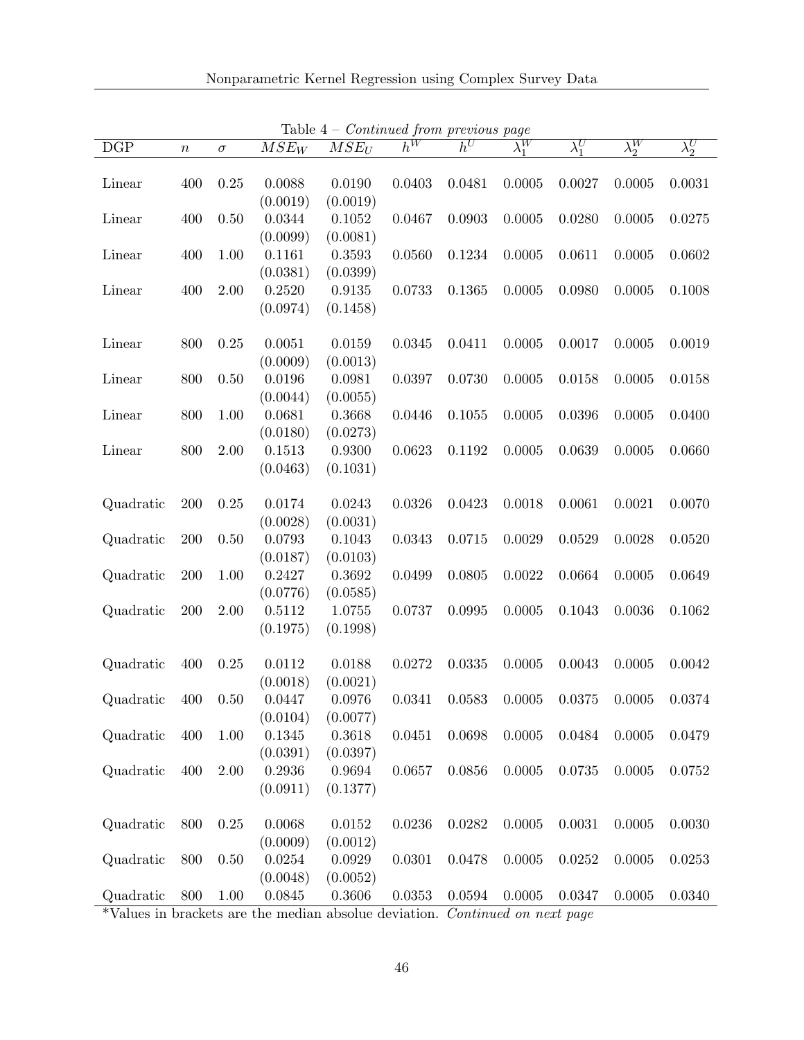Table 4 – *Continued from previous page*

| DGP | $n$ | $\sigma$ | $MSE_W$ | $MSE_U$ | $h^W$ | $h^U$ | $\lambda_1^W$ | $\lambda_1^U$ | $\lambda_2^W$ | $\lambda_2^U$ |
|---|---|---|---|---|---|---|---|---|---|---|
| Linear | 400 | 0.25 | 0.0088 (0.0019) | 0.0190 (0.0019) | 0.0403 | 0.0481 | 0.0005 | 0.0027 | 0.0005 | 0.0031 |
| Linear | 400 | 0.50 | 0.0344 (0.0099) | 0.1052 (0.0081) | 0.0467 | 0.0903 | 0.0005 | 0.0280 | 0.0005 | 0.0275 |
| Linear | 400 | 1.00 | 0.1161 (0.0381) | 0.3593 (0.0399) | 0.0560 | 0.1234 | 0.0005 | 0.0611 | 0.0005 | 0.0602 |
| Linear | 400 | 2.00 | 0.2520 (0.0974) | 0.9135 (0.1458) | 0.0733 | 0.1365 | 0.0005 | 0.0980 | 0.0005 | 0.1008 |
| Linear | 800 | 0.25 | 0.0051 (0.0009) | 0.0159 (0.0013) | 0.0345 | 0.0411 | 0.0005 | 0.0017 | 0.0005 | 0.0019 |
| Linear | 800 | 0.50 | 0.0196 (0.0044) | 0.0981 (0.0055) | 0.0397 | 0.0730 | 0.0005 | 0.0158 | 0.0005 | 0.0158 |
| Linear | 800 | 1.00 | 0.0681 (0.0180) | 0.3668 (0.0273) | 0.0446 | 0.1055 | 0.0005 | 0.0396 | 0.0005 | 0.0400 |
| Linear | 800 | 2.00 | 0.1513 (0.0463) | 0.9300 (0.1031) | 0.0623 | 0.1192 | 0.0005 | 0.0639 | 0.0005 | 0.0660 |
| Quadratic | 200 | 0.25 | 0.0174 (0.0028) | 0.0243 (0.0031) | 0.0326 | 0.0423 | 0.0018 | 0.0061 | 0.0021 | 0.0070 |
| Quadratic | 200 | 0.50 | 0.0793 (0.0187) | 0.1043 (0.0103) | 0.0343 | 0.0715 | 0.0029 | 0.0529 | 0.0028 | 0.0520 |
| Quadratic | 200 | 1.00 | 0.2427 (0.0776) | 0.3692 (0.0585) | 0.0499 | 0.0805 | 0.0022 | 0.0664 | 0.0005 | 0.0649 |
| Quadratic | 200 | 2.00 | 0.5112 (0.1975) | 1.0755 (0.1998) | 0.0737 | 0.0995 | 0.0005 | 0.1043 | 0.0036 | 0.1062 |
| Quadratic | 400 | 0.25 | 0.0112 (0.0018) | 0.0188 (0.0021) | 0.0272 | 0.0335 | 0.0005 | 0.0043 | 0.0005 | 0.0042 |
| Quadratic | 400 | 0.50 | 0.0447 (0.0104) | 0.0976 (0.0077) | 0.0341 | 0.0583 | 0.0005 | 0.0375 | 0.0005 | 0.0374 |
| Quadratic | 400 | 1.00 | 0.1345 (0.0391) | 0.3618 (0.0397) | 0.0451 | 0.0698 | 0.0005 | 0.0484 | 0.0005 | 0.0479 |
| Quadratic | 400 | 2.00 | 0.2936 (0.0911) | 0.9694 (0.1377) | 0.0657 | 0.0856 | 0.0005 | 0.0735 | 0.0005 | 0.0752 |
| Quadratic | 800 | 0.25 | 0.0068 (0.0009) | 0.0152 (0.0012) | 0.0236 | 0.0282 | 0.0005 | 0.0031 | 0.0005 | 0.0030 |
| Quadratic | 800 | 0.50 | 0.0254 (0.0048) | 0.0929 (0.0052) | 0.0301 | 0.0478 | 0.0005 | 0.0252 | 0.0005 | 0.0253 |
| Quadratic | 800 | 1.00 | 0.0845 | 0.3606 | 0.0353 | 0.0594 | 0.0005 | 0.0347 | 0.0005 | 0.0340 |

*Values in brackets are the median absolue deviation. *Continued on next page*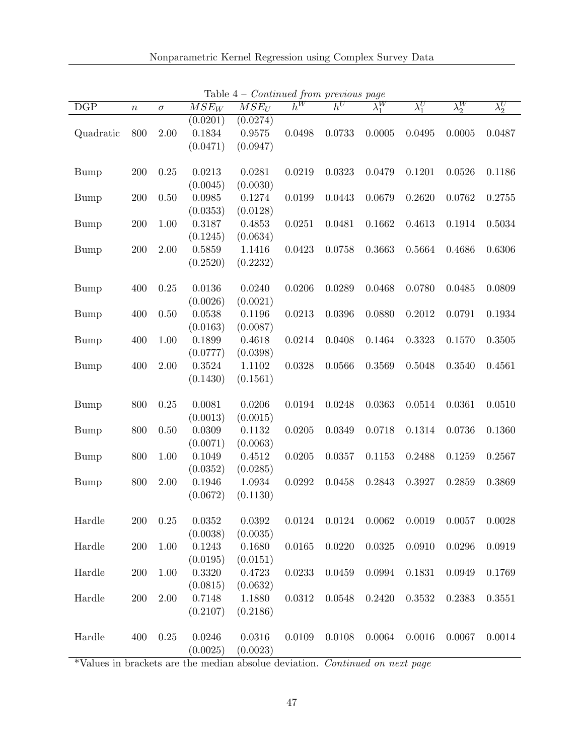Table 4 – *Continued from previous page*

| DGP | $n$ | $\sigma$ | $MSE_W$ | $MSE_U$ | $h^W$ | $h^U$ | $\lambda_1^W$ | $\lambda_1^U$ | $\lambda_2^W$ | $\lambda_2^U$ |
|---|---|---|---|---|---|---|---|---|---|---|
| | | | (0.0201) | (0.0274) | | | | | | |
| Quadratic | 800 | 2.00 | 0.1834 | 0.9575 | 0.0498 | 0.0733 | 0.0005 | 0.0495 | 0.0005 | 0.0487 |
| | | | (0.0471) | (0.0947) | | | | | | |
| Bump | 200 | 0.25 | 0.0213 | 0.0281 | 0.0219 | 0.0323 | 0.0479 | 0.1201 | 0.0526 | 0.1186 |
| | | | (0.0045) | (0.0030) | | | | | | |
| Bump | 200 | 0.50 | 0.0985 | 0.1274 | 0.0199 | 0.0443 | 0.0679 | 0.2620 | 0.0762 | 0.2755 |
| | | | (0.0353) | (0.0128) | | | | | | |
| Bump | 200 | 1.00 | 0.3187 | 0.4853 | 0.0251 | 0.0481 | 0.1662 | 0.4613 | 0.1914 | 0.5034 |
| | | | (0.1245) | (0.0634) | | | | | | |
| Bump | 200 | 2.00 | 0.5859 | 1.1416 | 0.0423 | 0.0758 | 0.3663 | 0.5664 | 0.4686 | 0.6306 |
| | | | (0.2520) | (0.2232) | | | | | | |
| Bump | 400 | 0.25 | 0.0136 | 0.0240 | 0.0206 | 0.0289 | 0.0468 | 0.0780 | 0.0485 | 0.0809 |
| | | | (0.0026) | (0.0021) | | | | | | |
| Bump | 400 | 0.50 | 0.0538 | 0.1196 | 0.0213 | 0.0396 | 0.0880 | 0.2012 | 0.0791 | 0.1934 |
| | | | (0.0163) | (0.0087) | | | | | | |
| Bump | 400 | 1.00 | 0.1899 | 0.4618 | 0.0214 | 0.0408 | 0.1464 | 0.3323 | 0.1570 | 0.3505 |
| | | | (0.0777) | (0.0398) | | | | | | |
| Bump | 400 | 2.00 | 0.3524 | 1.1102 | 0.0328 | 0.0566 | 0.3569 | 0.5048 | 0.3540 | 0.4561 |
| | | | (0.1430) | (0.1561) | | | | | | |
| Bump | 800 | 0.25 | 0.0081 | 0.0206 | 0.0194 | 0.0248 | 0.0363 | 0.0514 | 0.0361 | 0.0510 |
| | | | (0.0013) | (0.0015) | | | | | | |
| Bump | 800 | 0.50 | 0.0309 | 0.1132 | 0.0205 | 0.0349 | 0.0718 | 0.1314 | 0.0736 | 0.1360 |
| | | | (0.0071) | (0.0063) | | | | | | |
| Bump | 800 | 1.00 | 0.1049 | 0.4512 | 0.0205 | 0.0357 | 0.1153 | 0.2488 | 0.1259 | 0.2567 |
| | | | (0.0352) | (0.0285) | | | | | | |
| Bump | 800 | 2.00 | 0.1946 | 1.0934 | 0.0292 | 0.0458 | 0.2843 | 0.3927 | 0.2859 | 0.3869 |
| | | | (0.0672) | (0.1130) | | | | | | |
| Hardle | 200 | 0.25 | 0.0352 | 0.0392 | 0.0124 | 0.0124 | 0.0062 | 0.0019 | 0.0057 | 0.0028 |
| | | | (0.0038) | (0.0035) | | | | | | |
| Hardle | 200 | 1.00 | 0.1243 | 0.1680 | 0.0165 | 0.0220 | 0.0325 | 0.0910 | 0.0296 | 0.0919 |
| | | | (0.0195) | (0.0151) | | | | | | |
| Hardle | 200 | 1.00 | 0.3320 | 0.4723 | 0.0233 | 0.0459 | 0.0994 | 0.1831 | 0.0949 | 0.1769 |
| | | | (0.0815) | (0.0632) | | | | | | |
| Hardle | 200 | 2.00 | 0.7148 | 1.1880 | 0.0312 | 0.0548 | 0.2420 | 0.3532 | 0.2383 | 0.3551 |
| | | | (0.2107) | (0.2186) | | | | | | |
| Hardle | 400 | 0.25 | 0.0246 | 0.0316 | 0.0109 | 0.0108 | 0.0064 | 0.0016 | 0.0067 | 0.0014 |
| | | | (0.0025) | (0.0023) | | | | | | |

*Values in brackets are the median absolue deviation. *Continued on next page*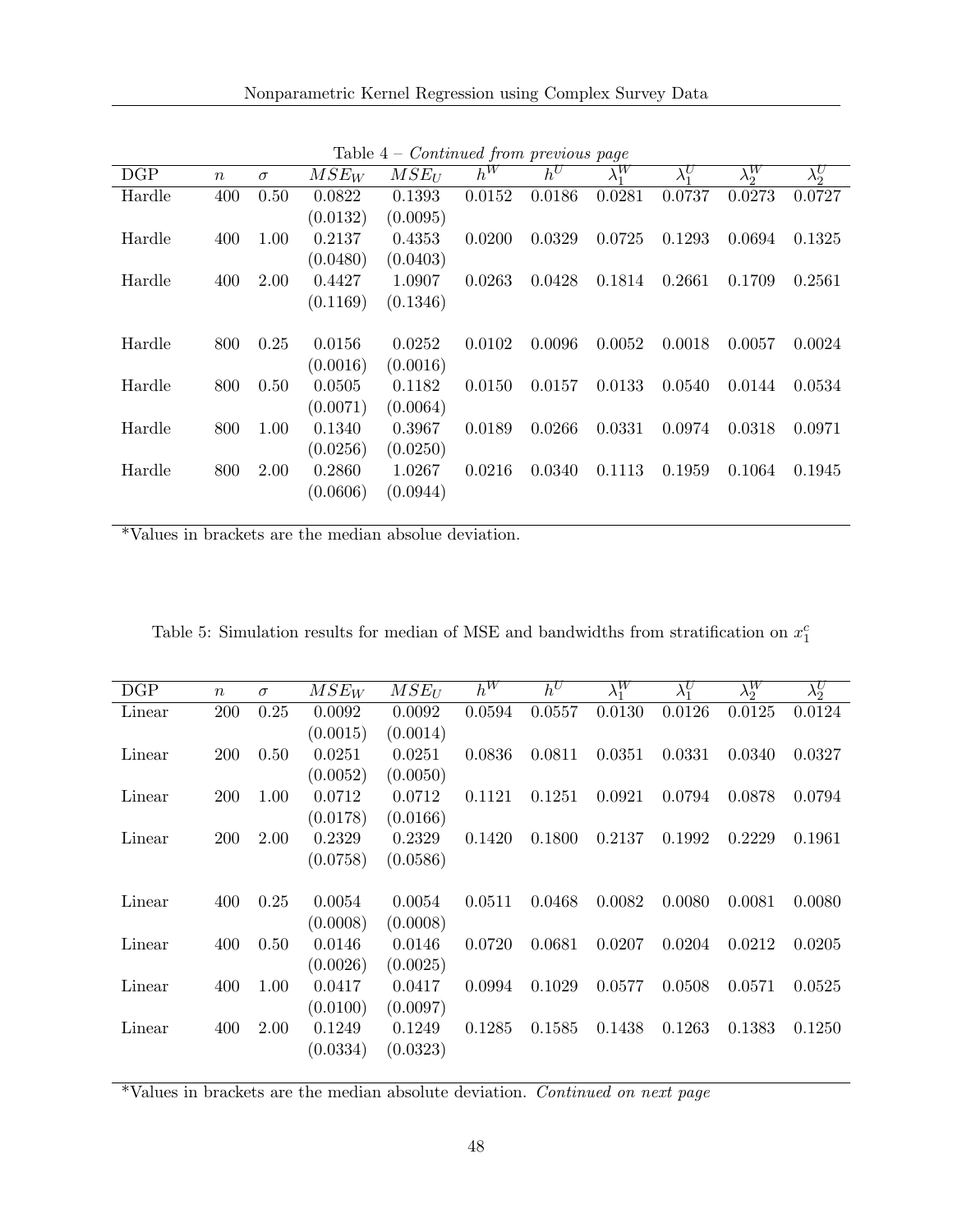Table 4 – *Continued from previous page*

| DGP | $n$ | $\sigma$ | $MSE_W$ | $MSE_U$ | $h^W$ | $h^U$ | $\lambda_1^W$ | $\lambda_1^U$ | $\lambda_2^W$ | $\lambda_2^U$ |
|---|---|---|---|---|---|---|---|---|---|---|
| Hardle | 400 | 0.50 | 0.0822 | 0.1393 | 0.0152 | 0.0186 | 0.0281 | 0.0737 | 0.0273 | 0.0727 |
| | | | (0.0132) | (0.0095) | | | | | | |
| Hardle | 400 | 1.00 | 0.2137 | 0.4353 | 0.0200 | 0.0329 | 0.0725 | 0.1293 | 0.0694 | 0.1325 |
| | | | (0.0480) | (0.0403) | | | | | | |
| Hardle | 400 | 2.00 | 0.4427 | 1.0907 | 0.0263 | 0.0428 | 0.1814 | 0.2661 | 0.1709 | 0.2561 |
| | | | (0.1169) | (0.1346) | | | | | | |
| Hardle | 800 | 0.25 | 0.0156 | 0.0252 | 0.0102 | 0.0096 | 0.0052 | 0.0018 | 0.0057 | 0.0024 |
| | | | (0.0016) | (0.0016) | | | | | | |
| Hardle | 800 | 0.50 | 0.0505 | 0.1182 | 0.0150 | 0.0157 | 0.0133 | 0.0540 | 0.0144 | 0.0534 |
| | | | (0.0071) | (0.0064) | | | | | | |
| Hardle | 800 | 1.00 | 0.1340 | 0.3967 | 0.0189 | 0.0266 | 0.0331 | 0.0974 | 0.0318 | 0.0971 |
| | | | (0.0256) | (0.0250) | | | | | | |
| Hardle | 800 | 2.00 | 0.2860 | 1.0267 | 0.0216 | 0.0340 | 0.1113 | 0.1959 | 0.1064 | 0.1945 |
| | | | (0.0606) | (0.0944) | | | | | | |

*Values in brackets are the median absolue deviation.

Table 5: Simulation results for median of MSE and bandwidths from stratification on $x_1^c$

| DGP | $n$ | $\sigma$ | $MSE_W$ | $MSE_U$ | $h^W$ | $h^U$ | $\lambda_1^W$ | $\lambda_1^U$ | $\lambda_2^W$ | $\lambda_2^U$ |
|---|---|---|---|---|---|---|---|---|---|---|
| Linear | 200 | 0.25 | 0.0092 | 0.0092 | 0.0594 | 0.0557 | 0.0130 | 0.0126 | 0.0125 | 0.0124 |
| | | | (0.0015) | (0.0014) | | | | | | |
| Linear | 200 | 0.50 | 0.0251 | 0.0251 | 0.0836 | 0.0811 | 0.0351 | 0.0331 | 0.0340 | 0.0327 |
| | | | (0.0052) | (0.0050) | | | | | | |
| Linear | 200 | 1.00 | 0.0712 | 0.0712 | 0.1121 | 0.1251 | 0.0921 | 0.0794 | 0.0878 | 0.0794 |
| | | | (0.0178) | (0.0166) | | | | | | |
| Linear | 200 | 2.00 | 0.2329 | 0.2329 | 0.1420 | 0.1800 | 0.2137 | 0.1992 | 0.2229 | 0.1961 |
| | | | (0.0758) | (0.0586) | | | | | | |
| Linear | 400 | 0.25 | 0.0054 | 0.0054 | 0.0511 | 0.0468 | 0.0082 | 0.0080 | 0.0081 | 0.0080 |
| | | | (0.0008) | (0.0008) | | | | | | |
| Linear | 400 | 0.50 | 0.0146 | 0.0146 | 0.0720 | 0.0681 | 0.0207 | 0.0204 | 0.0212 | 0.0205 |
| | | | (0.0026) | (0.0025) | | | | | | |
| Linear | 400 | 1.00 | 0.0417 | 0.0417 | 0.0994 | 0.1029 | 0.0577 | 0.0508 | 0.0571 | 0.0525 |
| | | | (0.0100) | (0.0097) | | | | | | |
| Linear | 400 | 2.00 | 0.1249 | 0.1249 | 0.1285 | 0.1585 | 0.1438 | 0.1263 | 0.1383 | 0.1250 |
| | | | (0.0334) | (0.0323) | | | | | | |

*Values in brackets are the median absolute deviation. *Continued on next page*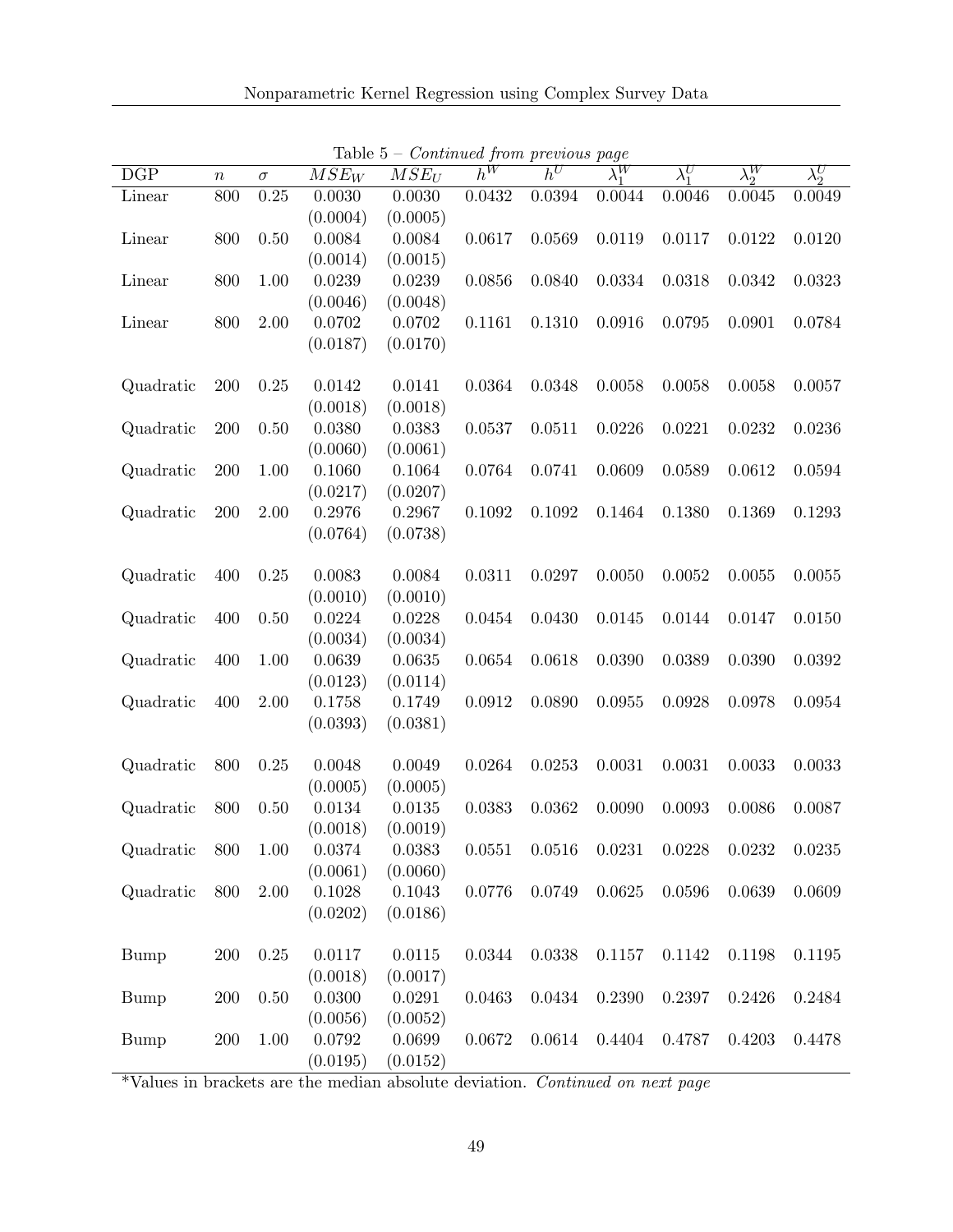Table 5 – *Continued from previous page*

| DGP | $n$ | $\sigma$ | $MSE_W$ | $MSE_U$ | $h^W$ | $h^U$ | $\lambda_1^W$ | $\lambda_1^U$ | $\lambda_2^W$ | $\lambda_2^U$ |
|---|---|---|---|---|---|---|---|---|---|---|
| Linear | 800 | 0.25 | 0.0030 | 0.0030 | 0.0432 | 0.0394 | 0.0044 | 0.0046 | 0.0045 | 0.0049 |
| | | | (0.0004) | (0.0005) | | | | | | |
| Linear | 800 | 0.50 | 0.0084 | 0.0084 | 0.0617 | 0.0569 | 0.0119 | 0.0117 | 0.0122 | 0.0120 |
| | | | (0.0014) | (0.0015) | | | | | | |
| Linear | 800 | 1.00 | 0.0239 | 0.0239 | 0.0856 | 0.0840 | 0.0334 | 0.0318 | 0.0342 | 0.0323 |
| | | | (0.0046) | (0.0048) | | | | | | |
| Linear | 800 | 2.00 | 0.0702 | 0.0702 | 0.1161 | 0.1310 | 0.0916 | 0.0795 | 0.0901 | 0.0784 |
| | | | (0.0187) | (0.0170) | | | | | | |
| Quadratic | 200 | 0.25 | 0.0142 | 0.0141 | 0.0364 | 0.0348 | 0.0058 | 0.0058 | 0.0058 | 0.0057 |
| | | | (0.0018) | (0.0018) | | | | | | |
| Quadratic | 200 | 0.50 | 0.0380 | 0.0383 | 0.0537 | 0.0511 | 0.0226 | 0.0221 | 0.0232 | 0.0236 |
| | | | (0.0060) | (0.0061) | | | | | | |
| Quadratic | 200 | 1.00 | 0.1060 | 0.1064 | 0.0764 | 0.0741 | 0.0609 | 0.0589 | 0.0612 | 0.0594 |
| | | | (0.0217) | (0.0207) | | | | | | |
| Quadratic | 200 | 2.00 | 0.2976 | 0.2967 | 0.1092 | 0.1092 | 0.1464 | 0.1380 | 0.1369 | 0.1293 |
| | | | (0.0764) | (0.0738) | | | | | | |
| Quadratic | 400 | 0.25 | 0.0083 | 0.0084 | 0.0311 | 0.0297 | 0.0050 | 0.0052 | 0.0055 | 0.0055 |
| | | | (0.0010) | (0.0010) | | | | | | |
| Quadratic | 400 | 0.50 | 0.0224 | 0.0228 | 0.0454 | 0.0430 | 0.0145 | 0.0144 | 0.0147 | 0.0150 |
| | | | (0.0034) | (0.0034) | | | | | | |
| Quadratic | 400 | 1.00 | 0.0639 | 0.0635 | 0.0654 | 0.0618 | 0.0390 | 0.0389 | 0.0390 | 0.0392 |
| | | | (0.0123) | (0.0114) | | | | | | |
| Quadratic | 400 | 2.00 | 0.1758 | 0.1749 | 0.0912 | 0.0890 | 0.0955 | 0.0928 | 0.0978 | 0.0954 |
| | | | (0.0393) | (0.0381) | | | | | | |
| Quadratic | 800 | 0.25 | 0.0048 | 0.0049 | 0.0264 | 0.0253 | 0.0031 | 0.0031 | 0.0033 | 0.0033 |
| | | | (0.0005) | (0.0005) | | | | | | |
| Quadratic | 800 | 0.50 | 0.0134 | 0.0135 | 0.0383 | 0.0362 | 0.0090 | 0.0093 | 0.0086 | 0.0087 |
| | | | (0.0018) | (0.0019) | | | | | | |
| Quadratic | 800 | 1.00 | 0.0374 | 0.0383 | 0.0551 | 0.0516 | 0.0231 | 0.0228 | 0.0232 | 0.0235 |
| | | | (0.0061) | (0.0060) | | | | | | |
| Quadratic | 800 | 2.00 | 0.1028 | 0.1043 | 0.0776 | 0.0749 | 0.0625 | 0.0596 | 0.0639 | 0.0609 |
| | | | (0.0202) | (0.0186) | | | | | | |
| Bump | 200 | 0.25 | 0.0117 | 0.0115 | 0.0344 | 0.0338 | 0.1157 | 0.1142 | 0.1198 | 0.1195 |
| | | | (0.0018) | (0.0017) | | | | | | |
| Bump | 200 | 0.50 | 0.0300 | 0.0291 | 0.0463 | 0.0434 | 0.2390 | 0.2397 | 0.2426 | 0.2484 |
| | | | (0.0056) | (0.0052) | | | | | | |
| Bump | 200 | 1.00 | 0.0792 | 0.0699 | 0.0672 | 0.0614 | 0.4404 | 0.4787 | 0.4203 | 0.4478 |
| | | | (0.0195) | (0.0152) | | | | | | |

*Values in brackets are the median absolute deviation. *Continued on next page*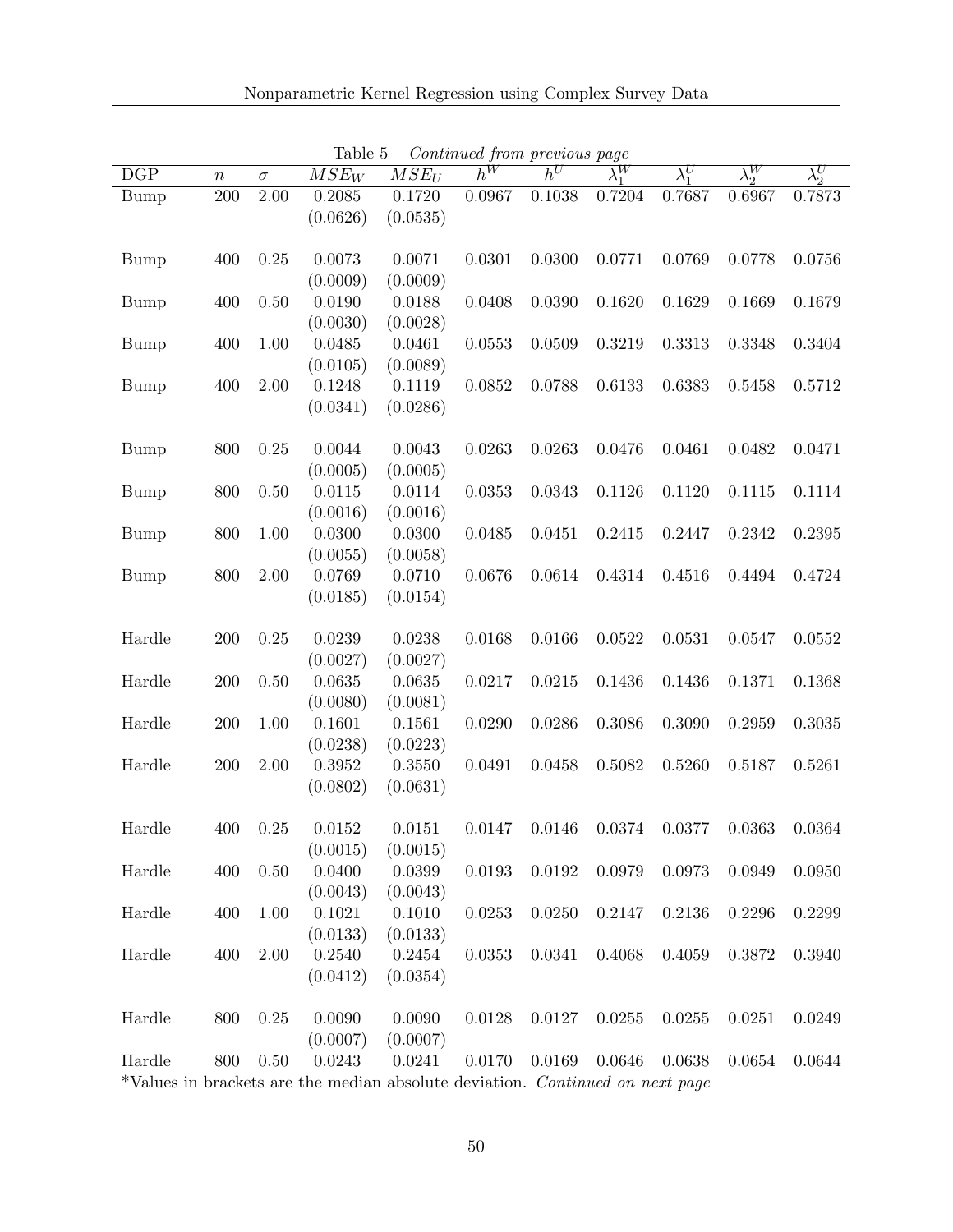Table 5 – *Continued from previous page*

| DGP | $n$ | $\sigma$ | $MSE_W$ | $MSE_U$ | $h^W$ | $h^U$ | $\lambda_1^W$ | $\lambda_1^U$ | $\lambda_2^W$ | $\lambda_2^U$ |
|---|---|---|---|---|---|---|---|---|---|---|
| Bump | 200 | 2.00 | 0.2085 (0.0626) | 0.1720 (0.0535) | 0.0967 | 0.1038 | 0.7204 | 0.7687 | 0.6967 | 0.7873 |
| Bump | 400 | 0.25 | 0.0073 (0.0009) | 0.0071 (0.0009) | 0.0301 | 0.0300 | 0.0771 | 0.0769 | 0.0778 | 0.0756 |
| Bump | 400 | 0.50 | 0.0190 (0.0030) | 0.0188 (0.0028) | 0.0408 | 0.0390 | 0.1620 | 0.1629 | 0.1669 | 0.1679 |
| Bump | 400 | 1.00 | 0.0485 (0.0105) | 0.0461 (0.0089) | 0.0553 | 0.0509 | 0.3219 | 0.3313 | 0.3348 | 0.3404 |
| Bump | 400 | 2.00 | 0.1248 (0.0341) | 0.1119 (0.0286) | 0.0852 | 0.0788 | 0.6133 | 0.6383 | 0.5458 | 0.5712 |
| Bump | 800 | 0.25 | 0.0044 (0.0005) | 0.0043 (0.0005) | 0.0263 | 0.0263 | 0.0476 | 0.0461 | 0.0482 | 0.0471 |
| Bump | 800 | 0.50 | 0.0115 (0.0016) | 0.0114 (0.0016) | 0.0353 | 0.0343 | 0.1126 | 0.1120 | 0.1115 | 0.1114 |
| Bump | 800 | 1.00 | 0.0300 (0.0055) | 0.0300 (0.0058) | 0.0485 | 0.0451 | 0.2415 | 0.2447 | 0.2342 | 0.2395 |
| Bump | 800 | 2.00 | 0.0769 (0.0185) | 0.0710 (0.0154) | 0.0676 | 0.0614 | 0.4314 | 0.4516 | 0.4494 | 0.4724 |
| Hardle | 200 | 0.25 | 0.0239 (0.0027) | 0.0238 (0.0027) | 0.0168 | 0.0166 | 0.0522 | 0.0531 | 0.0547 | 0.0552 |
| Hardle | 200 | 0.50 | 0.0635 (0.0080) | 0.0635 (0.0081) | 0.0217 | 0.0215 | 0.1436 | 0.1436 | 0.1371 | 0.1368 |
| Hardle | 200 | 1.00 | 0.1601 (0.0238) | 0.1561 (0.0223) | 0.0290 | 0.0286 | 0.3086 | 0.3090 | 0.2959 | 0.3035 |
| Hardle | 200 | 2.00 | 0.3952 (0.0802) | 0.3550 (0.0631) | 0.0491 | 0.0458 | 0.5082 | 0.5260 | 0.5187 | 0.5261 |
| Hardle | 400 | 0.25 | 0.0152 (0.0015) | 0.0151 (0.0015) | 0.0147 | 0.0146 | 0.0374 | 0.0377 | 0.0363 | 0.0364 |
| Hardle | 400 | 0.50 | 0.0400 (0.0043) | 0.0399 (0.0043) | 0.0193 | 0.0192 | 0.0979 | 0.0973 | 0.0949 | 0.0950 |
| Hardle | 400 | 1.00 | 0.1021 (0.0133) | 0.1010 (0.0133) | 0.0253 | 0.0250 | 0.2147 | 0.2136 | 0.2296 | 0.2299 |
| Hardle | 400 | 2.00 | 0.2540 (0.0412) | 0.2454 (0.0354) | 0.0353 | 0.0341 | 0.4068 | 0.4059 | 0.3872 | 0.3940 |
| Hardle | 800 | 0.25 | 0.0090 (0.0007) | 0.0090 (0.0007) | 0.0128 | 0.0127 | 0.0255 | 0.0255 | 0.0251 | 0.0249 |
| Hardle | 800 | 0.50 | 0.0243 | 0.0241 | 0.0170 | 0.0169 | 0.0646 | 0.0638 | 0.0654 | 0.0644 |

*Values in brackets are the median absolute deviation. *Continued on next page*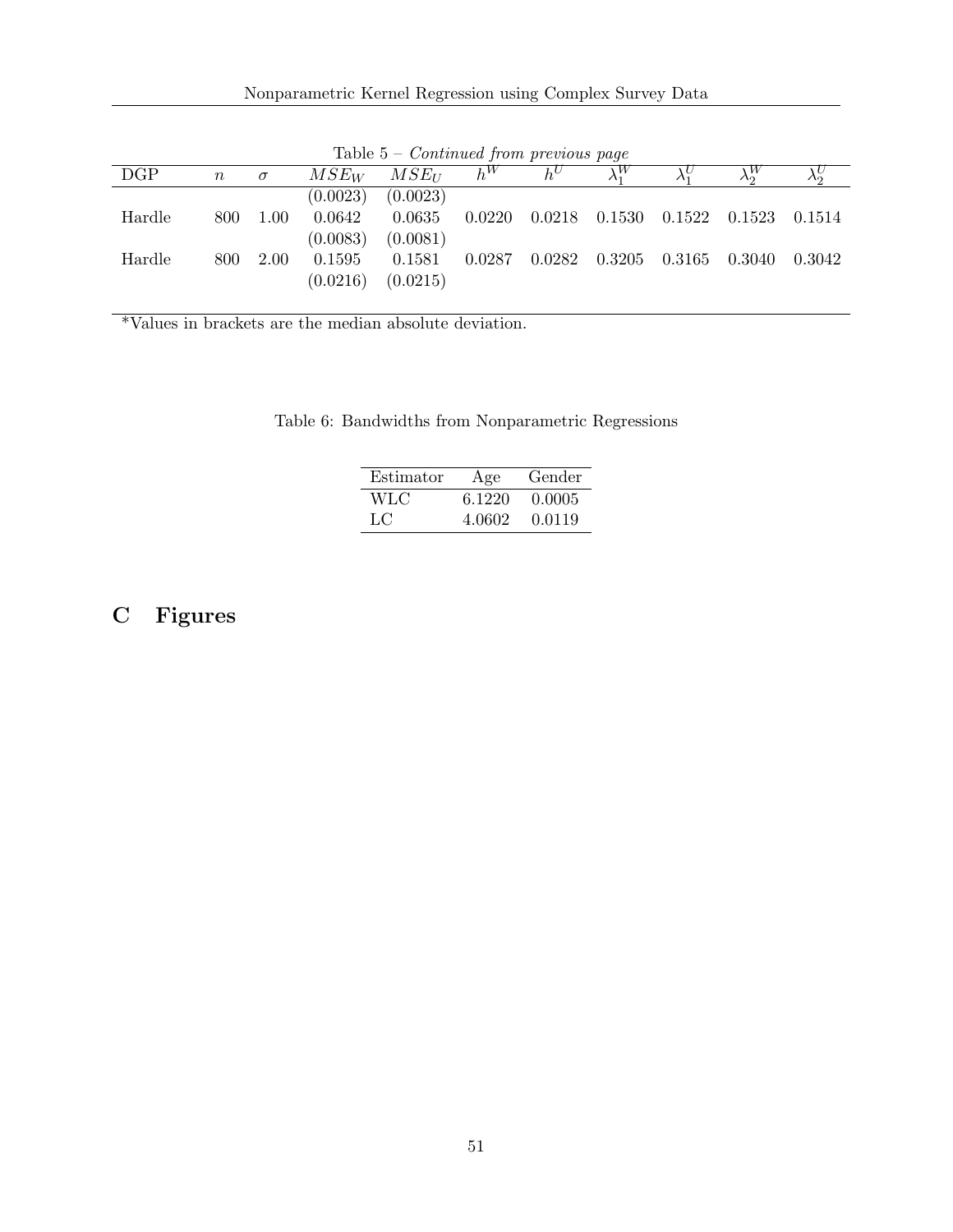Table 5 – *Continued from previous page*

| DGP | $n$ | $\sigma$ | $MSE_W$ | $MSE_U$ | $h^W$ | $h^U$ | $\lambda_1^W$ | $\lambda_1^U$ | $\lambda_2^W$ | $\lambda_2^U$ |
|---|---|---|---|---|---|---|---|---|---|---|
| | | | (0.0023) | (0.0023) | | | | | | |
| Hardle | 800 | 1.00 | 0.0642 | 0.0635 | 0.0220 | 0.0218 | 0.1530 | 0.1522 | 0.1523 | 0.1514 |
| | | | (0.0083) | (0.0081) | | | | | | |
| Hardle | 800 | 2.00 | 0.1595 | 0.1581 | 0.0287 | 0.0282 | 0.3205 | 0.3165 | 0.3040 | 0.3042 |
| | | | (0.0216) | (0.0215) | | | | | | |

*Values in brackets are the median absolute deviation.

Table 6: Bandwidths from Nonparametric Regressions

| Estimator | Age | Gender |
|---|---|---|
| WLC | 6.1220 | 0.0005 |
| LC | 4.0602 | 0.0119 |

# C Figures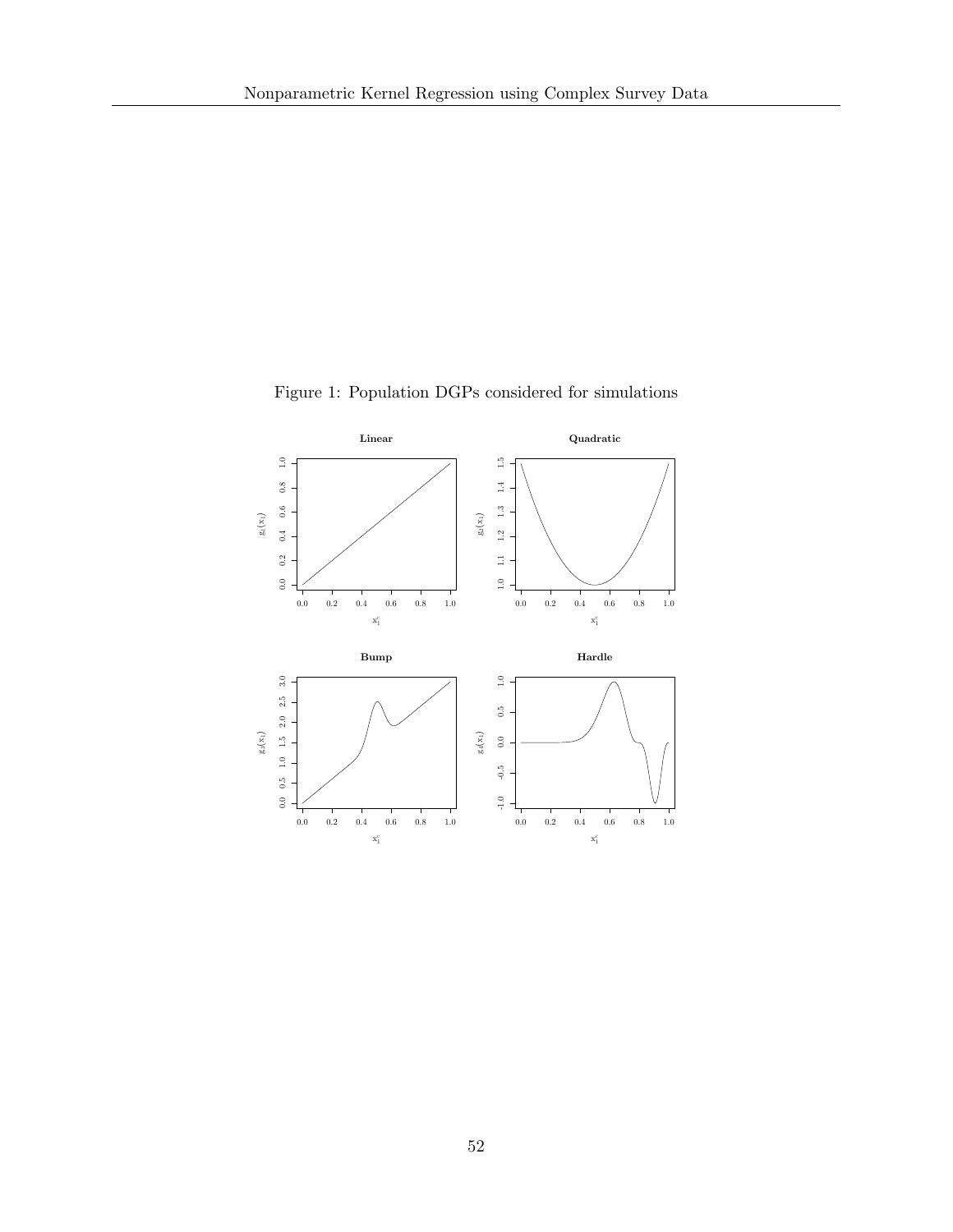Figure 1: Population DGPs considered for simulations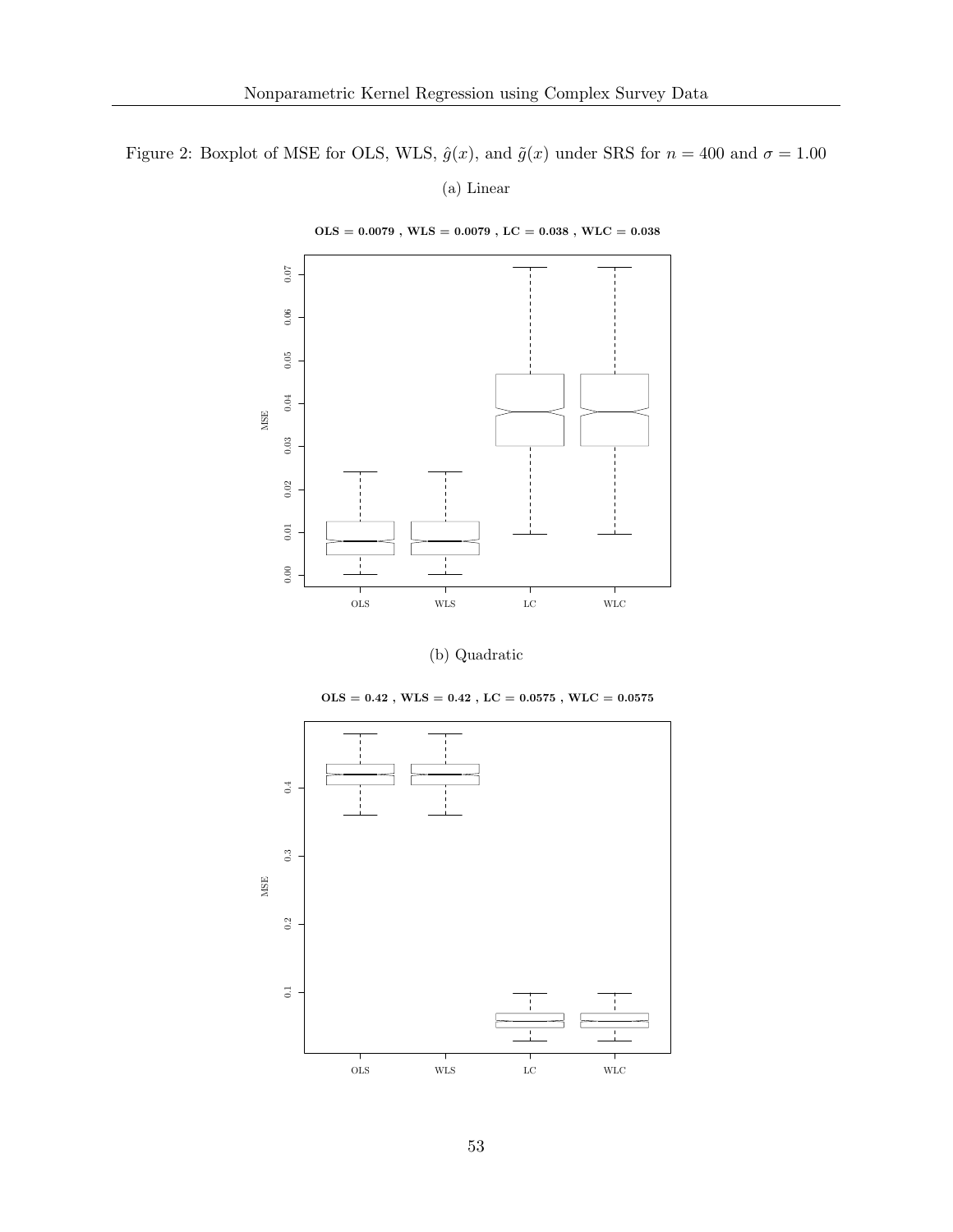Figure 2: Boxplot of MSE for OLS, WLS, $\hat{g}(x)$, and $\tilde{g}(x)$ under SRS for $n = 400$ and $\sigma = 1.00$

(a) Linear

**OLS = 0.0079 , WLS = 0.0079 , LC = 0.038 , WLC = 0.038**

(b) Quadratic

**OLS = 0.42 , WLS = 0.42 , LC = 0.0575 , WLC = 0.0575**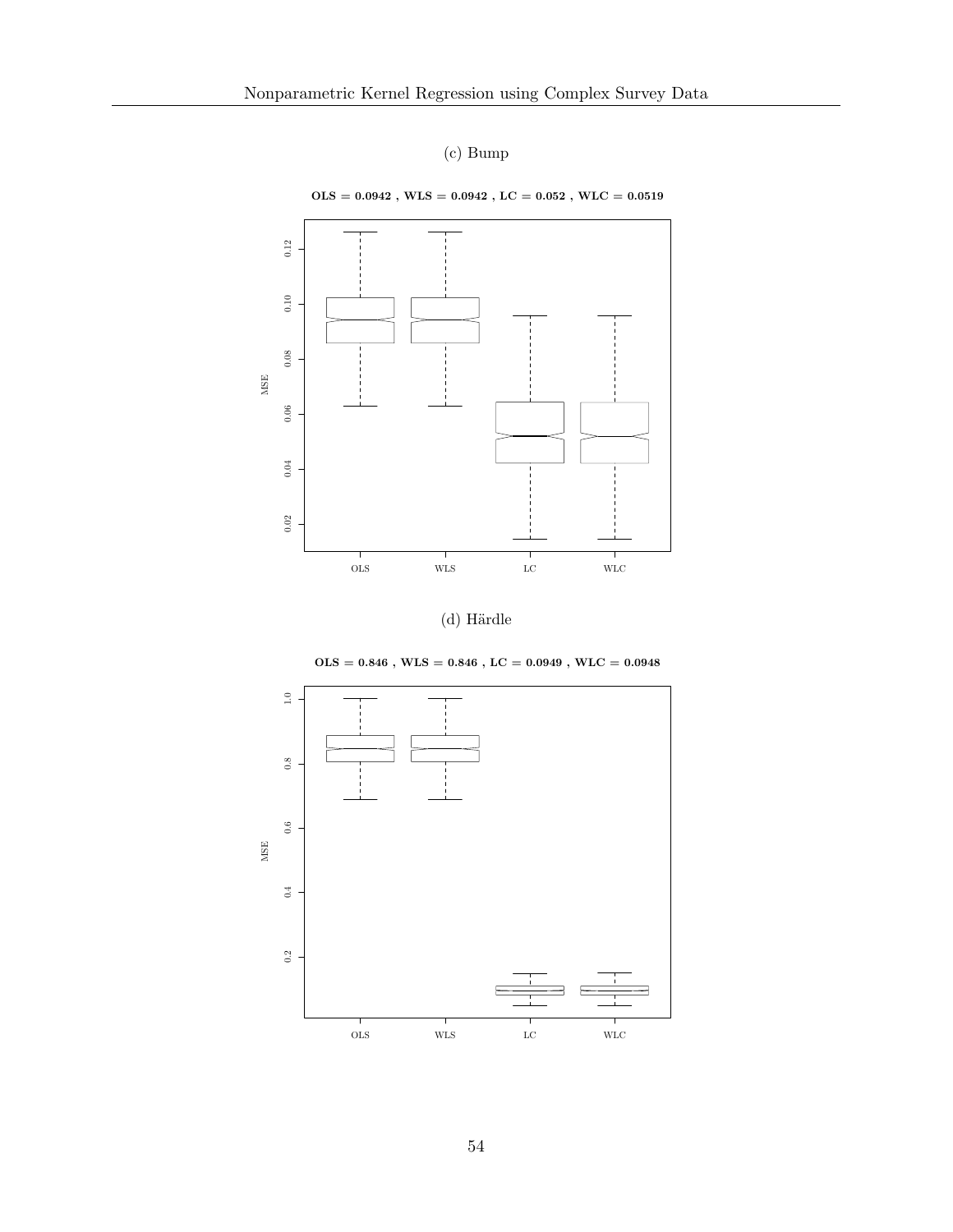(c) Bump

**OLS = 0.0942 , WLS = 0.0942 , LC = 0.052 , WLC = 0.0519**

(d) Härdle

**OLS = 0.846 , WLS = 0.846 , LC = 0.0949 , WLC = 0.0948**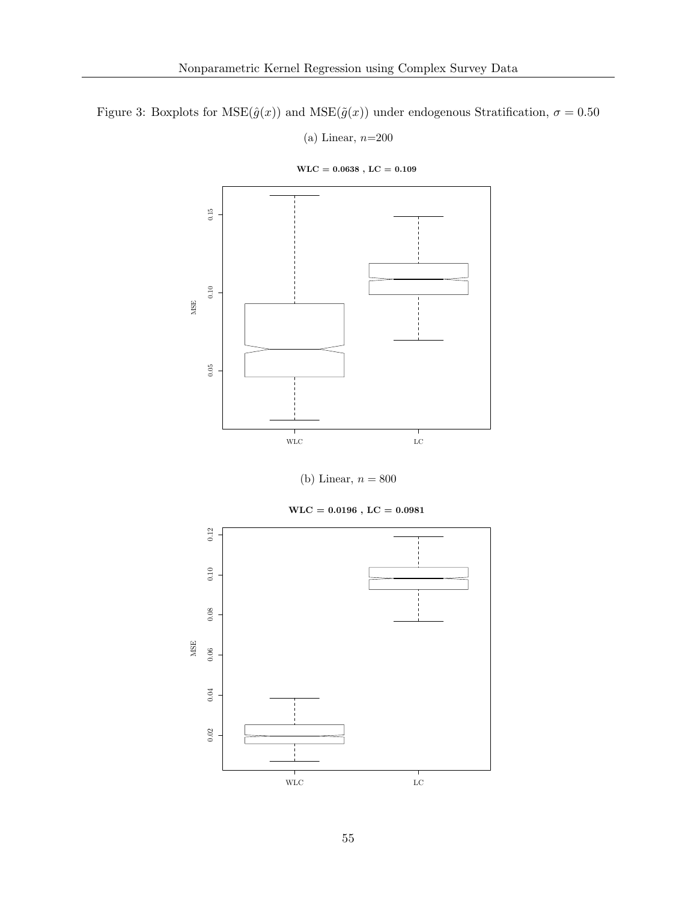Figure 3: Boxplots for MSE($\hat{g}(x)$) and MSE($\tilde{g}(x)$) under endogenous Stratification, $\sigma = 0.50$

(a) Linear, $n$=200

**WLC = 0.0638 , LC = 0.109**

(b) Linear, $n = 800$

**WLC = 0.0196 , LC = 0.0981**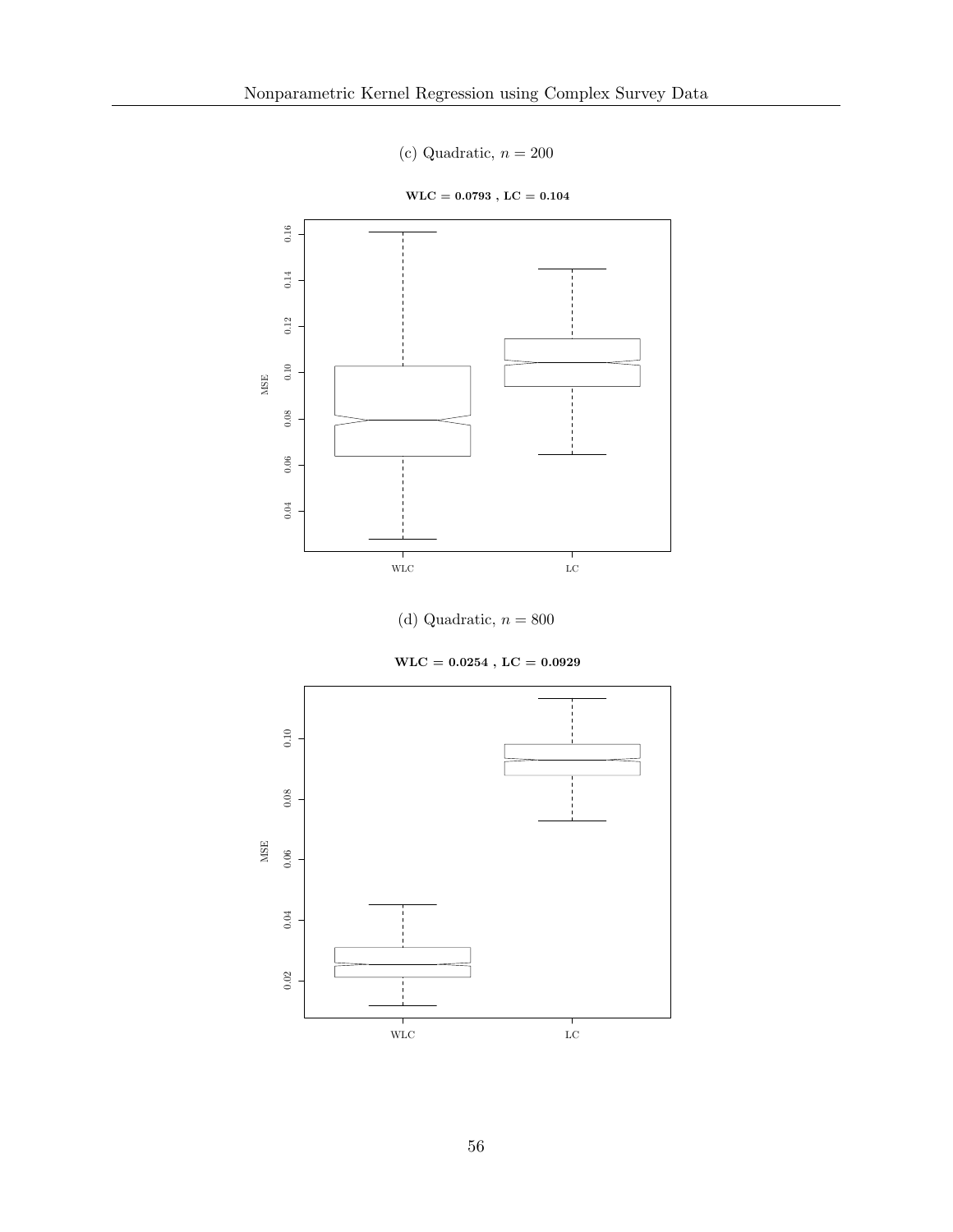(c) Quadratic, $n = 200$

**WLC = 0.0793 , LC = 0.104**

(d) Quadratic, $n = 800$

**WLC = 0.0254 , LC = 0.0929**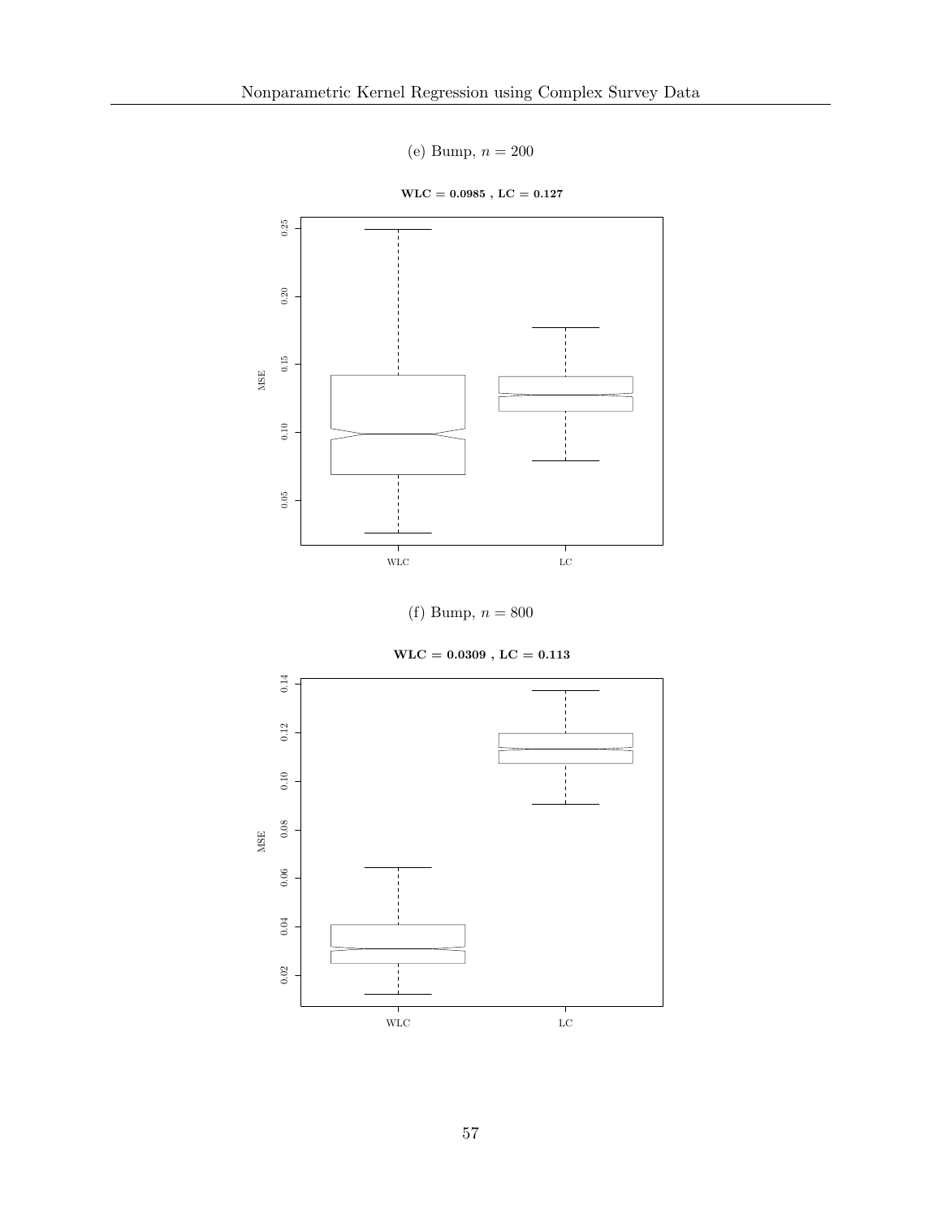(e) Bump, $n = 200$

**WLC = 0.0985 , LC = 0.127**

(f) Bump, $n = 800$

**WLC = 0.0309 , LC = 0.113**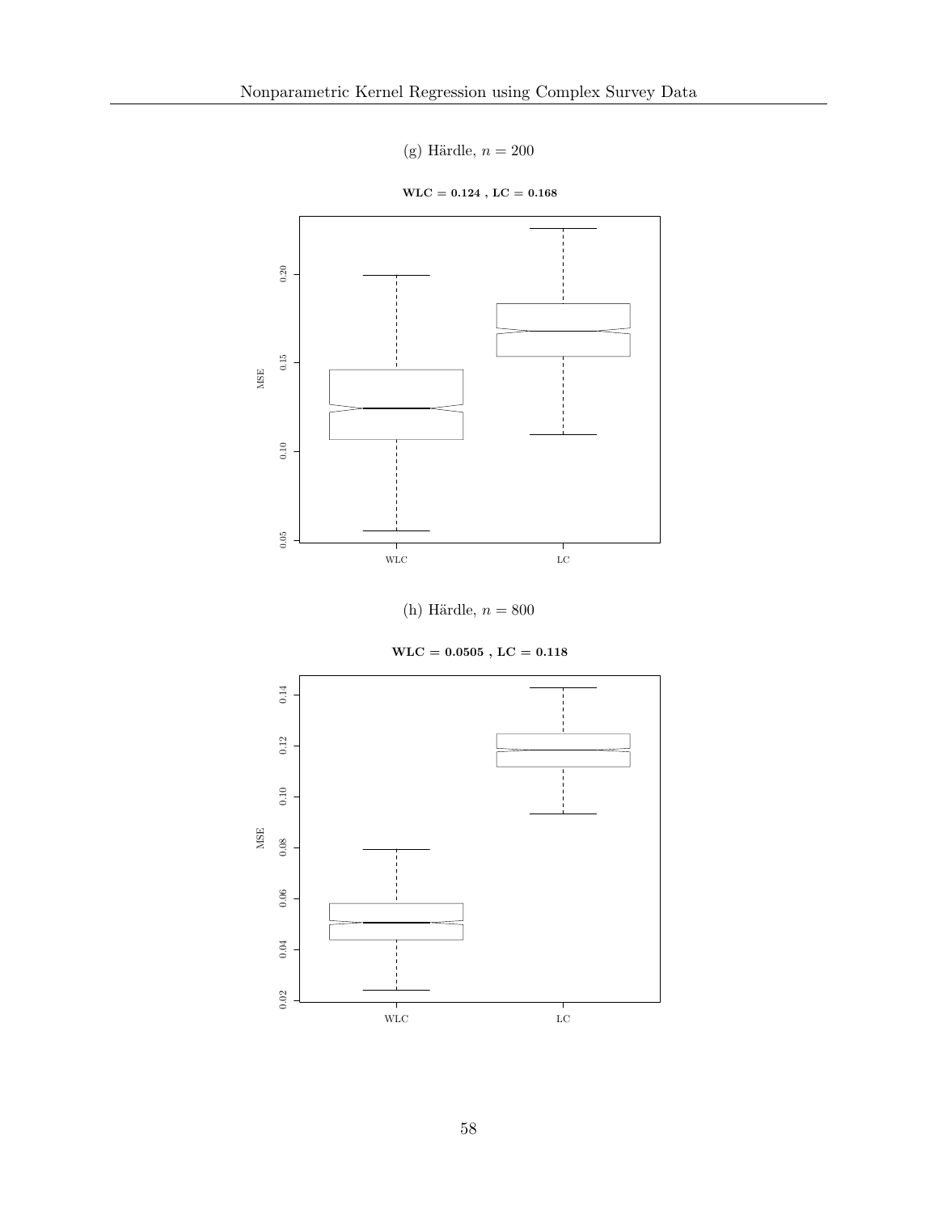(g) Härdle, $n = 200$

**WLC = 0.124 , LC = 0.168**

(h) Härdle, $n = 800$

**WLC = 0.0505 , LC = 0.118**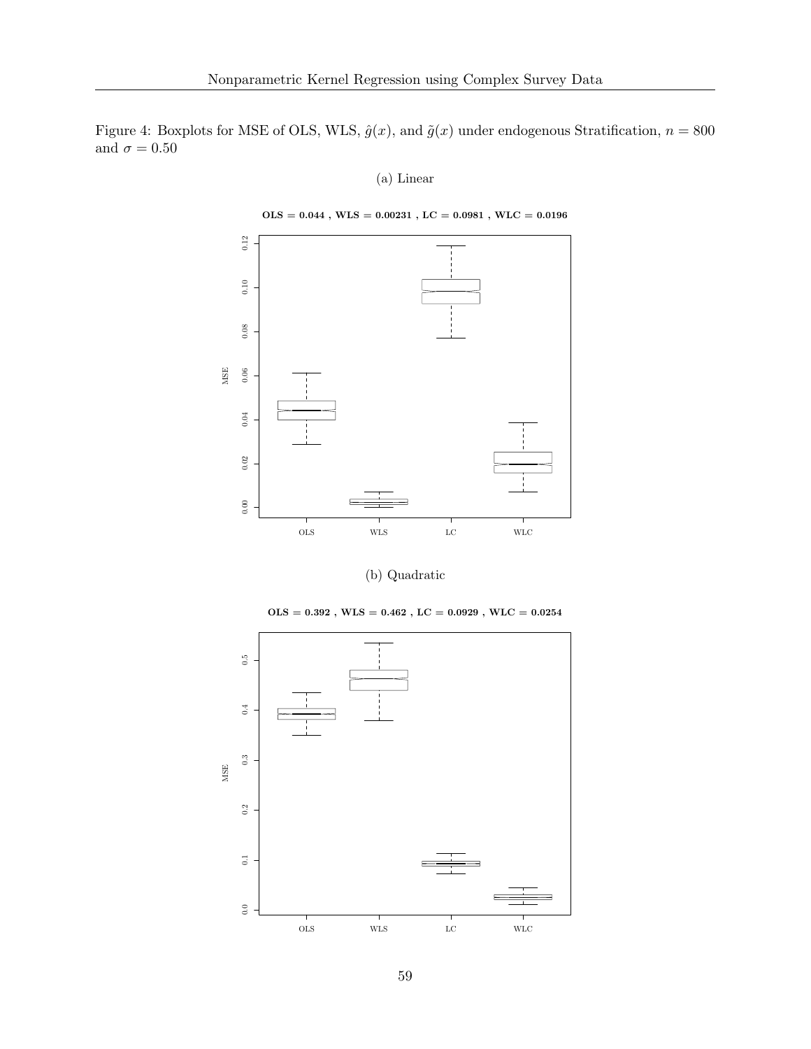Figure 4: Boxplots for MSE of OLS, WLS, $\hat{g}(x)$, and $\tilde{g}(x)$ under endogenous Stratification, $n = 800$ and $\sigma = 0.50$

(a) Linear

**OLS = 0.044 , WLS = 0.00231 , LC = 0.0981 , WLC = 0.0196**

(b) Quadratic

**OLS = 0.392 , WLS = 0.462 , LC = 0.0929 , WLC = 0.0254**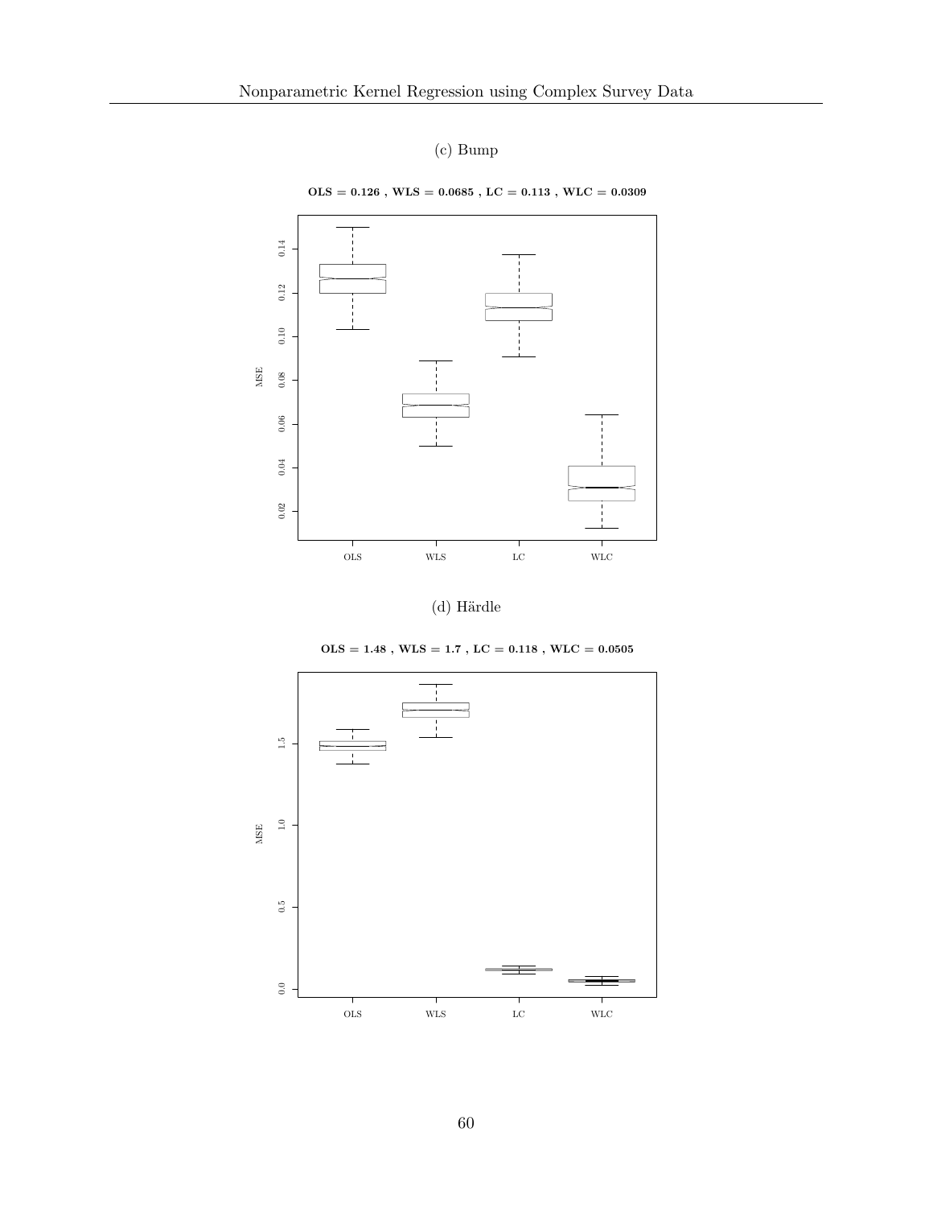(c) Bump

**OLS = 0.126 , WLS = 0.0685 , LC = 0.113 , WLC = 0.0309**

(d) Härdle

**OLS = 1.48 , WLS = 1.7 , LC = 0.118 , WLC = 0.0505**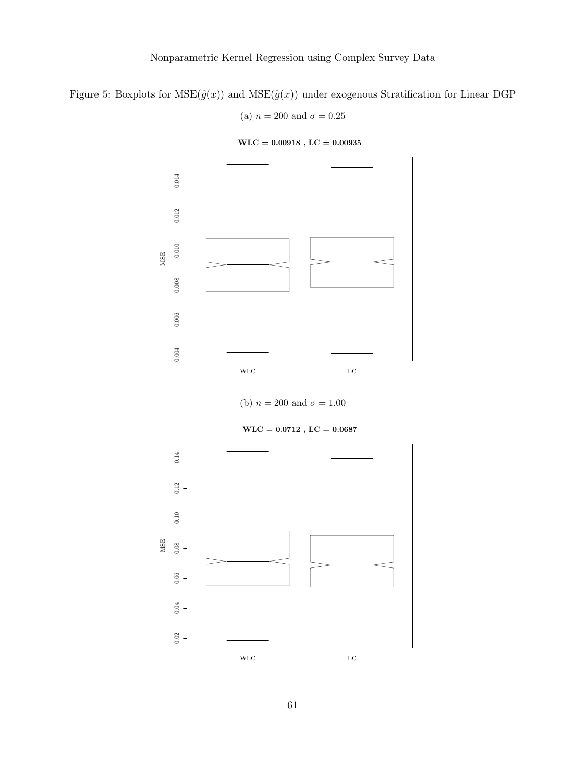Figure 5: Boxplots for $\text{MSE}(\hat{g}(x))$ and $\text{MSE}(\tilde{g}(x))$ under exogenous Stratification for Linear DGP

(a) $n = 200$ and $\sigma = 0.25$

**WLC = 0.00918 , LC = 0.00935**

(b) $n = 200$ and $\sigma = 1.00$

**WLC = 0.0712 , LC = 0.0687**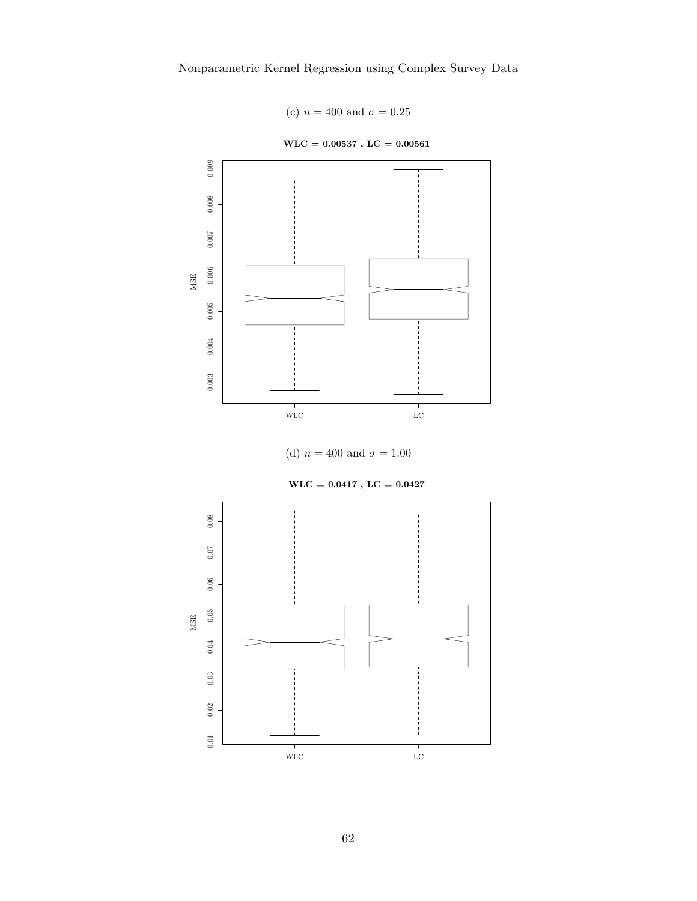(c) $n = 400$ and $\sigma = 0.25$

**WLC = 0.00537 , LC = 0.00561**

(d) $n = 400$ and $\sigma = 1.00$

**WLC = 0.0417 , LC = 0.0427**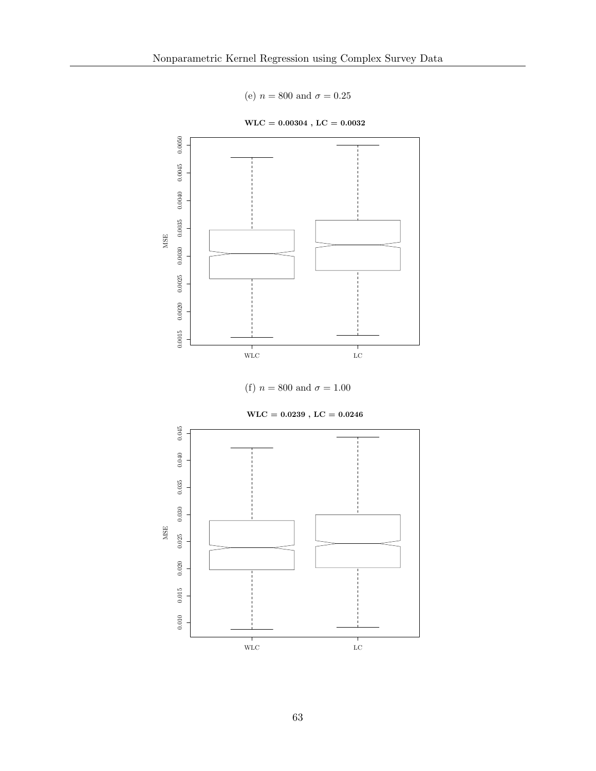(e) $n = 800$ and $\sigma = 0.25$

**WLC = 0.00304 , LC = 0.0032**

(f) $n = 800$ and $\sigma = 1.00$

**WLC = 0.0239 , LC = 0.0246**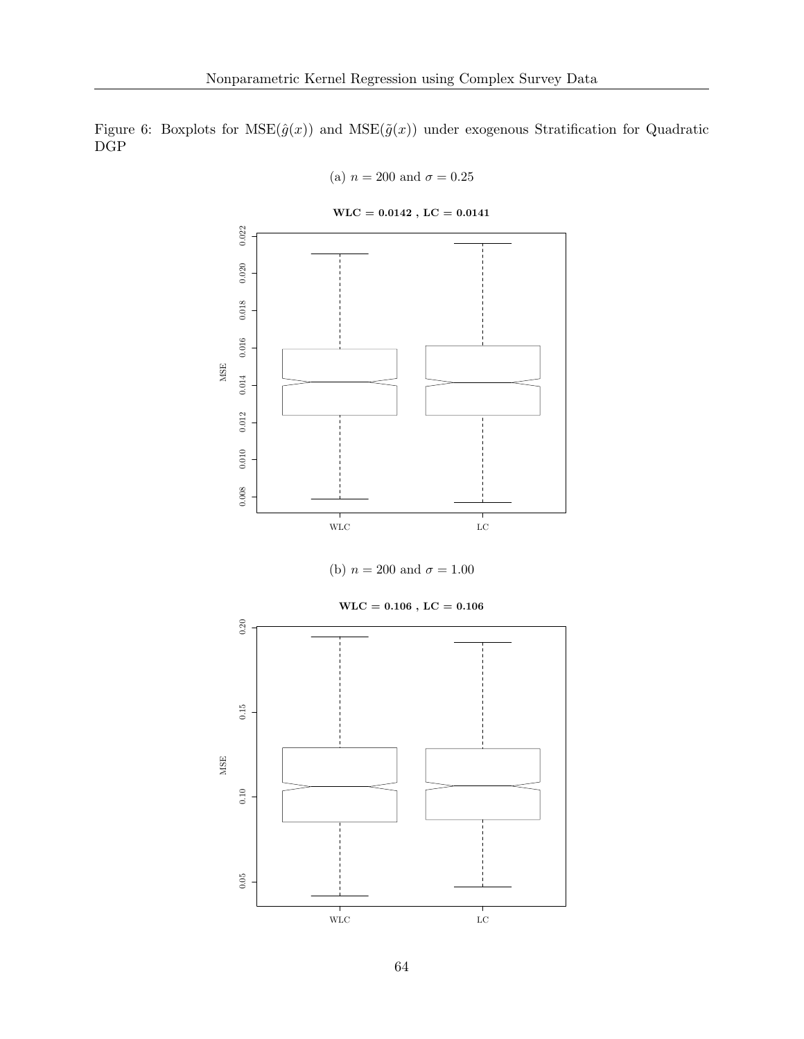Figure 6: Boxplots for MSE($\hat{g}(x)$) and MSE($\tilde{g}(x)$) under exogenous Stratification for Quadratic DGP

(a) $n = 200$ and $\sigma = 0.25$

**WLC = 0.0142 , LC = 0.0141**

(b) $n = 200$ and $\sigma = 1.00$

**WLC = 0.106 , LC = 0.106**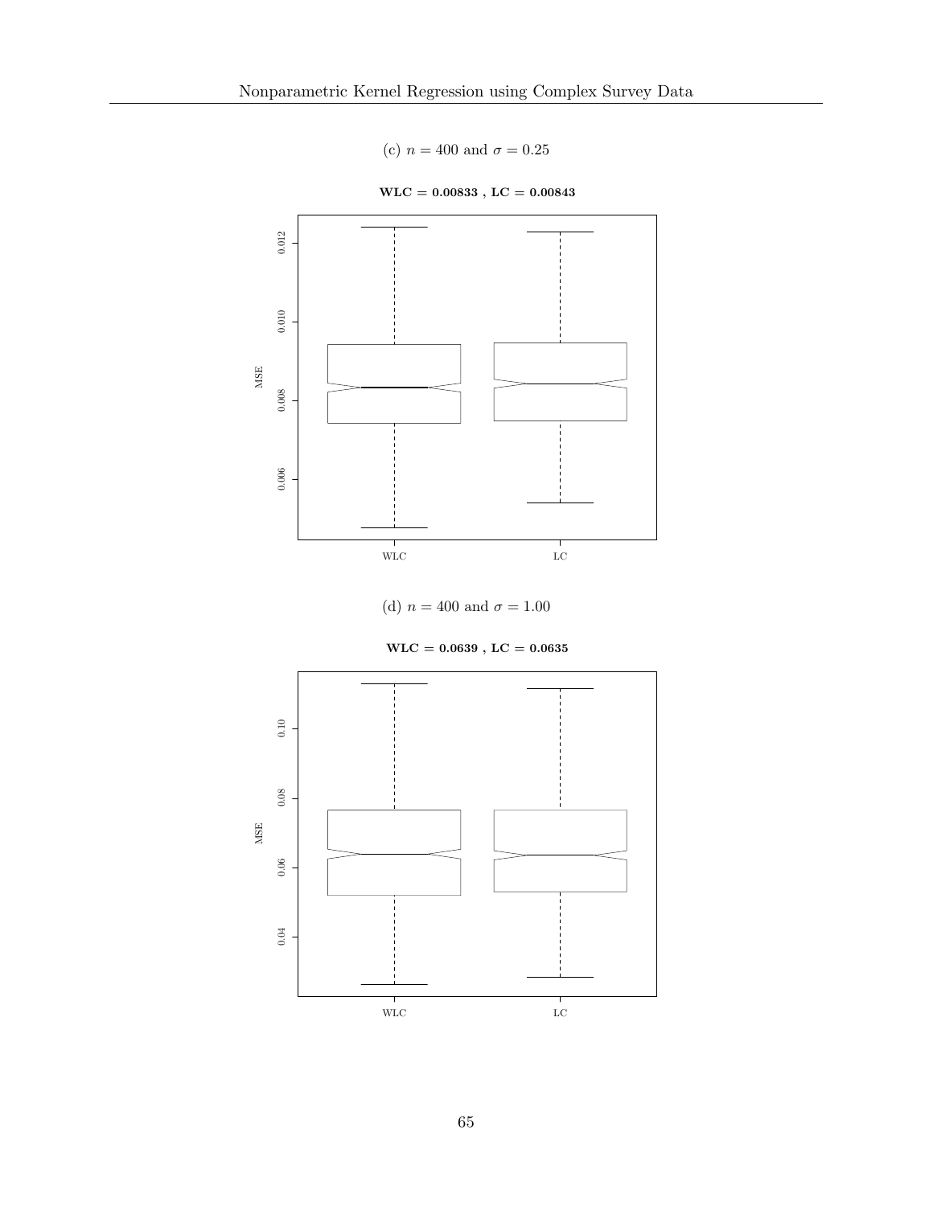(c) $n = 400$ and $\sigma = 0.25$

**WLC = 0.00833 , LC = 0.00843**

(d) $n = 400$ and $\sigma = 1.00$

**WLC = 0.0639 , LC = 0.0635**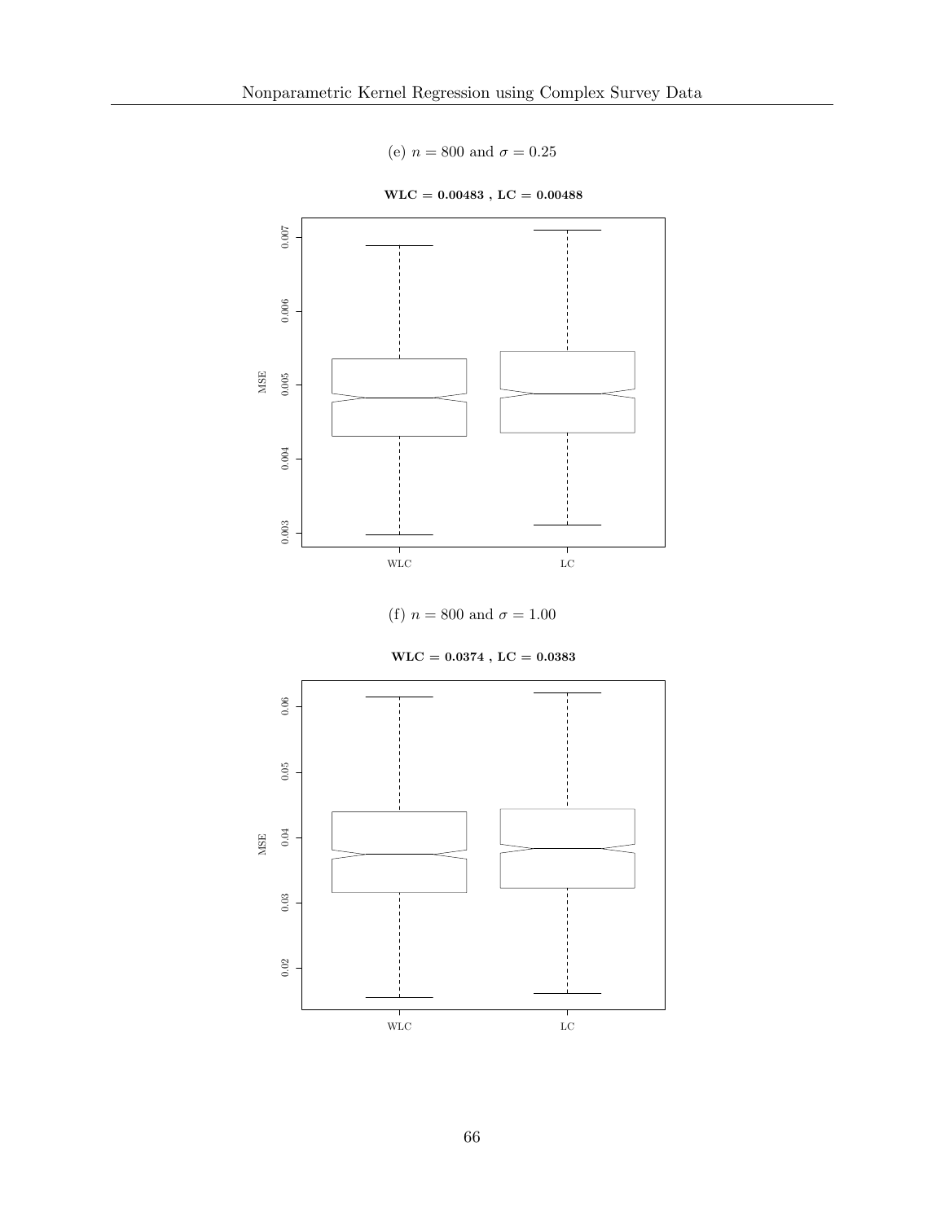(e) $n = 800$ and $\sigma = 0.25$

**WLC = 0.00483 , LC = 0.00488**

(f) $n = 800$ and $\sigma = 1.00$

**WLC = 0.0374 , LC = 0.0383**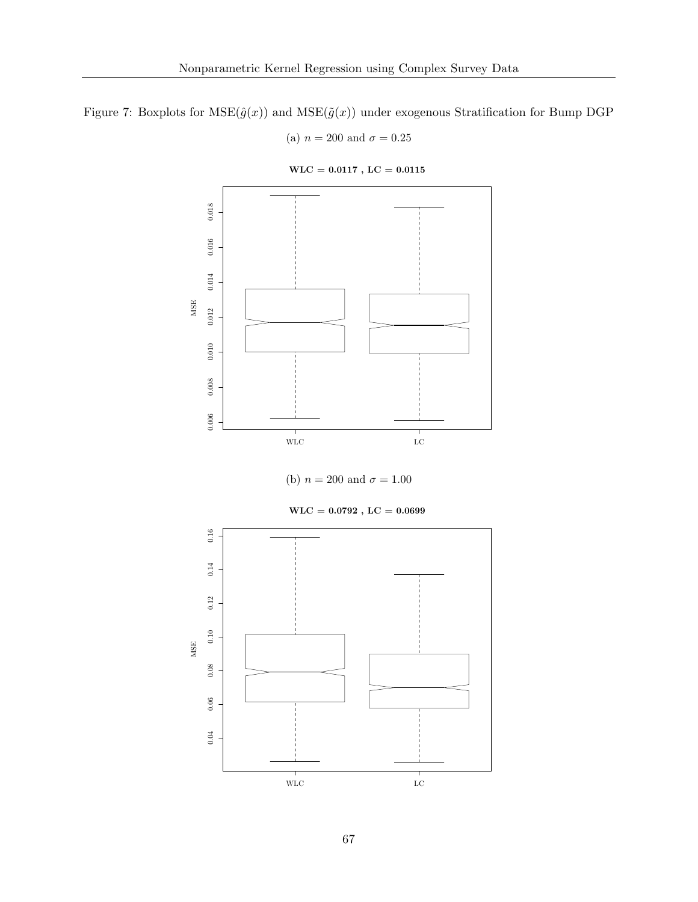Figure 7: Boxplots for $\text{MSE}(\hat{g}(x))$ and $\text{MSE}(\tilde{g}(x))$ under exogenous Stratification for Bump DGP

(a) $n = 200$ and $\sigma = 0.25$

**WLC = 0.0117 , LC = 0.0115**

(b) $n = 200$ and $\sigma = 1.00$

**WLC = 0.0792 , LC = 0.0699**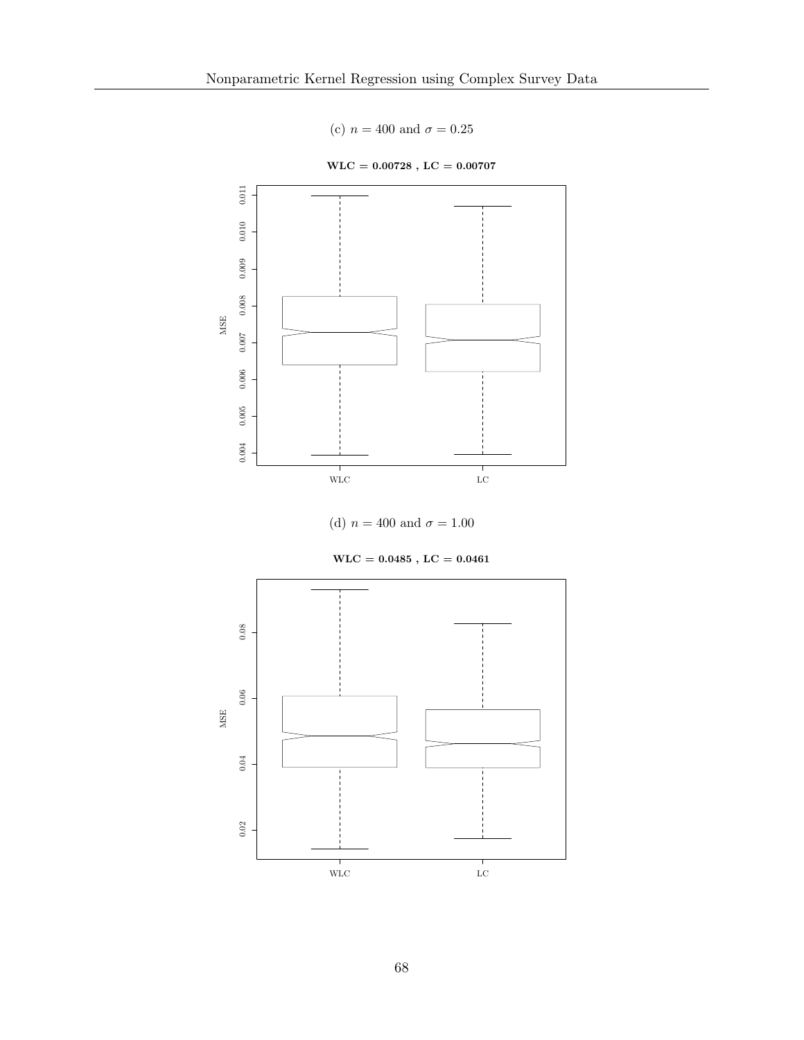(c) $n = 400$ and $\sigma = 0.25$

**WLC = 0.00728 , LC = 0.00707**

(d) $n = 400$ and $\sigma = 1.00$

**WLC = 0.0485 , LC = 0.0461**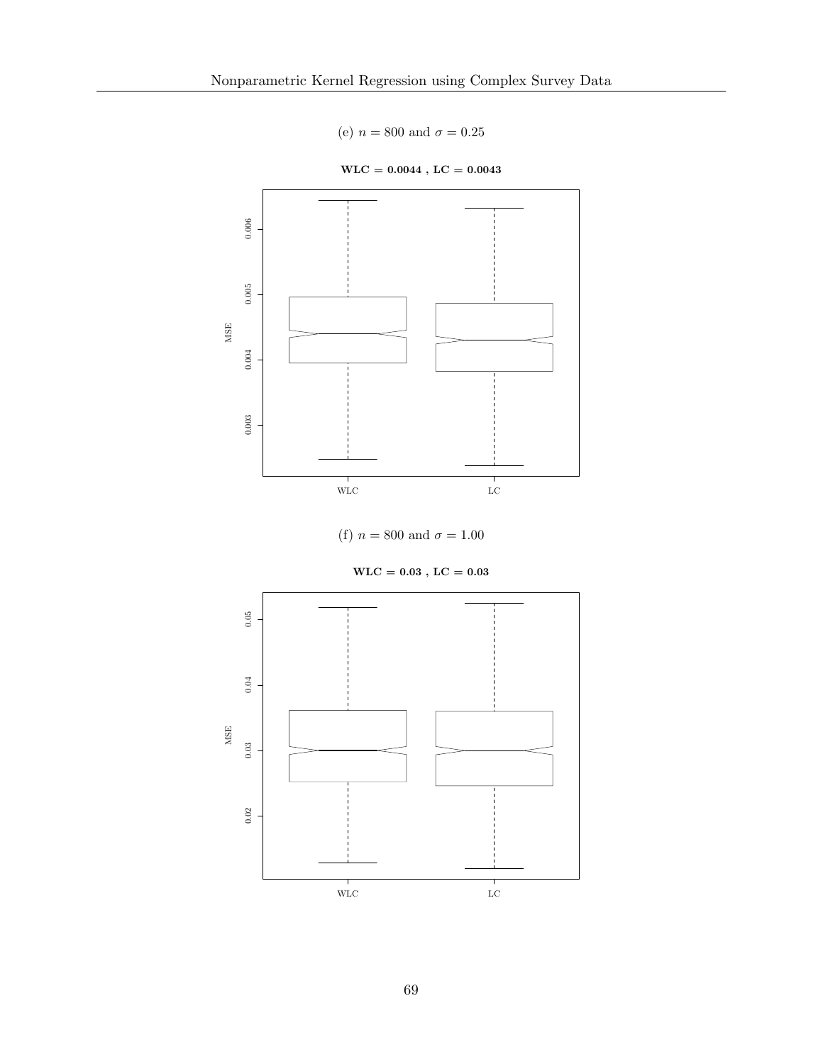(e) $n = 800$ and $\sigma = 0.25$

**WLC = 0.0044 , LC = 0.0043**

(f) $n = 800$ and $\sigma = 1.00$

**WLC = 0.03 , LC = 0.03**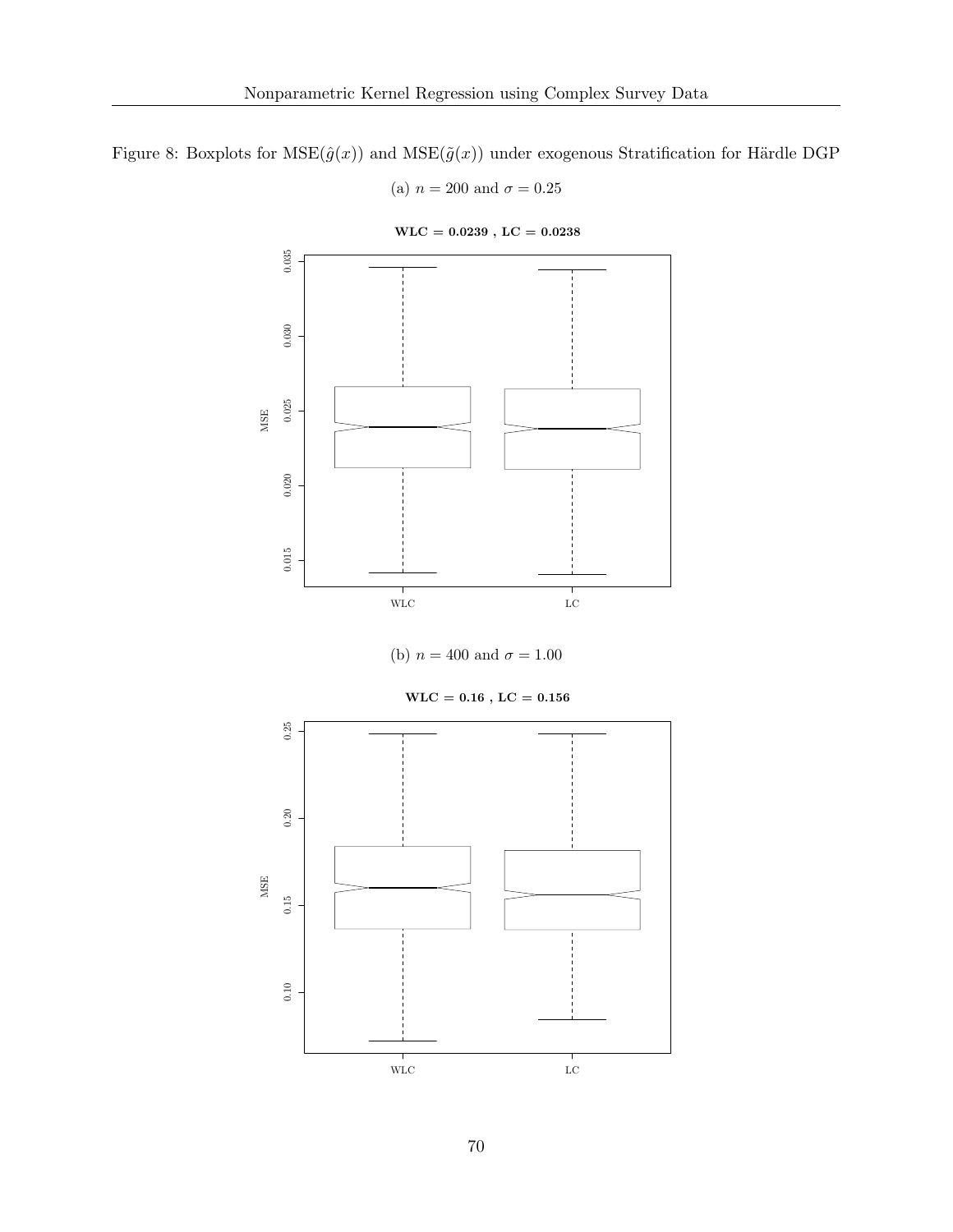Figure 8: Boxplots for MSE($\hat{g}(x)$) and MSE($\tilde{g}(x)$) under exogenous Stratification for Härdle DGP

(a) $n = 200$ and $\sigma = 0.25$

**WLC = 0.0239 , LC = 0.0238**

(b) $n = 400$ and $\sigma = 1.00$

**WLC = 0.16 , LC = 0.156**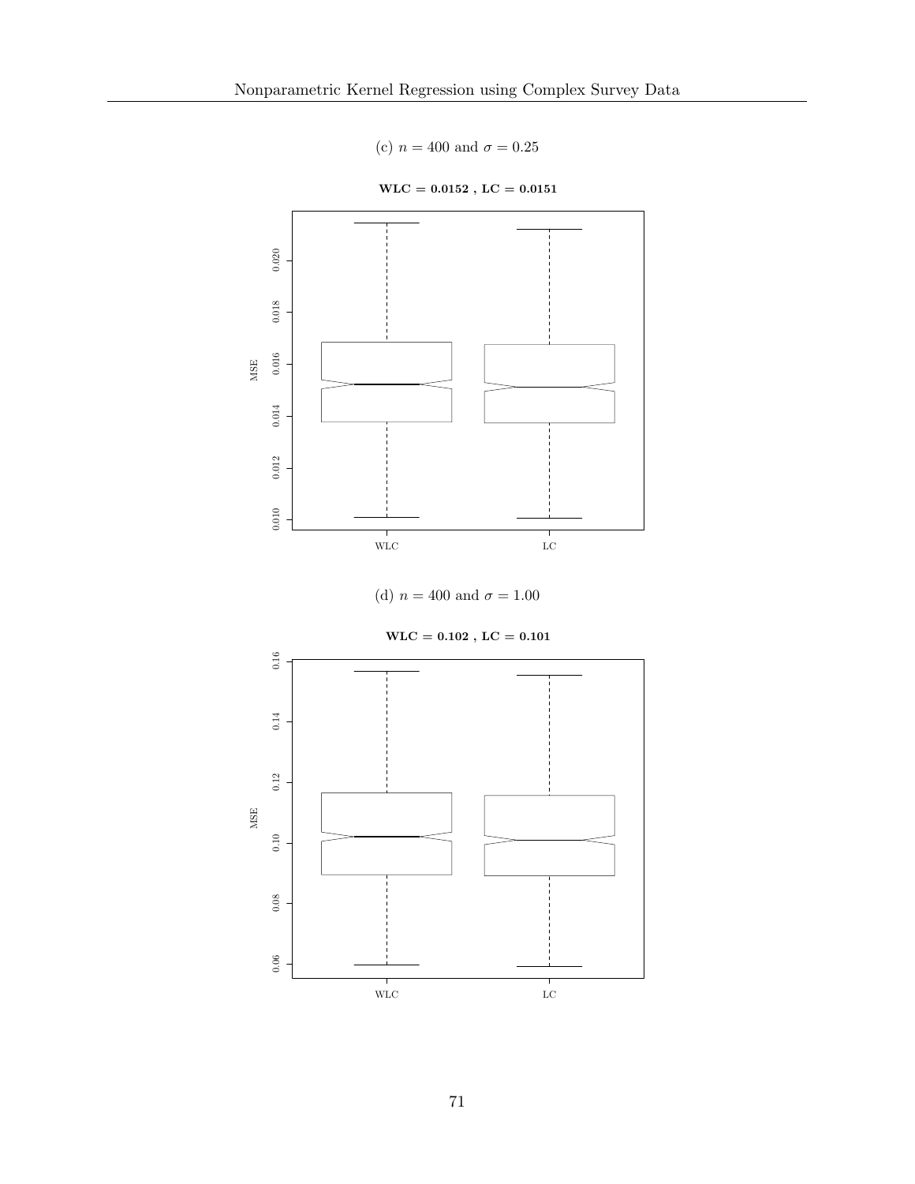(c) $n = 400$ and $\sigma = 0.25$

**WLC = 0.0152 , LC = 0.0151**

(d) $n = 400$ and $\sigma = 1.00$

**WLC = 0.102 , LC = 0.101**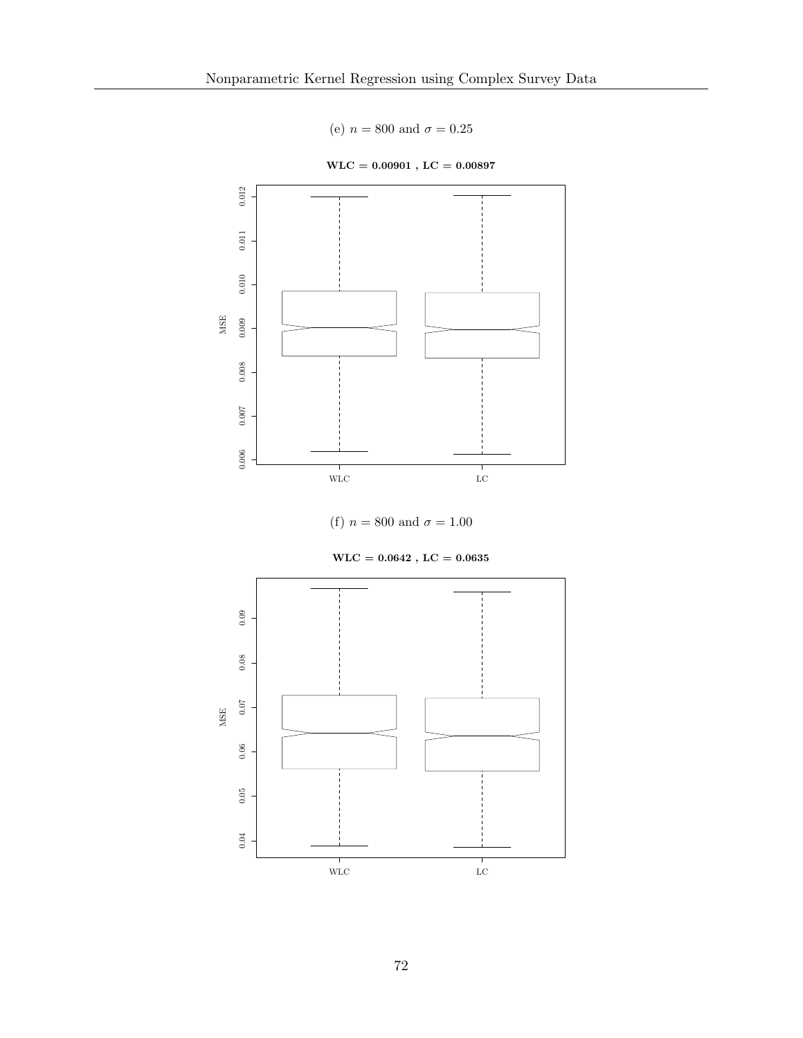(e) $n = 800$ and $\sigma = 0.25$

**WLC = 0.00901 , LC = 0.00897**

(f) $n = 800$ and $\sigma = 1.00$

**WLC = 0.0642 , LC = 0.0635**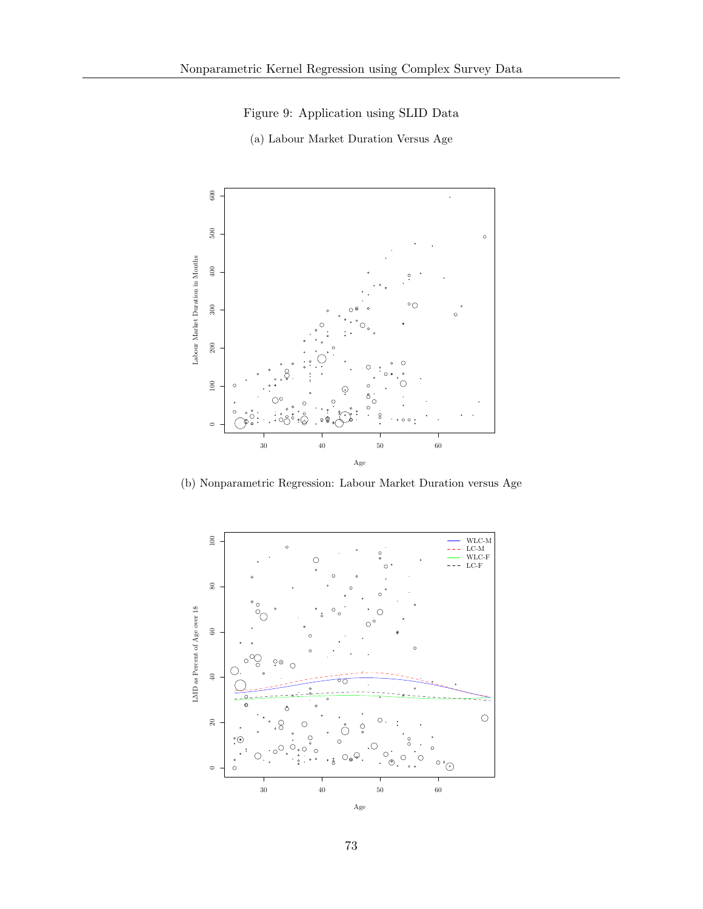Figure 9: Application using SLID Data

(a) Labour Market Duration Versus Age

Labour Market Duration in Months

0
100
200
300
400
500
600

30
40
50
60

Age

(b) Nonparametric Regression: Labour Market Duration versus Age

LMD as Percent of Age over 18

0
20
40
60
80
100

30
40
50
60

Age

WLC-M
LC-M
WLC-F
LC-F